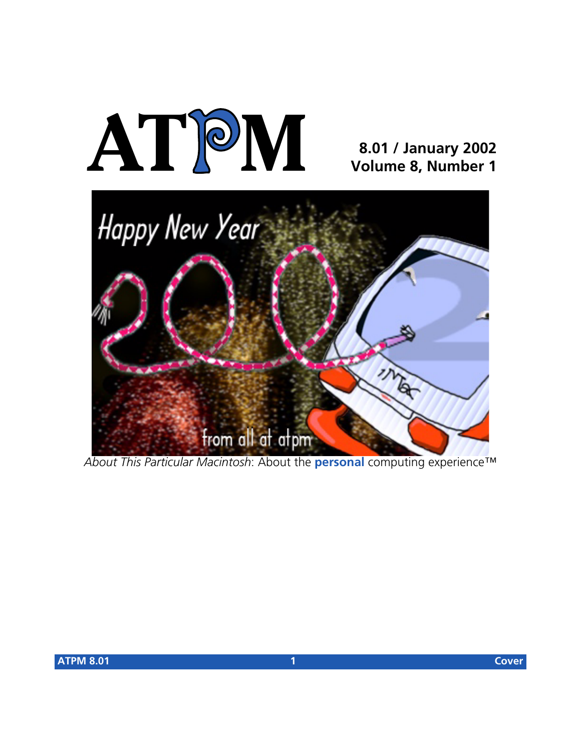# ATPM

**8.01 / January 2002**
**Volume 8, Number 1**

*About This Particular Macintosh*: About the **personal** computing experience™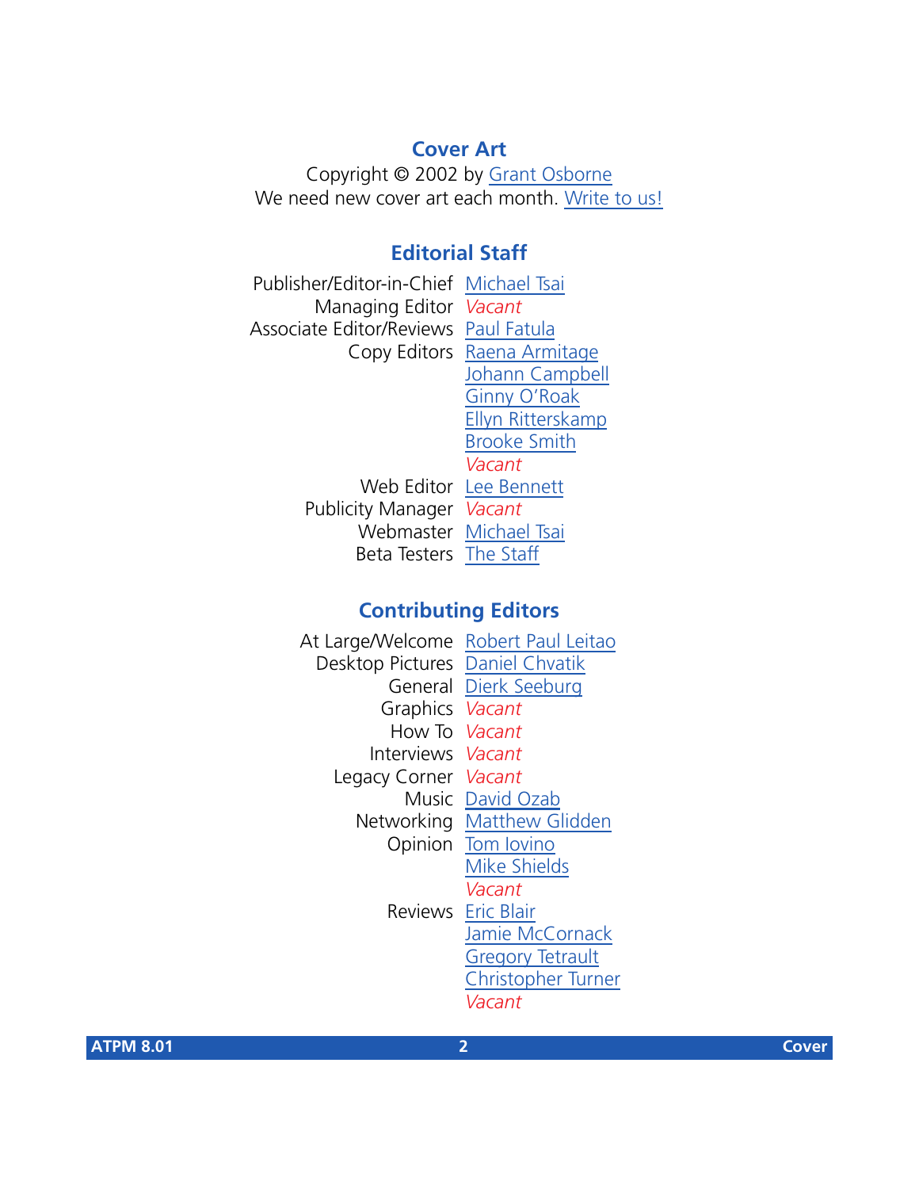## Cover Art

Copyright © 2002 by Grant Osborne
We need new cover art each month. Write to us!

## Editorial Staff

| | |
|---|---|
| Publisher/Editor-in-Chief | Michael Tsai |
| Managing Editor | *Vacant* |
| Associate Editor/Reviews | Paul Fatula |
| Copy Editors | Raena Armitage |
| | Johann Campbell |
| | Ginny O'Roak |
| | Ellyn Ritterskamp |
| | Brooke Smith |
| | *Vacant* |
| Web Editor | Lee Bennett |
| Publicity Manager | *Vacant* |
| Webmaster | Michael Tsai |
| Beta Testers | The Staff |

## Contributing Editors

| | |
|---|---|
| At Large/Welcome | Robert Paul Leitao |
| Desktop Pictures | Daniel Chvatik |
| General | Dierk Seeburg |
| Graphics | *Vacant* |
| How To | *Vacant* |
| Interviews | *Vacant* |
| Legacy Corner | *Vacant* |
| Music | David Ozab |
| Networking | Matthew Glidden |
| Opinion | Tom Iovino |
| | Mike Shields |
| | *Vacant* |
| Reviews | Eric Blair |
| | Jamie McCornack |
| | Gregory Tetrault |
| | Christopher Turner |
| | *Vacant* |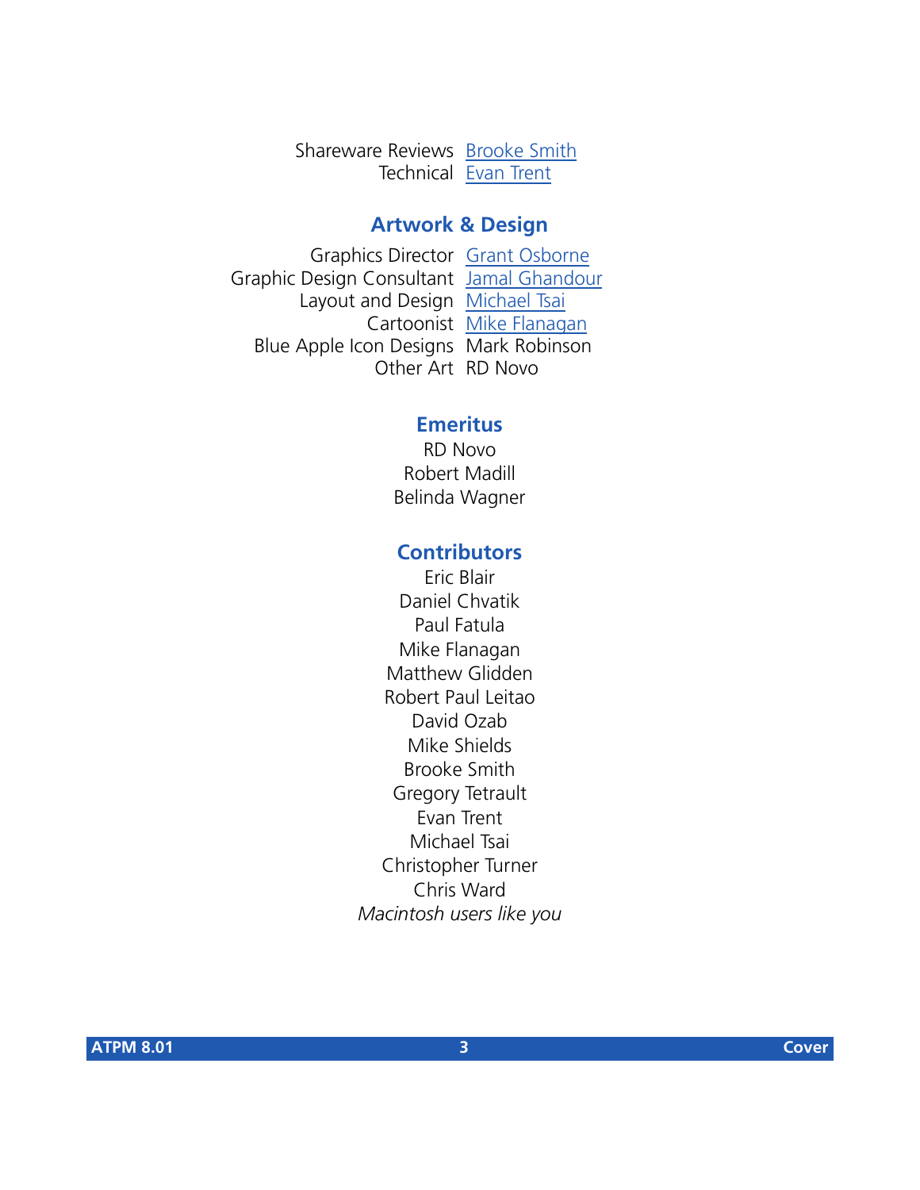| | |
|---|---|
| Shareware Reviews | Brooke Smith |
| Technical | Evan Trent |

## Artwork & Design

| | |
|---|---|
| Graphics Director | Grant Osborne |
| Graphic Design Consultant | Jamal Ghandour |
| Layout and Design | Michael Tsai |
| Cartoonist | Mike Flanagan |
| Blue Apple Icon Designs | Mark Robinson |
| Other Art | RD Novo |

## Emeritus

RD Novo
Robert Madill
Belinda Wagner

## Contributors

Eric Blair
Daniel Chvatik
Paul Fatula
Mike Flanagan
Matthew Glidden
Robert Paul Leitao
David Ozab
Mike Shields
Brooke Smith
Gregory Tetrault
Evan Trent
Michael Tsai
Christopher Turner
Chris Ward
*Macintosh users like you*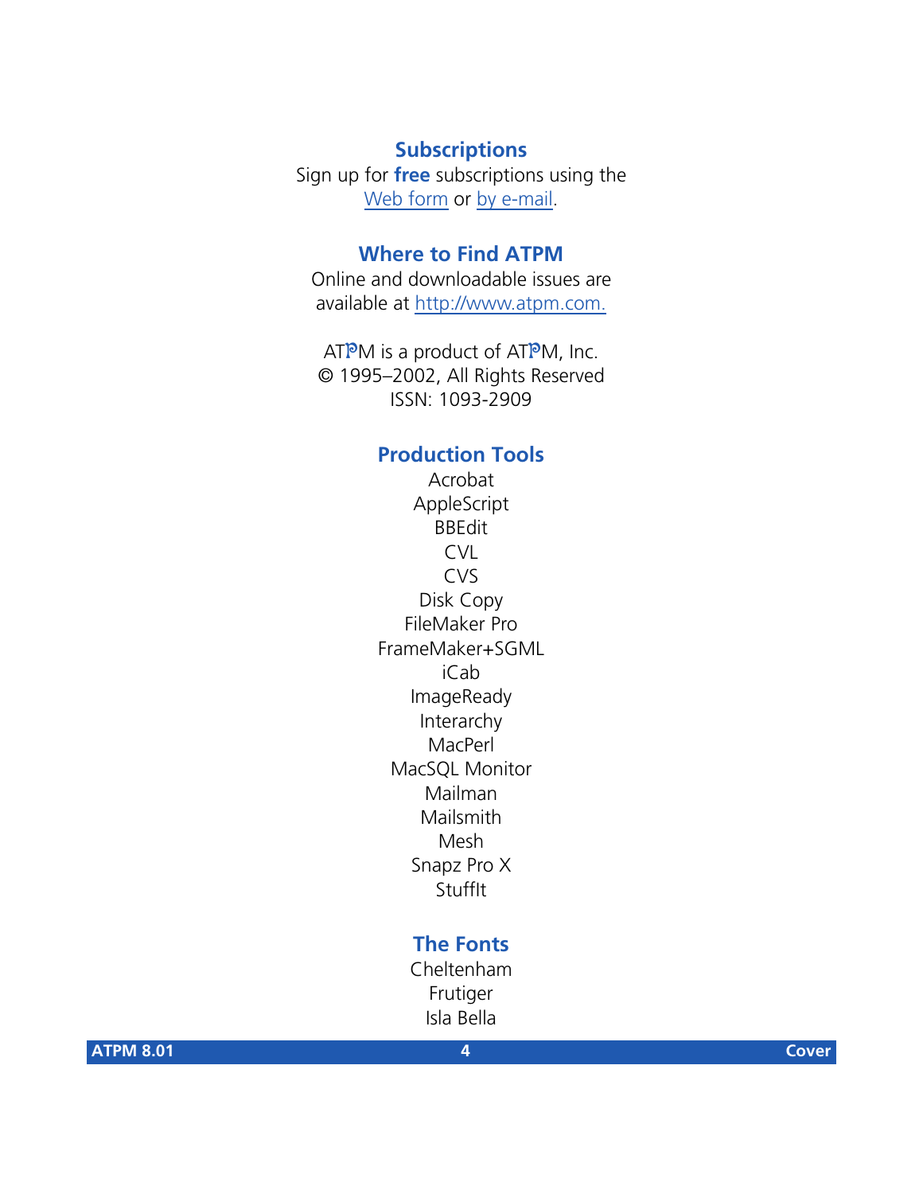## Subscriptions

Sign up for **free** subscriptions using the Web form or by e-mail.

## Where to Find ATPM

Online and downloadable issues are available at http://www.atpm.com.

ATPM is a product of ATPM, Inc.
© 1995–2002, All Rights Reserved
ISSN: 1093-2909

## Production Tools

Acrobat
AppleScript
BBEdit
CVL
CVS
Disk Copy
FileMaker Pro
FrameMaker+SGML
iCab
ImageReady
Interarchy
MacPerl
MacSQL Monitor
Mailman
Mailsmith
Mesh
Snapz Pro X
StuffIt

## The Fonts

Cheltenham
Frutiger
Isla Bella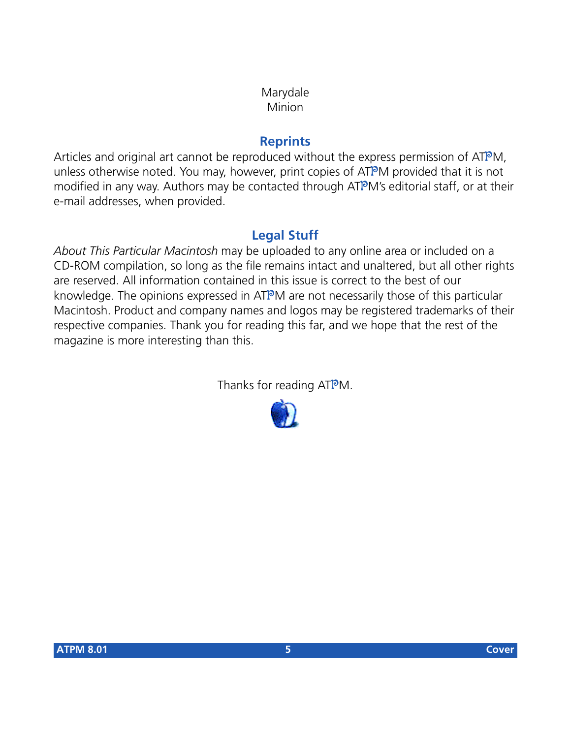Marydale
Minion

## Reprints

Articles and original art cannot be reproduced without the express permission of ATPM, unless otherwise noted. You may, however, print copies of ATPM provided that it is not modified in any way. Authors may be contacted through ATPM's editorial staff, or at their e-mail addresses, when provided.

## Legal Stuff

*About This Particular Macintosh* may be uploaded to any online area or included on a CD-ROM compilation, so long as the file remains intact and unaltered, but all other rights are reserved. All information contained in this issue is correct to the best of our knowledge. The opinions expressed in ATPM are not necessarily those of this particular Macintosh. Product and company names and logos may be registered trademarks of their respective companies. Thank you for reading this far, and we hope that the rest of the magazine is more interesting than this.

Thanks for reading ATPM.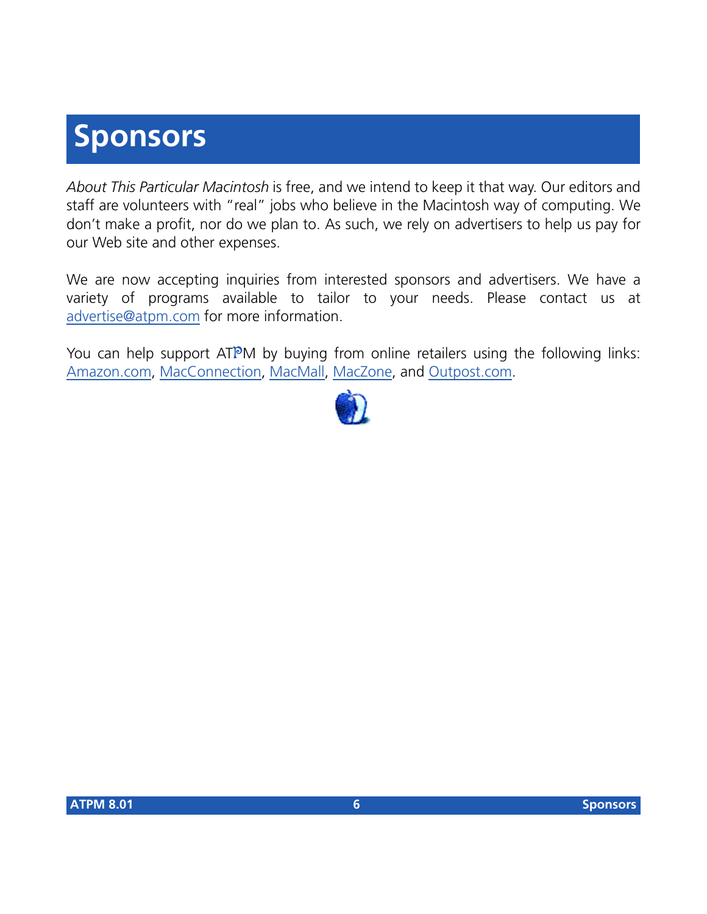# Sponsors

*About This Particular Macintosh* is free, and we intend to keep it that way. Our editors and staff are volunteers with "real" jobs who believe in the Macintosh way of computing. We don't make a profit, nor do we plan to. As such, we rely on advertisers to help us pay for our Web site and other expenses.

We are now accepting inquiries from interested sponsors and advertisers. We have a variety of programs available to tailor to your needs. Please contact us at advertise@atpm.com for more information.

You can help support ATPM by buying from online retailers using the following links: Amazon.com, MacConnection, MacMall, MacZone, and Outpost.com.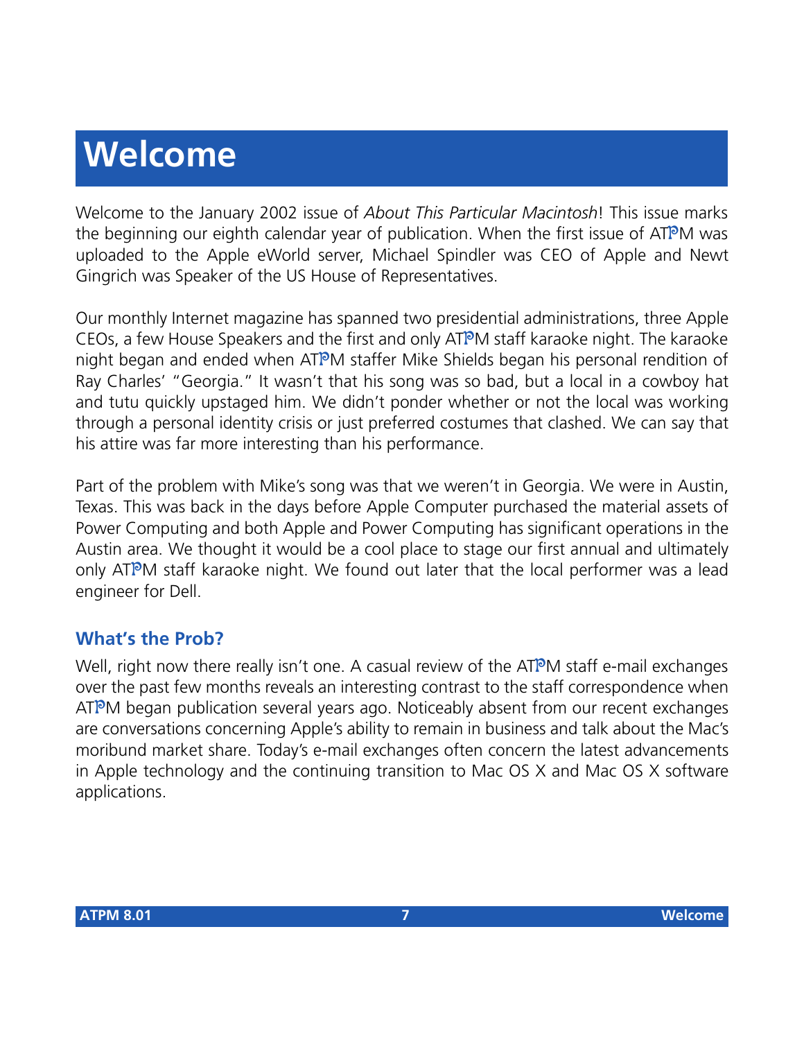# Welcome

Welcome to the January 2002 issue of *About This Particular Macintosh*! This issue marks the beginning our eighth calendar year of publication. When the first issue of ATPM was uploaded to the Apple eWorld server, Michael Spindler was CEO of Apple and Newt Gingrich was Speaker of the US House of Representatives.

Our monthly Internet magazine has spanned two presidential administrations, three Apple CEOs, a few House Speakers and the first and only ATPM staff karaoke night. The karaoke night began and ended when ATPM staffer Mike Shields began his personal rendition of Ray Charles' "Georgia." It wasn't that his song was so bad, but a local in a cowboy hat and tutu quickly upstaged him. We didn't ponder whether or not the local was working through a personal identity crisis or just preferred costumes that clashed. We can say that his attire was far more interesting than his performance.

Part of the problem with Mike's song was that we weren't in Georgia. We were in Austin, Texas. This was back in the days before Apple Computer purchased the material assets of Power Computing and both Apple and Power Computing has significant operations in the Austin area. We thought it would be a cool place to stage our first annual and ultimately only ATPM staff karaoke night. We found out later that the local performer was a lead engineer for Dell.

## What's the Prob?

Well, right now there really isn't one. A casual review of the ATPM staff e-mail exchanges over the past few months reveals an interesting contrast to the staff correspondence when ATPM began publication several years ago. Noticeably absent from our recent exchanges are conversations concerning Apple's ability to remain in business and talk about the Mac's moribund market share. Today's e-mail exchanges often concern the latest advancements in Apple technology and the continuing transition to Mac OS X and Mac OS X software applications.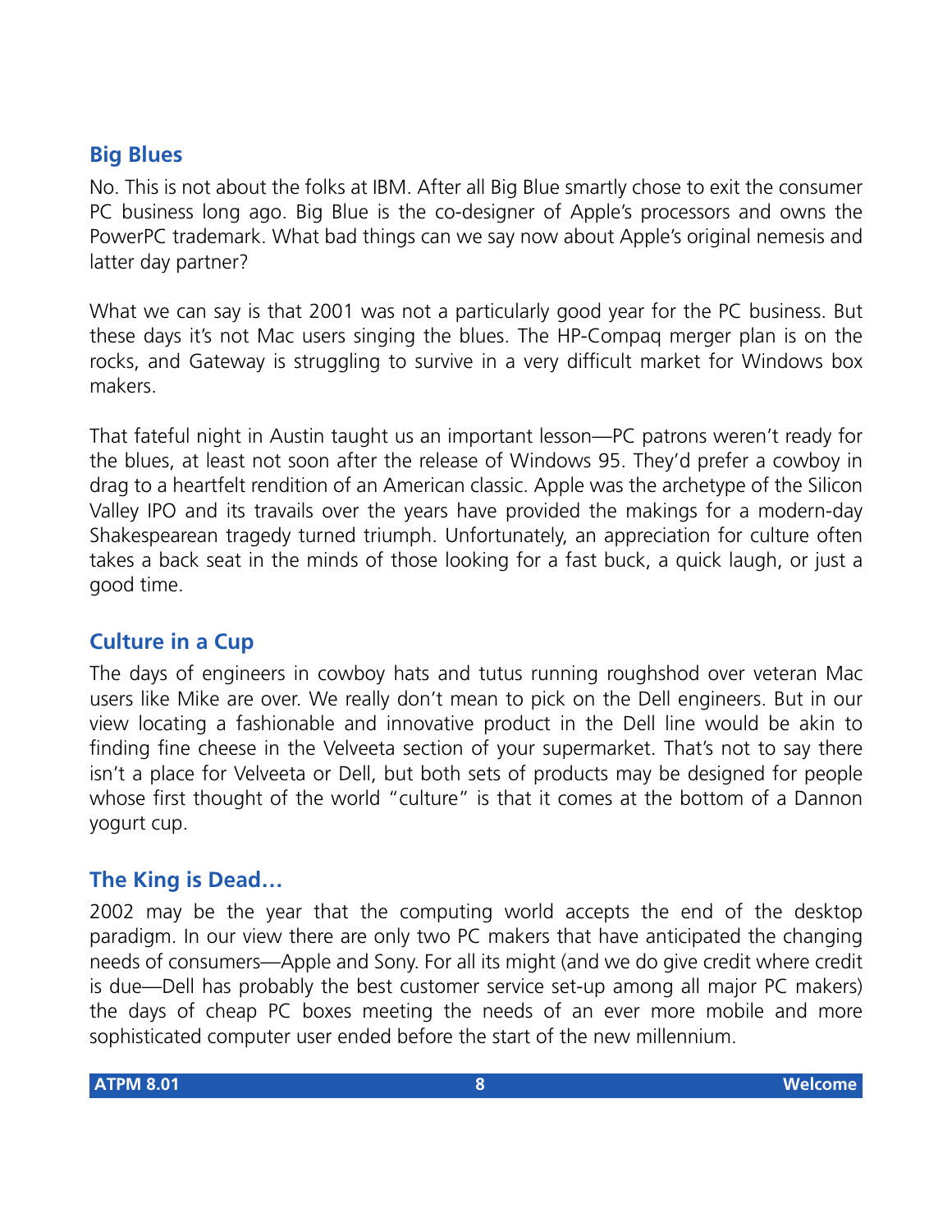## Big Blues

No. This is not about the folks at IBM. After all Big Blue smartly chose to exit the consumer PC business long ago. Big Blue is the co-designer of Apple's processors and owns the PowerPC trademark. What bad things can we say now about Apple's original nemesis and latter day partner?

What we can say is that 2001 was not a particularly good year for the PC business. But these days it's not Mac users singing the blues. The HP-Compaq merger plan is on the rocks, and Gateway is struggling to survive in a very difficult market for Windows box makers.

That fateful night in Austin taught us an important lesson—PC patrons weren't ready for the blues, at least not soon after the release of Windows 95. They'd prefer a cowboy in drag to a heartfelt rendition of an American classic. Apple was the archetype of the Silicon Valley IPO and its travails over the years have provided the makings for a modern-day Shakespearean tragedy turned triumph. Unfortunately, an appreciation for culture often takes a back seat in the minds of those looking for a fast buck, a quick laugh, or just a good time.

## Culture in a Cup

The days of engineers in cowboy hats and tutus running roughshod over veteran Mac users like Mike are over. We really don't mean to pick on the Dell engineers. But in our view locating a fashionable and innovative product in the Dell line would be akin to finding fine cheese in the Velveeta section of your supermarket. That's not to say there isn't a place for Velveeta or Dell, but both sets of products may be designed for people whose first thought of the world "culture" is that it comes at the bottom of a Dannon yogurt cup.

## The King is Dead…

2002 may be the year that the computing world accepts the end of the desktop paradigm. In our view there are only two PC makers that have anticipated the changing needs of consumers—Apple and Sony. For all its might (and we do give credit where credit is due—Dell has probably the best customer service set-up among all major PC makers) the days of cheap PC boxes meeting the needs of an ever more mobile and more sophisticated computer user ended before the start of the new millennium.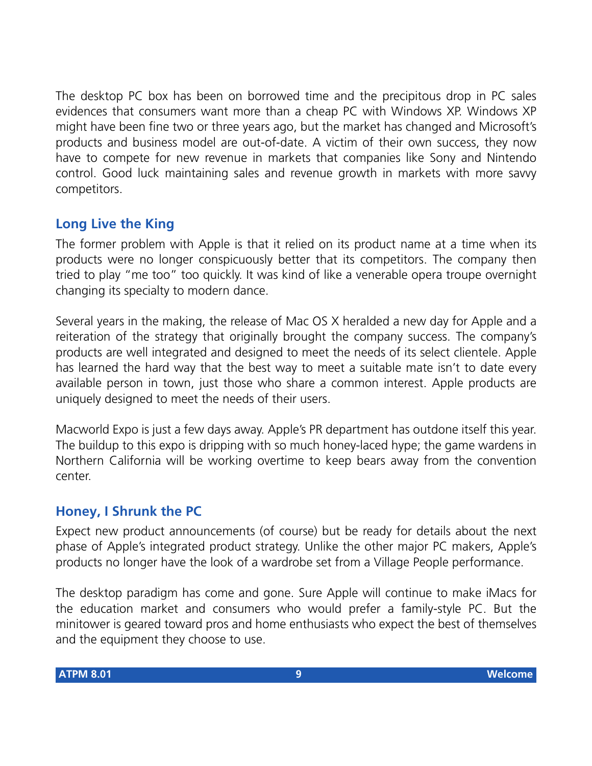The desktop PC box has been on borrowed time and the precipitous drop in PC sales evidences that consumers want more than a cheap PC with Windows XP. Windows XP might have been fine two or three years ago, but the market has changed and Microsoft's products and business model are out-of-date. A victim of their own success, they now have to compete for new revenue in markets that companies like Sony and Nintendo control. Good luck maintaining sales and revenue growth in markets with more savvy competitors.

## Long Live the King

The former problem with Apple is that it relied on its product name at a time when its products were no longer conspicuously better that its competitors. The company then tried to play "me too" too quickly. It was kind of like a venerable opera troupe overnight changing its specialty to modern dance.

Several years in the making, the release of Mac OS X heralded a new day for Apple and a reiteration of the strategy that originally brought the company success. The company's products are well integrated and designed to meet the needs of its select clientele. Apple has learned the hard way that the best way to meet a suitable mate isn't to date every available person in town, just those who share a common interest. Apple products are uniquely designed to meet the needs of their users.

Macworld Expo is just a few days away. Apple's PR department has outdone itself this year. The buildup to this expo is dripping with so much honey-laced hype; the game wardens in Northern California will be working overtime to keep bears away from the convention center.

## Honey, I Shrunk the PC

Expect new product announcements (of course) but be ready for details about the next phase of Apple's integrated product strategy. Unlike the other major PC makers, Apple's products no longer have the look of a wardrobe set from a Village People performance.

The desktop paradigm has come and gone. Sure Apple will continue to make iMacs for the education market and consumers who would prefer a family-style PC. But the minitower is geared toward pros and home enthusiasts who expect the best of themselves and the equipment they choose to use.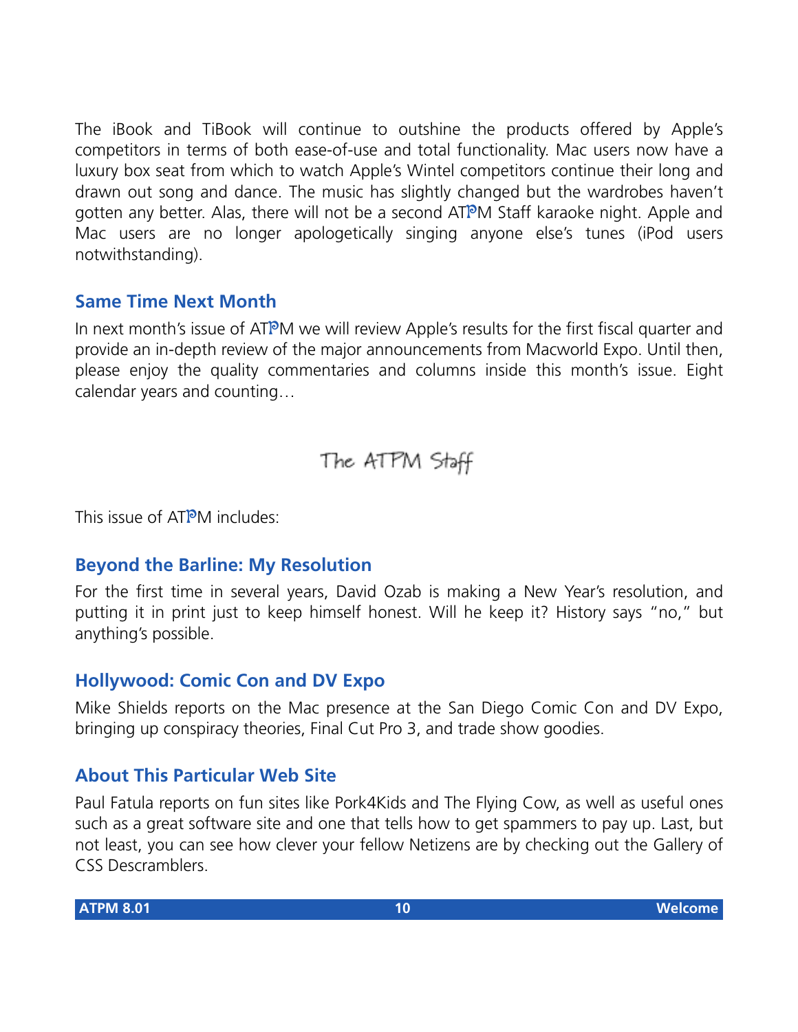The iBook and TiBook will continue to outshine the products offered by Apple's competitors in terms of both ease-of-use and total functionality. Mac users now have a luxury box seat from which to watch Apple's Wintel competitors continue their long and drawn out song and dance. The music has slightly changed but the wardrobes haven't gotten any better. Alas, there will not be a second ATPM Staff karaoke night. Apple and Mac users are no longer apologetically singing anyone else's tunes (iPod users notwithstanding).

## Same Time Next Month

In next month's issue of ATPM we will review Apple's results for the first fiscal quarter and provide an in-depth review of the major announcements from Macworld Expo. Until then, please enjoy the quality commentaries and columns inside this month's issue. Eight calendar years and counting…

The ATPM Staff

This issue of ATPM includes:

## Beyond the Barline: My Resolution

For the first time in several years, David Ozab is making a New Year's resolution, and putting it in print just to keep himself honest. Will he keep it? History says "no," but anything's possible.

## Hollywood: Comic Con and DV Expo

Mike Shields reports on the Mac presence at the San Diego Comic Con and DV Expo, bringing up conspiracy theories, Final Cut Pro 3, and trade show goodies.

## About This Particular Web Site

Paul Fatula reports on fun sites like Pork4Kids and The Flying Cow, as well as useful ones such as a great software site and one that tells how to get spammers to pay up. Last, but not least, you can see how clever your fellow Netizens are by checking out the Gallery of CSS Descramblers.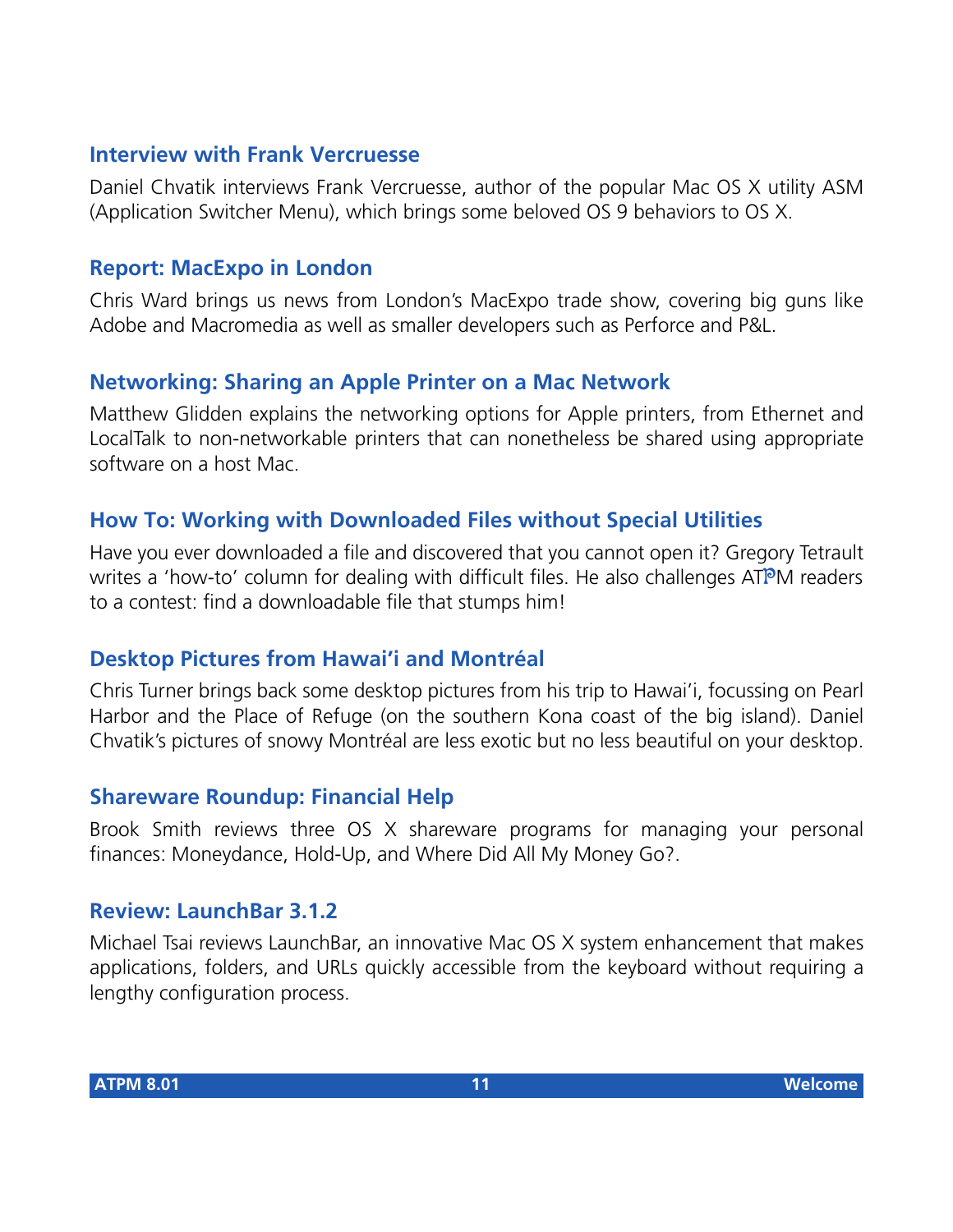### Interview with Frank Vercruesse

Daniel Chvatik interviews Frank Vercruesse, author of the popular Mac OS X utility ASM (Application Switcher Menu), which brings some beloved OS 9 behaviors to OS X.

### Report: MacExpo in London

Chris Ward brings us news from London's MacExpo trade show, covering big guns like Adobe and Macromedia as well as smaller developers such as Perforce and P&L.

### Networking: Sharing an Apple Printer on a Mac Network

Matthew Glidden explains the networking options for Apple printers, from Ethernet and LocalTalk to non-networkable printers that can nonetheless be shared using appropriate software on a host Mac.

### How To: Working with Downloaded Files without Special Utilities

Have you ever downloaded a file and discovered that you cannot open it? Gregory Tetrault writes a 'how-to' column for dealing with difficult files. He also challenges ATPM readers to a contest: find a downloadable file that stumps him!

### Desktop Pictures from Hawai'i and Montréal

Chris Turner brings back some desktop pictures from his trip to Hawai'i, focussing on Pearl Harbor and the Place of Refuge (on the southern Kona coast of the big island). Daniel Chvatik's pictures of snowy Montréal are less exotic but no less beautiful on your desktop.

### Shareware Roundup: Financial Help

Brook Smith reviews three OS X shareware programs for managing your personal finances: Moneydance, Hold-Up, and Where Did All My Money Go?.

### Review: LaunchBar 3.1.2

Michael Tsai reviews LaunchBar, an innovative Mac OS X system enhancement that makes applications, folders, and URLs quickly accessible from the keyboard without requiring a lengthy configuration process.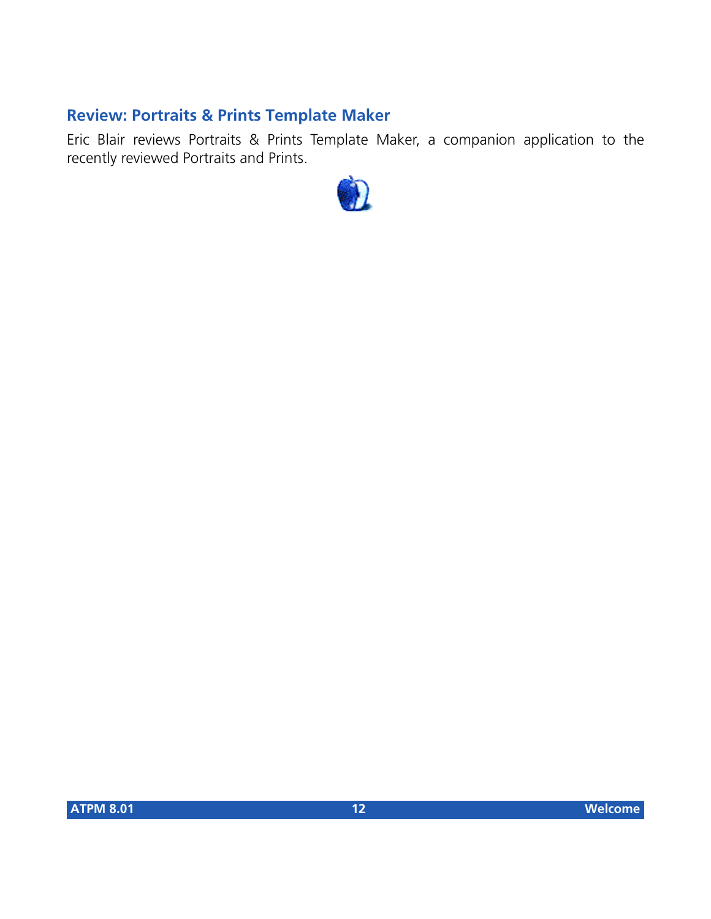## Review: Portraits & Prints Template Maker

Eric Blair reviews Portraits & Prints Template Maker, a companion application to the recently reviewed Portraits and Prints.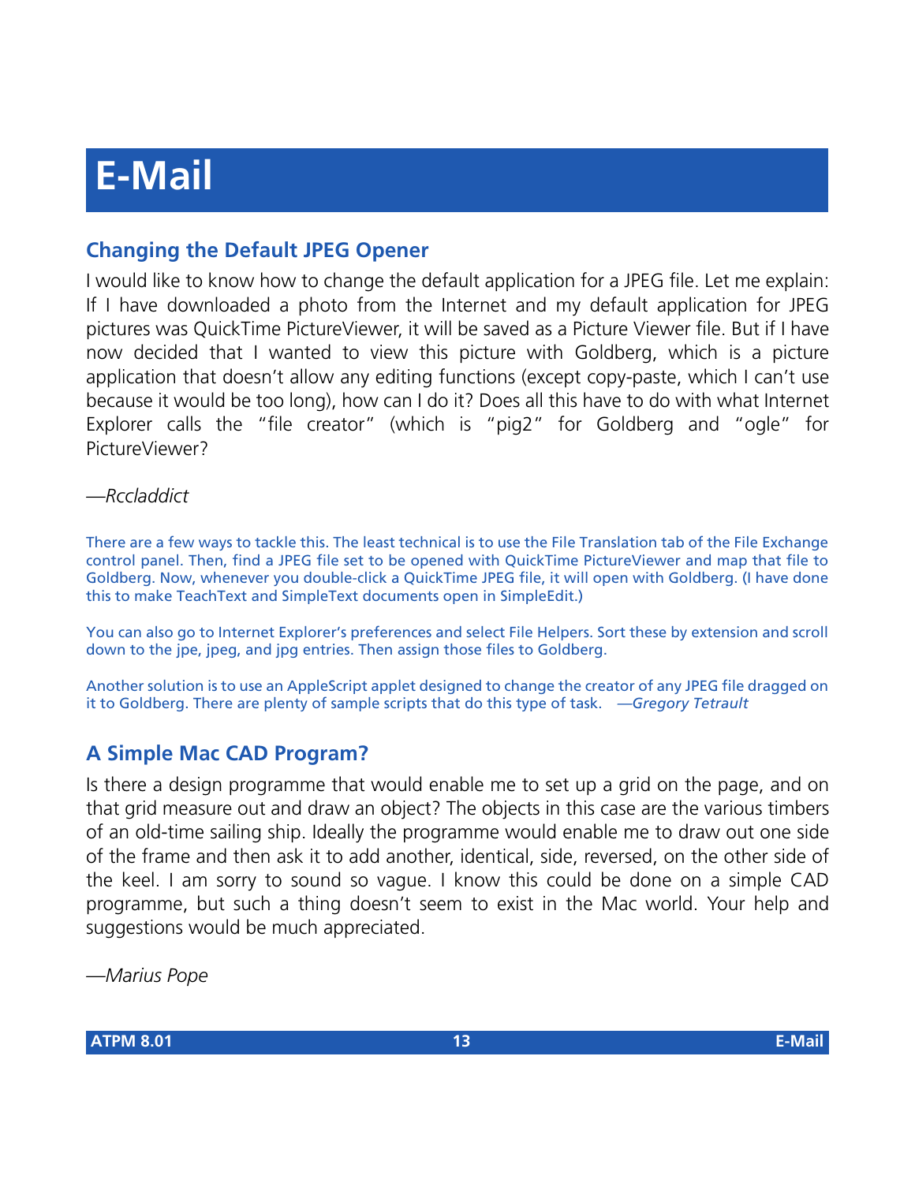# E-Mail

## Changing the Default JPEG Opener

I would like to know how to change the default application for a JPEG file. Let me explain: If I have downloaded a photo from the Internet and my default application for JPEG pictures was QuickTime PictureViewer, it will be saved as a Picture Viewer file. But if I have now decided that I wanted to view this picture with Goldberg, which is a picture application that doesn't allow any editing functions (except copy-paste, which I can't use because it would be too long), how can I do it? Does all this have to do with what Internet Explorer calls the "file creator" (which is "pig2" for Goldberg and "ogle" for PictureViewer?

*—Rccladdict*

There are a few ways to tackle this. The least technical is to use the File Translation tab of the File Exchange control panel. Then, find a JPEG file set to be opened with QuickTime PictureViewer and map that file to Goldberg. Now, whenever you double-click a QuickTime JPEG file, it will open with Goldberg. (I have done this to make TeachText and SimpleText documents open in SimpleEdit.)

You can also go to Internet Explorer's preferences and select File Helpers. Sort these by extension and scroll down to the jpe, jpeg, and jpg entries. Then assign those files to Goldberg.

Another solution is to use an AppleScript applet designed to change the creator of any JPEG file dragged on it to Goldberg. There are plenty of sample scripts that do this type of task. *—Gregory Tetrault*

## A Simple Mac CAD Program?

Is there a design programme that would enable me to set up a grid on the page, and on that grid measure out and draw an object? The objects in this case are the various timbers of an old-time sailing ship. Ideally the programme would enable me to draw out one side of the frame and then ask it to add another, identical, side, reversed, on the other side of the keel. I am sorry to sound so vague. I know this could be done on a simple CAD programme, but such a thing doesn't seem to exist in the Mac world. Your help and suggestions would be much appreciated.

*—Marius Pope*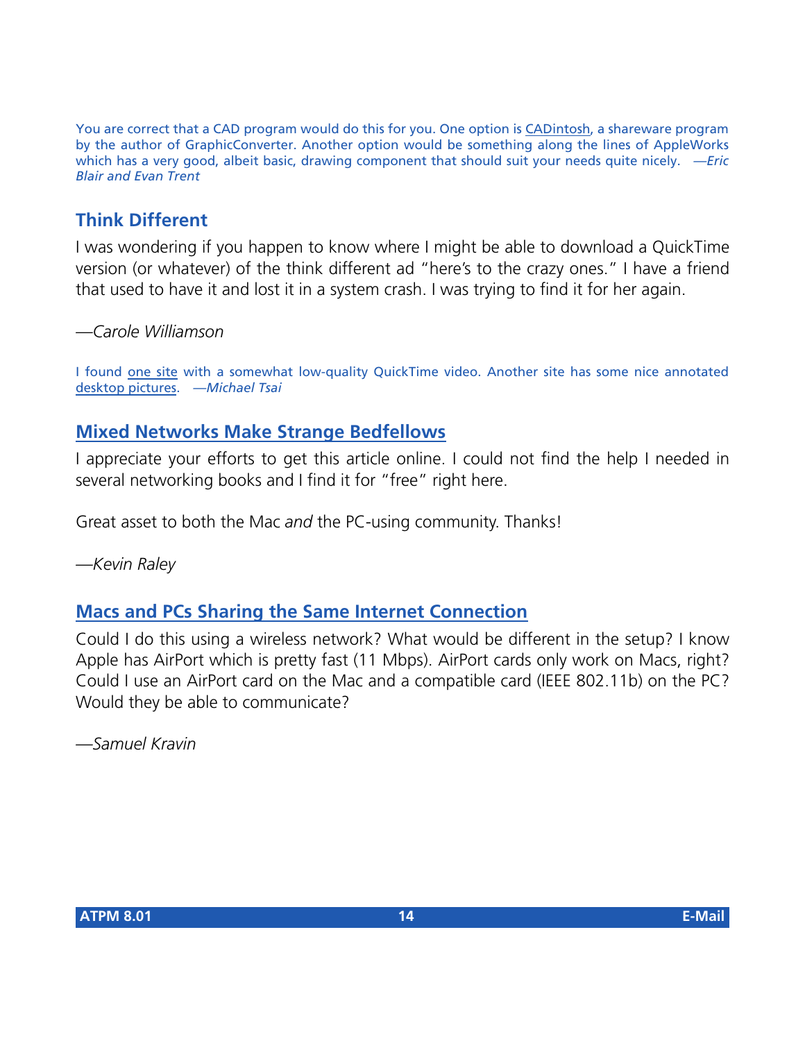You are correct that a CAD program would do this for you. One option is CADintosh, a shareware program by the author of GraphicConverter. Another option would be something along the lines of AppleWorks which has a very good, albeit basic, drawing component that should suit your needs quite nicely. *—Eric Blair and Evan Trent*

## Think Different

I was wondering if you happen to know where I might be able to download a QuickTime version (or whatever) of the think different ad "here's to the crazy ones." I have a friend that used to have it and lost it in a system crash. I was trying to find it for her again.

*—Carole Williamson*

I found one site with a somewhat low-quality QuickTime video. Another site has some nice annotated desktop pictures. *—Michael Tsai*

## Mixed Networks Make Strange Bedfellows

I appreciate your efforts to get this article online. I could not find the help I needed in several networking books and I find it for "free" right here.

Great asset to both the Mac *and* the PC-using community. Thanks!

*—Kevin Raley*

## Macs and PCs Sharing the Same Internet Connection

Could I do this using a wireless network? What would be different in the setup? I know Apple has AirPort which is pretty fast (11 Mbps). AirPort cards only work on Macs, right? Could I use an AirPort card on the Mac and a compatible card (IEEE 802.11b) on the PC? Would they be able to communicate?

*—Samuel Kravin*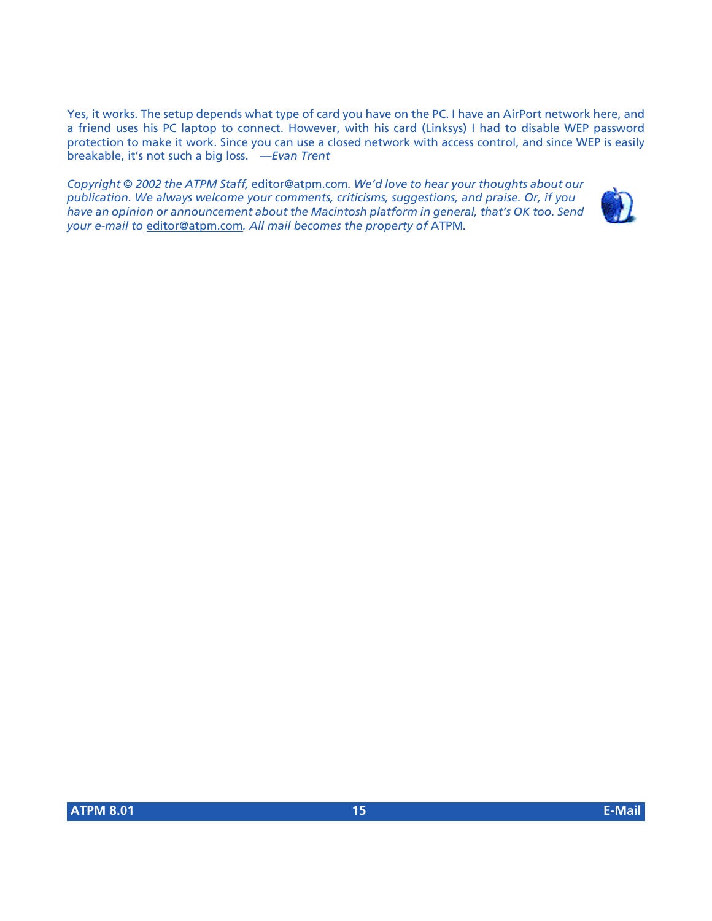Yes, it works. The setup depends what type of card you have on the PC. I have an AirPort network here, and a friend uses his PC laptop to connect. However, with his card (Linksys) I had to disable WEP password protection to make it work. Since you can use a closed network with access control, and since WEP is easily breakable, it's not such a big loss. *—Evan Trent*

*Copyright © 2002 the ATPM Staff,* editor@atpm.com*. We'd love to hear your thoughts about our publication. We always welcome your comments, criticisms, suggestions, and praise. Or, if you have an opinion or announcement about the Macintosh platform in general, that's OK too. Send your e-mail to* editor@atpm.com*. All mail becomes the property of* ATPM*.*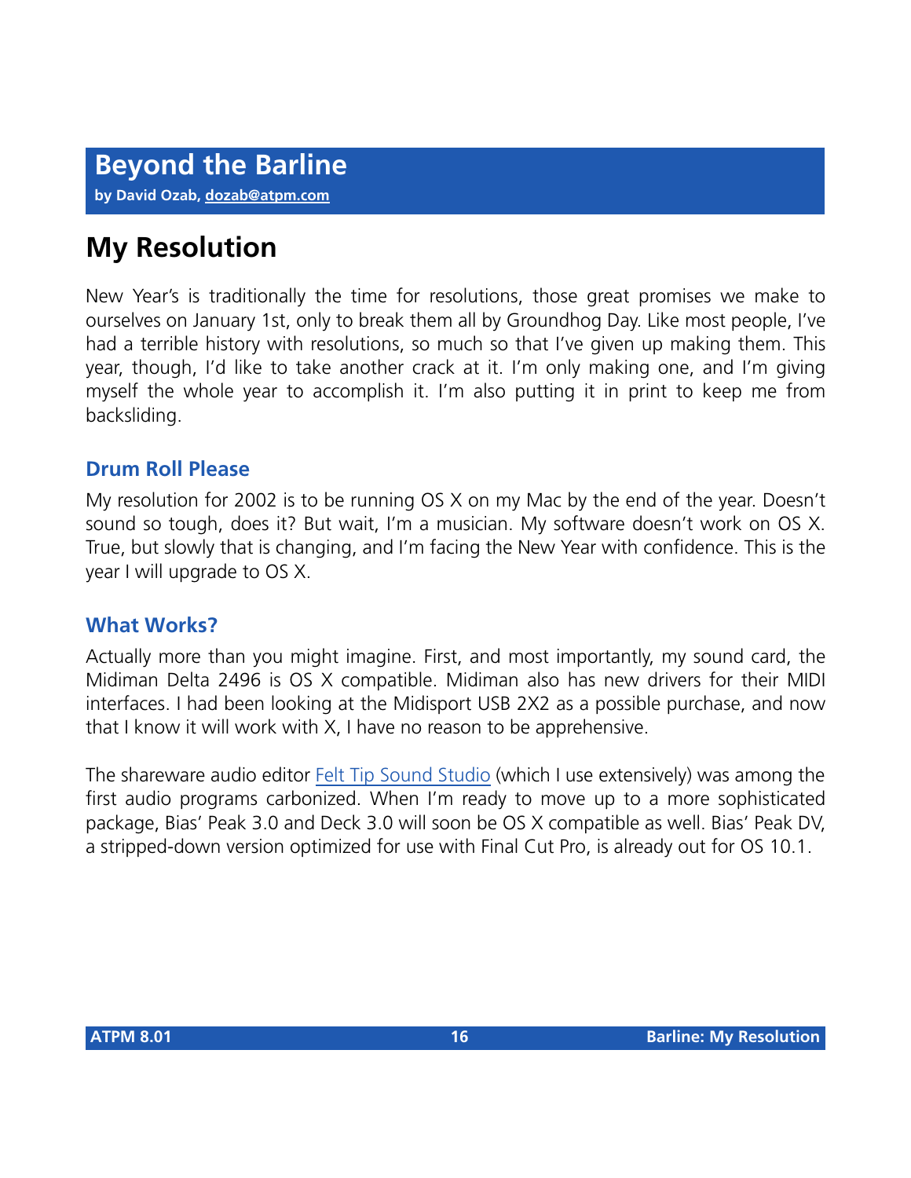# Beyond the Barline

**by David Ozab, dozab@atpm.com**

## My Resolution

New Year's is traditionally the time for resolutions, those great promises we make to ourselves on January 1st, only to break them all by Groundhog Day. Like most people, I've had a terrible history with resolutions, so much so that I've given up making them. This year, though, I'd like to take another crack at it. I'm only making one, and I'm giving myself the whole year to accomplish it. I'm also putting it in print to keep me from backsliding.

### Drum Roll Please

My resolution for 2002 is to be running OS X on my Mac by the end of the year. Doesn't sound so tough, does it? But wait, I'm a musician. My software doesn't work on OS X. True, but slowly that is changing, and I'm facing the New Year with confidence. This is the year I will upgrade to OS X.

### What Works?

Actually more than you might imagine. First, and most importantly, my sound card, the Midiman Delta 2496 is OS X compatible. Midiman also has new drivers for their MIDI interfaces. I had been looking at the Midisport USB 2X2 as a possible purchase, and now that I know it will work with X, I have no reason to be apprehensive.

The shareware audio editor Felt Tip Sound Studio (which I use extensively) was among the first audio programs carbonized. When I'm ready to move up to a more sophisticated package, Bias' Peak 3.0 and Deck 3.0 will soon be OS X compatible as well. Bias' Peak DV, a stripped-down version optimized for use with Final Cut Pro, is already out for OS 10.1.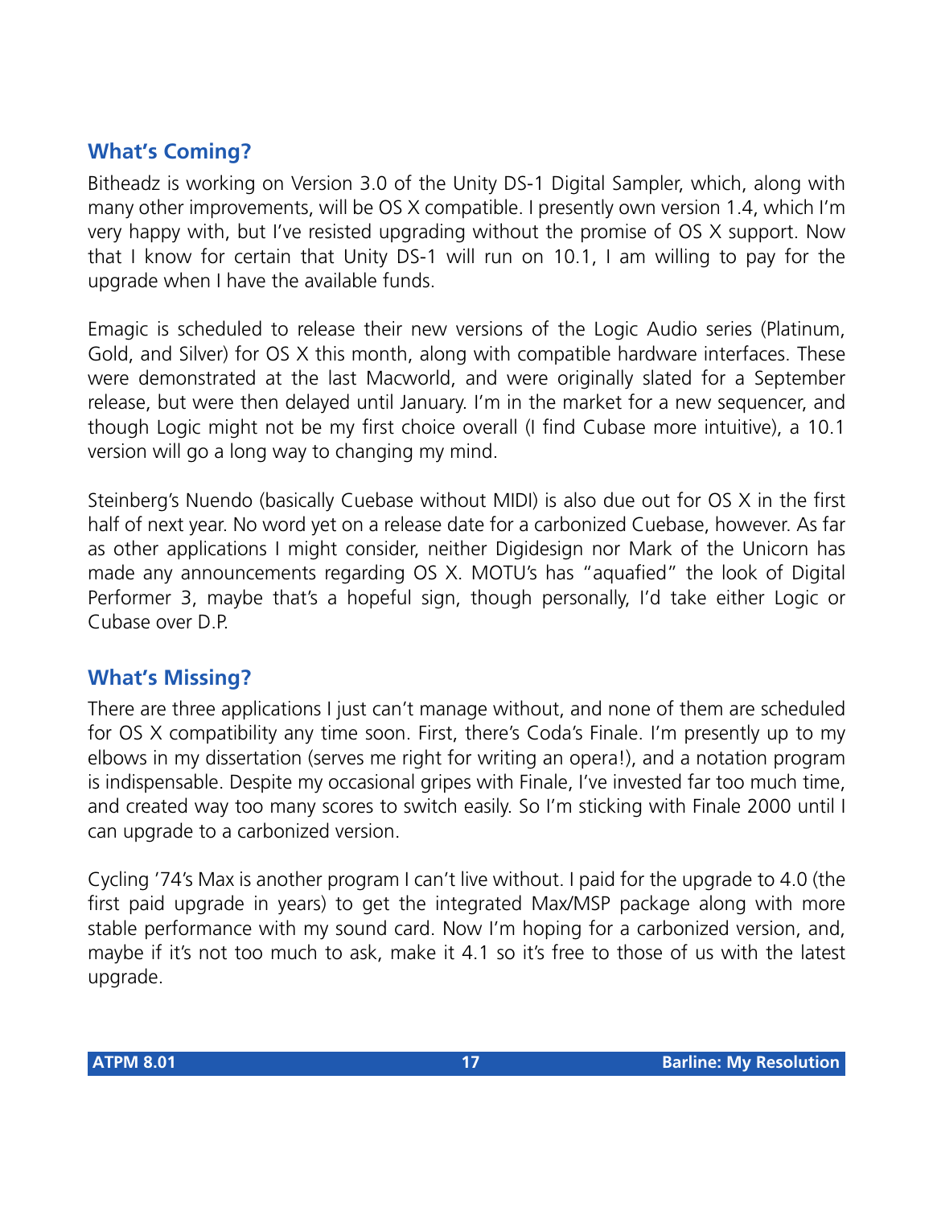## What's Coming?

Bitheadz is working on Version 3.0 of the Unity DS-1 Digital Sampler, which, along with many other improvements, will be OS X compatible. I presently own version 1.4, which I'm very happy with, but I've resisted upgrading without the promise of OS X support. Now that I know for certain that Unity DS-1 will run on 10.1, I am willing to pay for the upgrade when I have the available funds.

Emagic is scheduled to release their new versions of the Logic Audio series (Platinum, Gold, and Silver) for OS X this month, along with compatible hardware interfaces. These were demonstrated at the last Macworld, and were originally slated for a September release, but were then delayed until January. I'm in the market for a new sequencer, and though Logic might not be my first choice overall (I find Cubase more intuitive), a 10.1 version will go a long way to changing my mind.

Steinberg's Nuendo (basically Cuebase without MIDI) is also due out for OS X in the first half of next year. No word yet on a release date for a carbonized Cuebase, however. As far as other applications I might consider, neither Digidesign nor Mark of the Unicorn has made any announcements regarding OS X. MOTU's has "aquafied" the look of Digital Performer 3, maybe that's a hopeful sign, though personally, I'd take either Logic or Cubase over D.P.

## What's Missing?

There are three applications I just can't manage without, and none of them are scheduled for OS X compatibility any time soon. First, there's Coda's Finale. I'm presently up to my elbows in my dissertation (serves me right for writing an opera!), and a notation program is indispensable. Despite my occasional gripes with Finale, I've invested far too much time, and created way too many scores to switch easily. So I'm sticking with Finale 2000 until I can upgrade to a carbonized version.

Cycling '74's Max is another program I can't live without. I paid for the upgrade to 4.0 (the first paid upgrade in years) to get the integrated Max/MSP package along with more stable performance with my sound card. Now I'm hoping for a carbonized version, and, maybe if it's not too much to ask, make it 4.1 so it's free to those of us with the latest upgrade.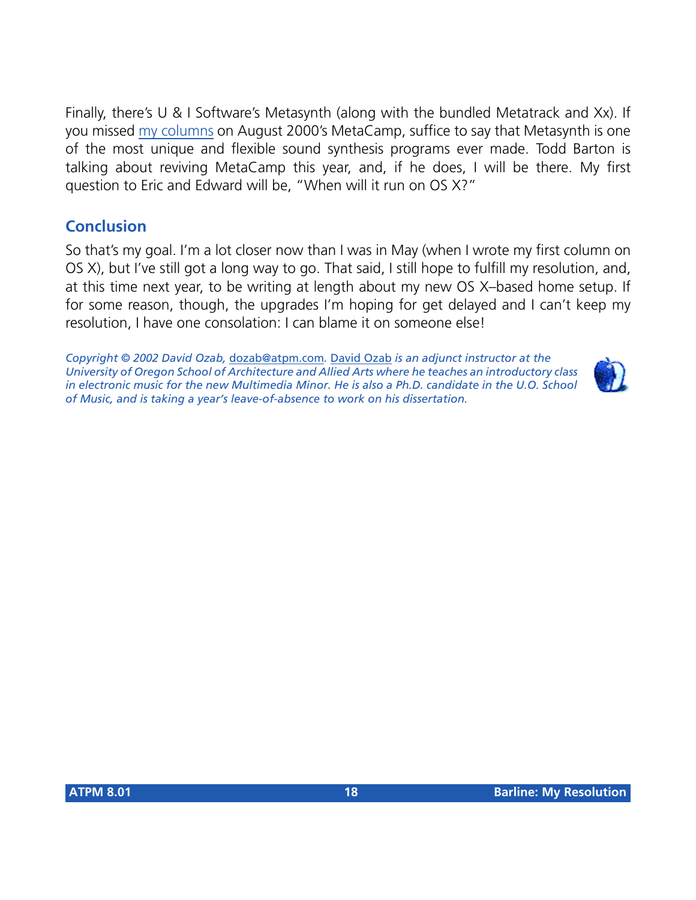Finally, there's U & I Software's Metasynth (along with the bundled Metatrack and Xx). If you missed my columns on August 2000's MetaCamp, suffice to say that Metasynth is one of the most unique and flexible sound synthesis programs ever made. Todd Barton is talking about reviving MetaCamp this year, and, if he does, I will be there. My first question to Eric and Edward will be, "When will it run on OS X?"

## Conclusion

So that's my goal. I'm a lot closer now than I was in May (when I wrote my first column on OS X), but I've still got a long way to go. That said, I still hope to fulfill my resolution, and, at this time next year, to be writing at length about my new OS X–based home setup. If for some reason, though, the upgrades I'm hoping for get delayed and I can't keep my resolution, I have one consolation: I can blame it on someone else!

*Copyright © 2002 David Ozab, dozab@atpm.com. David Ozab is an adjunct instructor at the University of Oregon School of Architecture and Allied Arts where he teaches an introductory class in electronic music for the new Multimedia Minor. He is also a Ph.D. candidate in the U.O. School of Music, and is taking a year's leave-of-absence to work on his dissertation.*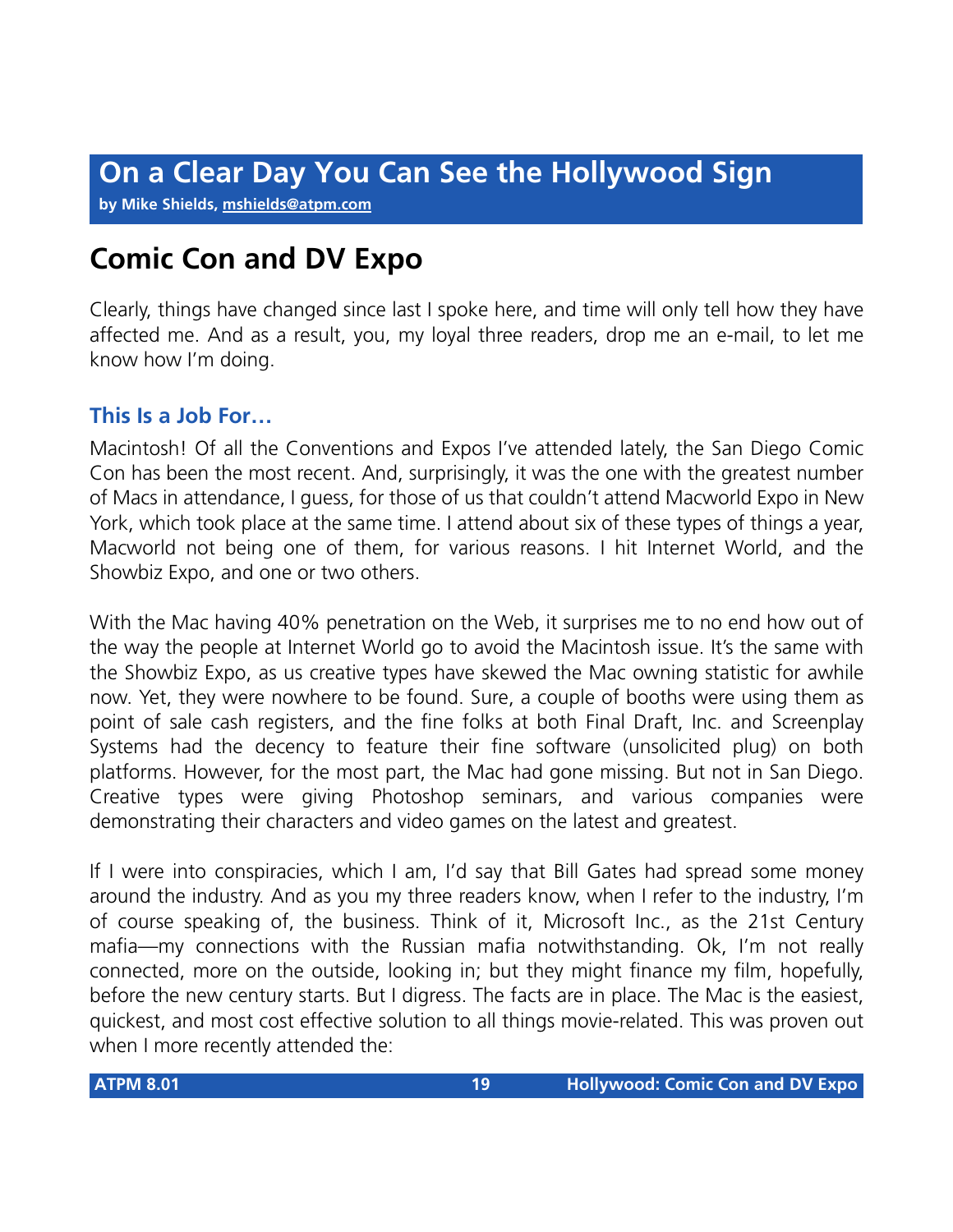# On a Clear Day You Can See the Hollywood Sign

**by Mike Shields, mshields@atpm.com**

## Comic Con and DV Expo

Clearly, things have changed since last I spoke here, and time will only tell how they have affected me. And as a result, you, my loyal three readers, drop me an e-mail, to let me know how I'm doing.

### This Is a Job For…

Macintosh! Of all the Conventions and Expos I've attended lately, the San Diego Comic Con has been the most recent. And, surprisingly, it was the one with the greatest number of Macs in attendance, I guess, for those of us that couldn't attend Macworld Expo in New York, which took place at the same time. I attend about six of these types of things a year, Macworld not being one of them, for various reasons. I hit Internet World, and the Showbiz Expo, and one or two others.

With the Mac having 40% penetration on the Web, it surprises me to no end how out of the way the people at Internet World go to avoid the Macintosh issue. It's the same with the Showbiz Expo, as us creative types have skewed the Mac owning statistic for awhile now. Yet, they were nowhere to be found. Sure, a couple of booths were using them as point of sale cash registers, and the fine folks at both Final Draft, Inc. and Screenplay Systems had the decency to feature their fine software (unsolicited plug) on both platforms. However, for the most part, the Mac had gone missing. But not in San Diego. Creative types were giving Photoshop seminars, and various companies were demonstrating their characters and video games on the latest and greatest.

If I were into conspiracies, which I am, I'd say that Bill Gates had spread some money around the industry. And as you my three readers know, when I refer to the industry, I'm of course speaking of, the business. Think of it, Microsoft Inc., as the 21st Century mafia—my connections with the Russian mafia notwithstanding. Ok, I'm not really connected, more on the outside, looking in; but they might finance my film, hopefully, before the new century starts. But I digress. The facts are in place. The Mac is the easiest, quickest, and most cost effective solution to all things movie-related. This was proven out when I more recently attended the: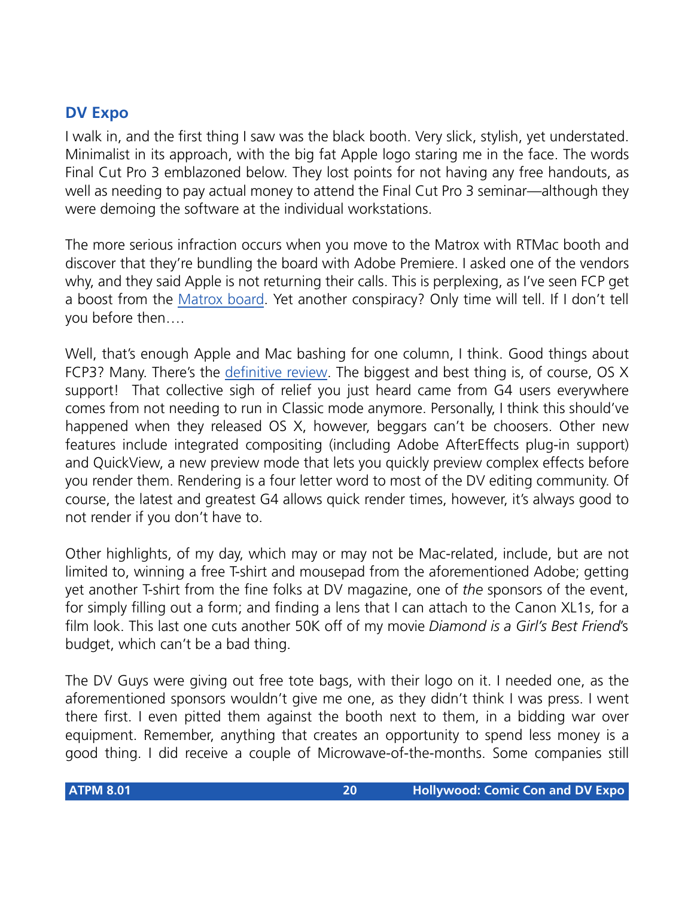## DV Expo

I walk in, and the first thing I saw was the black booth. Very slick, stylish, yet understated. Minimalist in its approach, with the big fat Apple logo staring me in the face. The words Final Cut Pro 3 emblazoned below. They lost points for not having any free handouts, as well as needing to pay actual money to attend the Final Cut Pro 3 seminar—although they were demoing the software at the individual workstations.

The more serious infraction occurs when you move to the Matrox with RTMac booth and discover that they're bundling the board with Adobe Premiere. I asked one of the vendors why, and they said Apple is not returning their calls. This is perplexing, as I've seen FCP get a boost from the Matrox board. Yet another conspiracy? Only time will tell. If I don't tell you before then….

Well, that's enough Apple and Mac bashing for one column, I think. Good things about FCP3? Many. There's the definitive review. The biggest and best thing is, of course, OS X support! That collective sigh of relief you just heard came from G4 users everywhere comes from not needing to run in Classic mode anymore. Personally, I think this should've happened when they released OS X, however, beggars can't be choosers. Other new features include integrated compositing (including Adobe AfterEffects plug-in support) and QuickView, a new preview mode that lets you quickly preview complex effects before you render them. Rendering is a four letter word to most of the DV editing community. Of course, the latest and greatest G4 allows quick render times, however, it's always good to not render if you don't have to.

Other highlights, of my day, which may or may not be Mac-related, include, but are not limited to, winning a free T-shirt and mousepad from the aforementioned Adobe; getting yet another T-shirt from the fine folks at DV magazine, one of *the* sponsors of the event, for simply filling out a form; and finding a lens that I can attach to the Canon XL1s, for a film look. This last one cuts another 50K off of my movie *Diamond is a Girl's Best Friend*'s budget, which can't be a bad thing.

The DV Guys were giving out free tote bags, with their logo on it. I needed one, as the aforementioned sponsors wouldn't give me one, as they didn't think I was press. I went there first. I even pitted them against the booth next to them, in a bidding war over equipment. Remember, anything that creates an opportunity to spend less money is a good thing. I did receive a couple of Microwave-of-the-months. Some companies still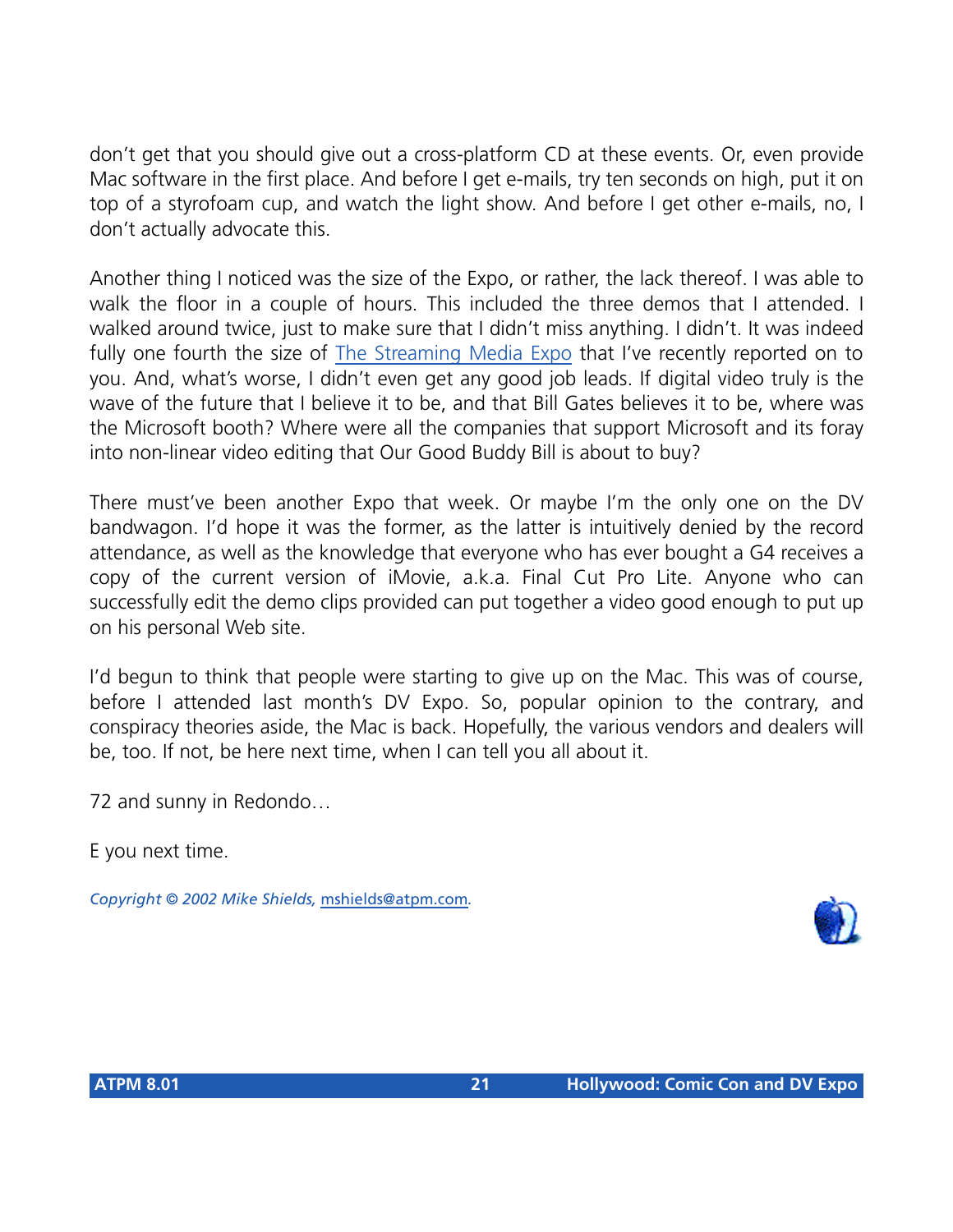don't get that you should give out a cross-platform CD at these events. Or, even provide Mac software in the first place. And before I get e-mails, try ten seconds on high, put it on top of a styrofoam cup, and watch the light show. And before I get other e-mails, no, I don't actually advocate this.

Another thing I noticed was the size of the Expo, or rather, the lack thereof. I was able to walk the floor in a couple of hours. This included the three demos that I attended. I walked around twice, just to make sure that I didn't miss anything. I didn't. It was indeed fully one fourth the size of [The Streaming Media Expo]() that I've recently reported on to you. And, what's worse, I didn't even get any good job leads. If digital video truly is the wave of the future that I believe it to be, and that Bill Gates believes it to be, where was the Microsoft booth? Where were all the companies that support Microsoft and its foray into non-linear video editing that Our Good Buddy Bill is about to buy?

There must've been another Expo that week. Or maybe I'm the only one on the DV bandwagon. I'd hope it was the former, as the latter is intuitively denied by the record attendance, as well as the knowledge that everyone who has ever bought a G4 receives a copy of the current version of iMovie, a.k.a. Final Cut Pro Lite. Anyone who can successfully edit the demo clips provided can put together a video good enough to put up on his personal Web site.

I'd begun to think that people were starting to give up on the Mac. This was of course, before I attended last month's DV Expo. So, popular opinion to the contrary, and conspiracy theories aside, the Mac is back. Hopefully, the various vendors and dealers will be, too. If not, be here next time, when I can tell you all about it.

72 and sunny in Redondo…

E you next time.

*Copyright © 2002 Mike Shields,* [mshields@atpm.com](mailto:mshields@atpm.com)*.*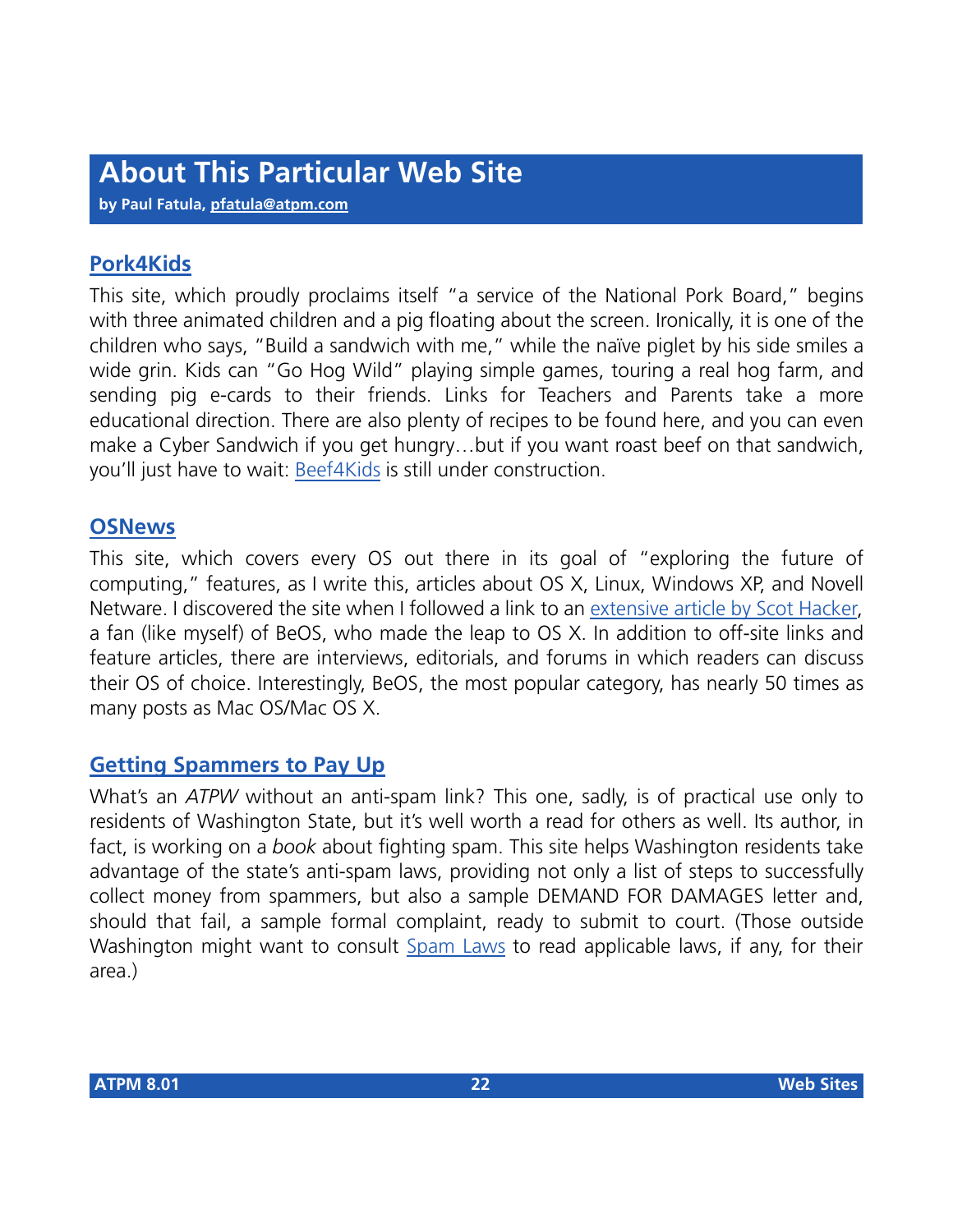# About This Particular Web Site

**by Paul Fatula, pfatula@atpm.com**

## Pork4Kids

This site, which proudly proclaims itself "a service of the National Pork Board," begins with three animated children and a pig floating about the screen. Ironically, it is one of the children who says, "Build a sandwich with me," while the naïve piglet by his side smiles a wide grin. Kids can "Go Hog Wild" playing simple games, touring a real hog farm, and sending pig e-cards to their friends. Links for Teachers and Parents take a more educational direction. There are also plenty of recipes to be found here, and you can even make a Cyber Sandwich if you get hungry…but if you want roast beef on that sandwich, you'll just have to wait: Beef4Kids is still under construction.

## OSNews

This site, which covers every OS out there in its goal of "exploring the future of computing," features, as I write this, articles about OS X, Linux, Windows XP, and Novell Netware. I discovered the site when I followed a link to an extensive article by Scot Hacker, a fan (like myself) of BeOS, who made the leap to OS X. In addition to off-site links and feature articles, there are interviews, editorials, and forums in which readers can discuss their OS of choice. Interestingly, BeOS, the most popular category, has nearly 50 times as many posts as Mac OS/Mac OS X.

## Getting Spammers to Pay Up

What's an *ATPW* without an anti-spam link? This one, sadly, is of practical use only to residents of Washington State, but it's well worth a read for others as well. Its author, in fact, is working on a *book* about fighting spam. This site helps Washington residents take advantage of the state's anti-spam laws, providing not only a list of steps to successfully collect money from spammers, but also a sample DEMAND FOR DAMAGES letter and, should that fail, a sample formal complaint, ready to submit to court. (Those outside Washington might want to consult Spam Laws to read applicable laws, if any, for their area.)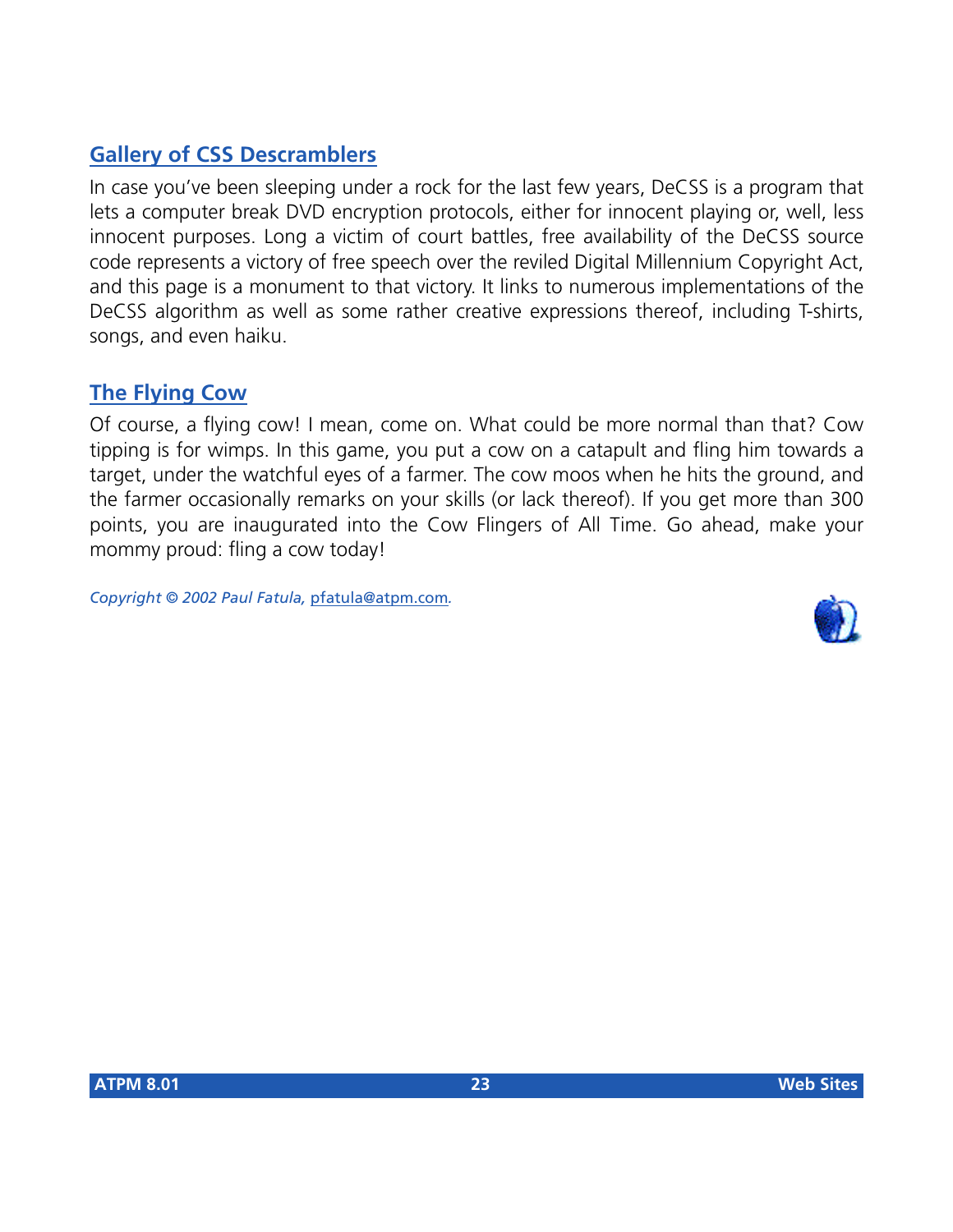### Gallery of CSS Descramblers

In case you've been sleeping under a rock for the last few years, DeCSS is a program that lets a computer break DVD encryption protocols, either for innocent playing or, well, less innocent purposes. Long a victim of court battles, free availability of the DeCSS source code represents a victory of free speech over the reviled Digital Millennium Copyright Act, and this page is a monument to that victory. It links to numerous implementations of the DeCSS algorithm as well as some rather creative expressions thereof, including T-shirts, songs, and even haiku.

### The Flying Cow

Of course, a flying cow! I mean, come on. What could be more normal than that? Cow tipping is for wimps. In this game, you put a cow on a catapult and fling him towards a target, under the watchful eyes of a farmer. The cow moos when he hits the ground, and the farmer occasionally remarks on your skills (or lack thereof). If you get more than 300 points, you are inaugurated into the Cow Flingers of All Time. Go ahead, make your mommy proud: fling a cow today!

*Copyright © 2002 Paul Fatula,* pfatula@atpm.com*.*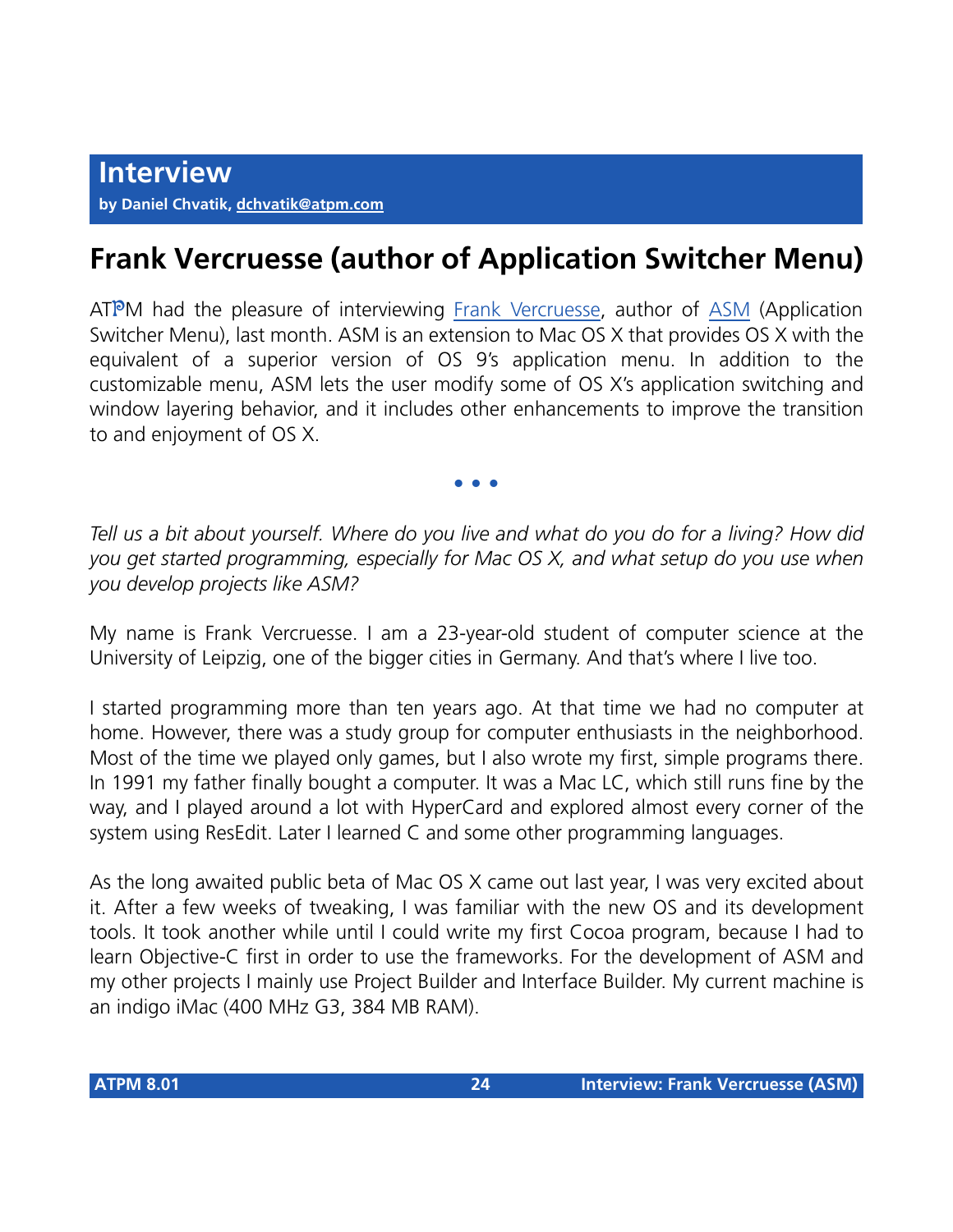# Interview

**by Daniel Chvatik, dchvatik@atpm.com**

## Frank Vercruesse (author of Application Switcher Menu)

ATPM had the pleasure of interviewing Frank Vercruesse, author of ASM (Application Switcher Menu), last month. ASM is an extension to Mac OS X that provides OS X with the equivalent of a superior version of OS 9's application menu. In addition to the customizable menu, ASM lets the user modify some of OS X's application switching and window layering behavior, and it includes other enhancements to improve the transition to and enjoyment of OS X.

• • •

*Tell us a bit about yourself. Where do you live and what do you do for a living? How did you get started programming, especially for Mac OS X, and what setup do you use when you develop projects like ASM?*

My name is Frank Vercruesse. I am a 23-year-old student of computer science at the University of Leipzig, one of the bigger cities in Germany. And that's where I live too.

I started programming more than ten years ago. At that time we had no computer at home. However, there was a study group for computer enthusiasts in the neighborhood. Most of the time we played only games, but I also wrote my first, simple programs there. In 1991 my father finally bought a computer. It was a Mac LC, which still runs fine by the way, and I played around a lot with HyperCard and explored almost every corner of the system using ResEdit. Later I learned C and some other programming languages.

As the long awaited public beta of Mac OS X came out last year, I was very excited about it. After a few weeks of tweaking, I was familiar with the new OS and its development tools. It took another while until I could write my first Cocoa program, because I had to learn Objective-C first in order to use the frameworks. For the development of ASM and my other projects I mainly use Project Builder and Interface Builder. My current machine is an indigo iMac (400 MHz G3, 384 MB RAM).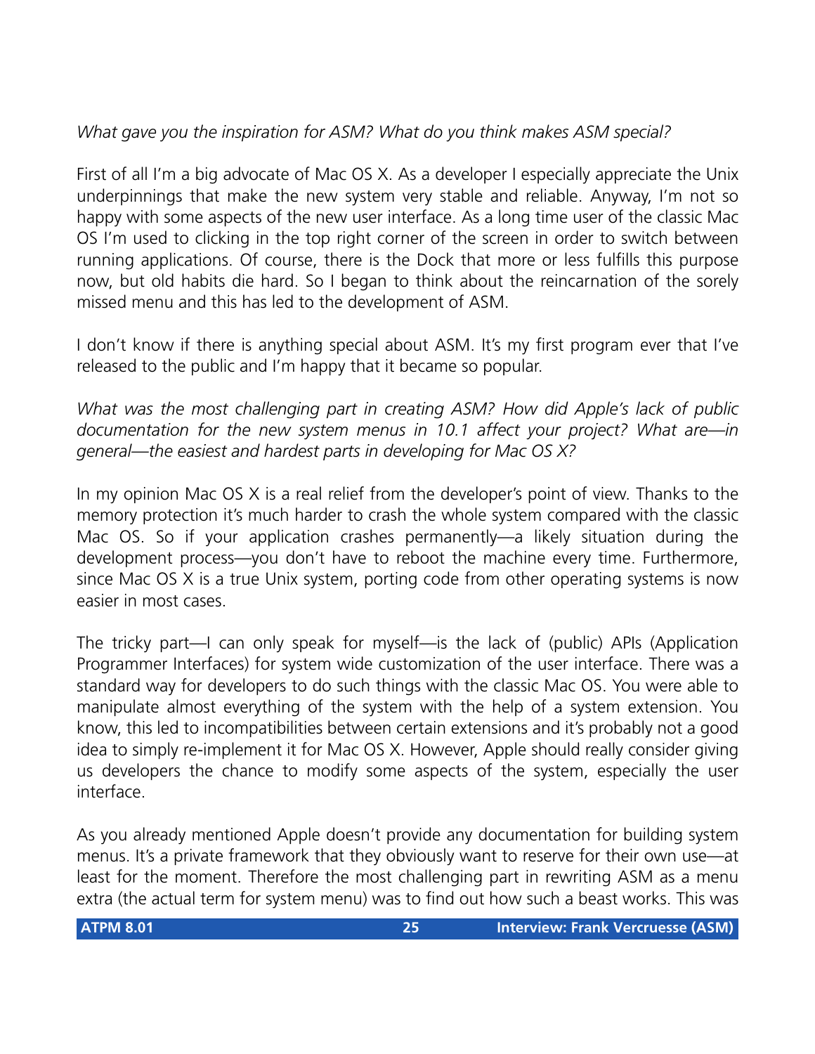*What gave you the inspiration for ASM? What do you think makes ASM special?*

First of all I'm a big advocate of Mac OS X. As a developer I especially appreciate the Unix underpinnings that make the new system very stable and reliable. Anyway, I'm not so happy with some aspects of the new user interface. As a long time user of the classic Mac OS I'm used to clicking in the top right corner of the screen in order to switch between running applications. Of course, there is the Dock that more or less fulfills this purpose now, but old habits die hard. So I began to think about the reincarnation of the sorely missed menu and this has led to the development of ASM.

I don't know if there is anything special about ASM. It's my first program ever that I've released to the public and I'm happy that it became so popular.

*What was the most challenging part in creating ASM? How did Apple's lack of public documentation for the new system menus in 10.1 affect your project? What are—in general—the easiest and hardest parts in developing for Mac OS X?*

In my opinion Mac OS X is a real relief from the developer's point of view. Thanks to the memory protection it's much harder to crash the whole system compared with the classic Mac OS. So if your application crashes permanently—a likely situation during the development process—you don't have to reboot the machine every time. Furthermore, since Mac OS X is a true Unix system, porting code from other operating systems is now easier in most cases.

The tricky part—I can only speak for myself—is the lack of (public) APIs (Application Programmer Interfaces) for system wide customization of the user interface. There was a standard way for developers to do such things with the classic Mac OS. You were able to manipulate almost everything of the system with the help of a system extension. You know, this led to incompatibilities between certain extensions and it's probably not a good idea to simply re-implement it for Mac OS X. However, Apple should really consider giving us developers the chance to modify some aspects of the system, especially the user interface.

As you already mentioned Apple doesn't provide any documentation for building system menus. It's a private framework that they obviously want to reserve for their own use—at least for the moment. Therefore the most challenging part in rewriting ASM as a menu extra (the actual term for system menu) was to find out how such a beast works. This was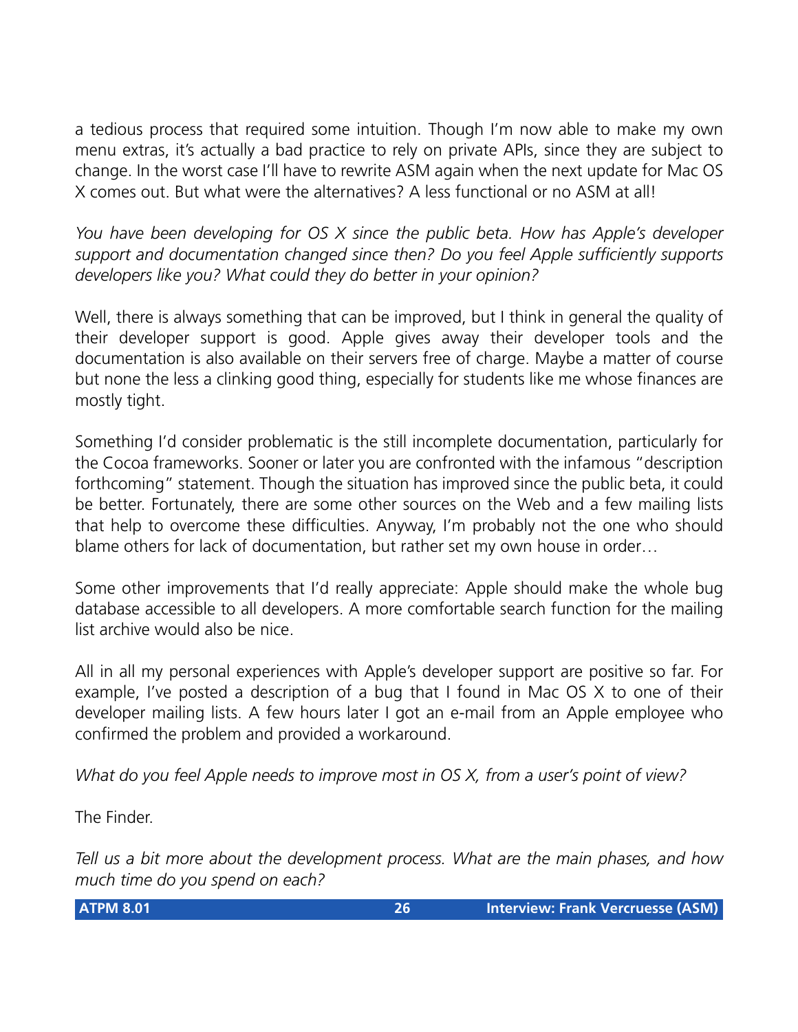a tedious process that required some intuition. Though I'm now able to make my own menu extras, it's actually a bad practice to rely on private APIs, since they are subject to change. In the worst case I'll have to rewrite ASM again when the next update for Mac OS X comes out. But what were the alternatives? A less functional or no ASM at all!

*You have been developing for OS X since the public beta. How has Apple's developer support and documentation changed since then? Do you feel Apple sufficiently supports developers like you? What could they do better in your opinion?*

Well, there is always something that can be improved, but I think in general the quality of their developer support is good. Apple gives away their developer tools and the documentation is also available on their servers free of charge. Maybe a matter of course but none the less a clinking good thing, especially for students like me whose finances are mostly tight.

Something I'd consider problematic is the still incomplete documentation, particularly for the Cocoa frameworks. Sooner or later you are confronted with the infamous "description forthcoming" statement. Though the situation has improved since the public beta, it could be better. Fortunately, there are some other sources on the Web and a few mailing lists that help to overcome these difficulties. Anyway, I'm probably not the one who should blame others for lack of documentation, but rather set my own house in order…

Some other improvements that I'd really appreciate: Apple should make the whole bug database accessible to all developers. A more comfortable search function for the mailing list archive would also be nice.

All in all my personal experiences with Apple's developer support are positive so far. For example, I've posted a description of a bug that I found in Mac OS X to one of their developer mailing lists. A few hours later I got an e-mail from an Apple employee who confirmed the problem and provided a workaround.

*What do you feel Apple needs to improve most in OS X, from a user's point of view?*

The Finder.

*Tell us a bit more about the development process. What are the main phases, and how much time do you spend on each?*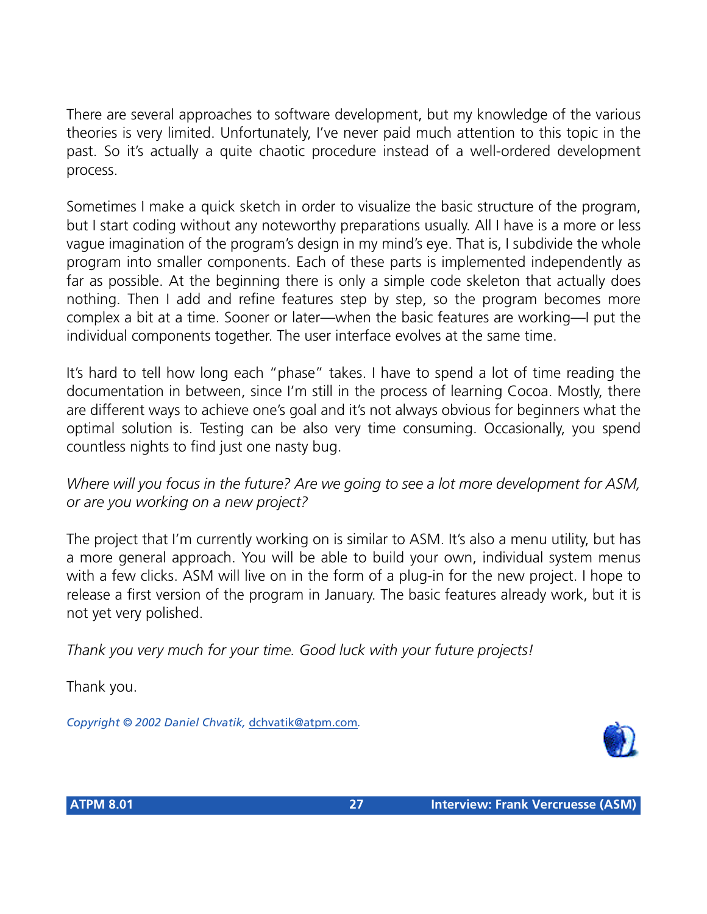There are several approaches to software development, but my knowledge of the various theories is very limited. Unfortunately, I've never paid much attention to this topic in the past. So it's actually a quite chaotic procedure instead of a well-ordered development process.

Sometimes I make a quick sketch in order to visualize the basic structure of the program, but I start coding without any noteworthy preparations usually. All I have is a more or less vague imagination of the program's design in my mind's eye. That is, I subdivide the whole program into smaller components. Each of these parts is implemented independently as far as possible. At the beginning there is only a simple code skeleton that actually does nothing. Then I add and refine features step by step, so the program becomes more complex a bit at a time. Sooner or later—when the basic features are working—I put the individual components together. The user interface evolves at the same time.

It's hard to tell how long each "phase" takes. I have to spend a lot of time reading the documentation in between, since I'm still in the process of learning Cocoa. Mostly, there are different ways to achieve one's goal and it's not always obvious for beginners what the optimal solution is. Testing can be also very time consuming. Occasionally, you spend countless nights to find just one nasty bug.

*Where will you focus in the future? Are we going to see a lot more development for ASM, or are you working on a new project?*

The project that I'm currently working on is similar to ASM. It's also a menu utility, but has a more general approach. You will be able to build your own, individual system menus with a few clicks. ASM will live on in the form of a plug-in for the new project. I hope to release a first version of the program in January. The basic features already work, but it is not yet very polished.

*Thank you very much for your time. Good luck with your future projects!*

Thank you.

*Copyright © 2002 Daniel Chvatik,* dchvatik@atpm.com*.*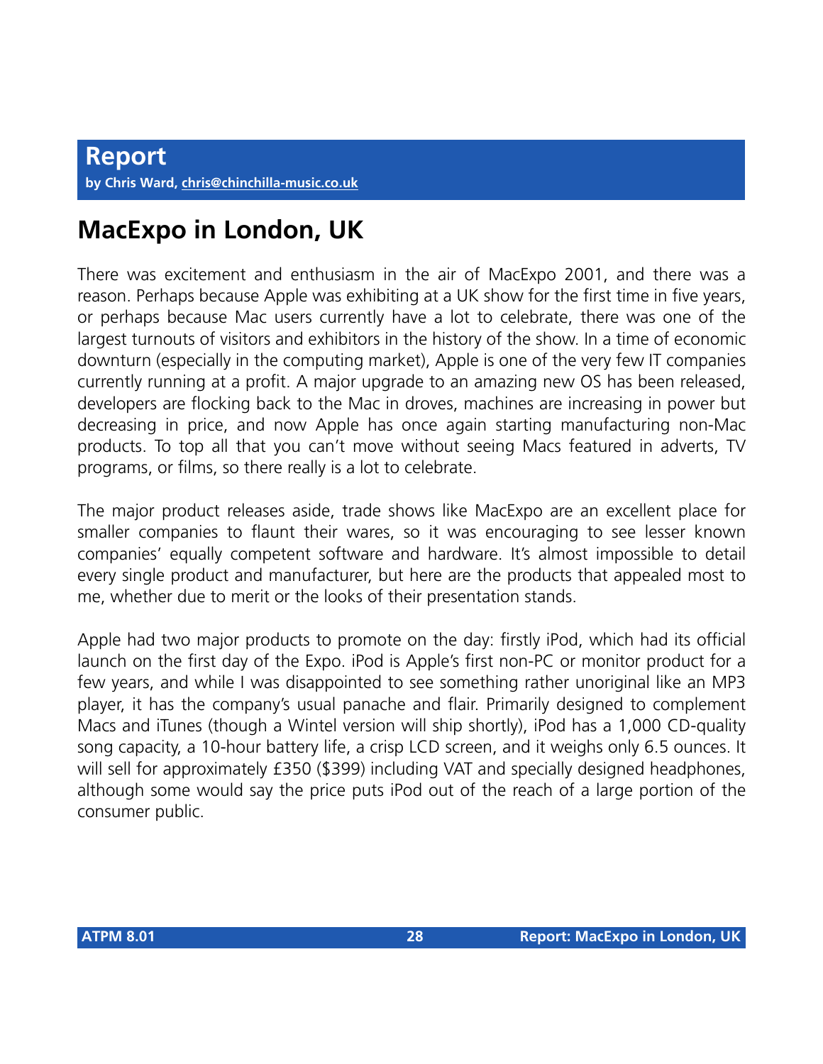**Report**

by Chris Ward, chris@chinchilla-music.co.uk

# MacExpo in London, UK

There was excitement and enthusiasm in the air of MacExpo 2001, and there was a reason. Perhaps because Apple was exhibiting at a UK show for the first time in five years, or perhaps because Mac users currently have a lot to celebrate, there was one of the largest turnouts of visitors and exhibitors in the history of the show. In a time of economic downturn (especially in the computing market), Apple is one of the very few IT companies currently running at a profit. A major upgrade to an amazing new OS has been released, developers are flocking back to the Mac in droves, machines are increasing in power but decreasing in price, and now Apple has once again starting manufacturing non-Mac products. To top all that you can't move without seeing Macs featured in adverts, TV programs, or films, so there really is a lot to celebrate.

The major product releases aside, trade shows like MacExpo are an excellent place for smaller companies to flaunt their wares, so it was encouraging to see lesser known companies' equally competent software and hardware. It's almost impossible to detail every single product and manufacturer, but here are the products that appealed most to me, whether due to merit or the looks of their presentation stands.

Apple had two major products to promote on the day: firstly iPod, which had its official launch on the first day of the Expo. iPod is Apple's first non-PC or monitor product for a few years, and while I was disappointed to see something rather unoriginal like an MP3 player, it has the company's usual panache and flair. Primarily designed to complement Macs and iTunes (though a Wintel version will ship shortly), iPod has a 1,000 CD-quality song capacity, a 10-hour battery life, a crisp LCD screen, and it weighs only 6.5 ounces. It will sell for approximately £350 ($399) including VAT and specially designed headphones, although some would say the price puts iPod out of the reach of a large portion of the consumer public.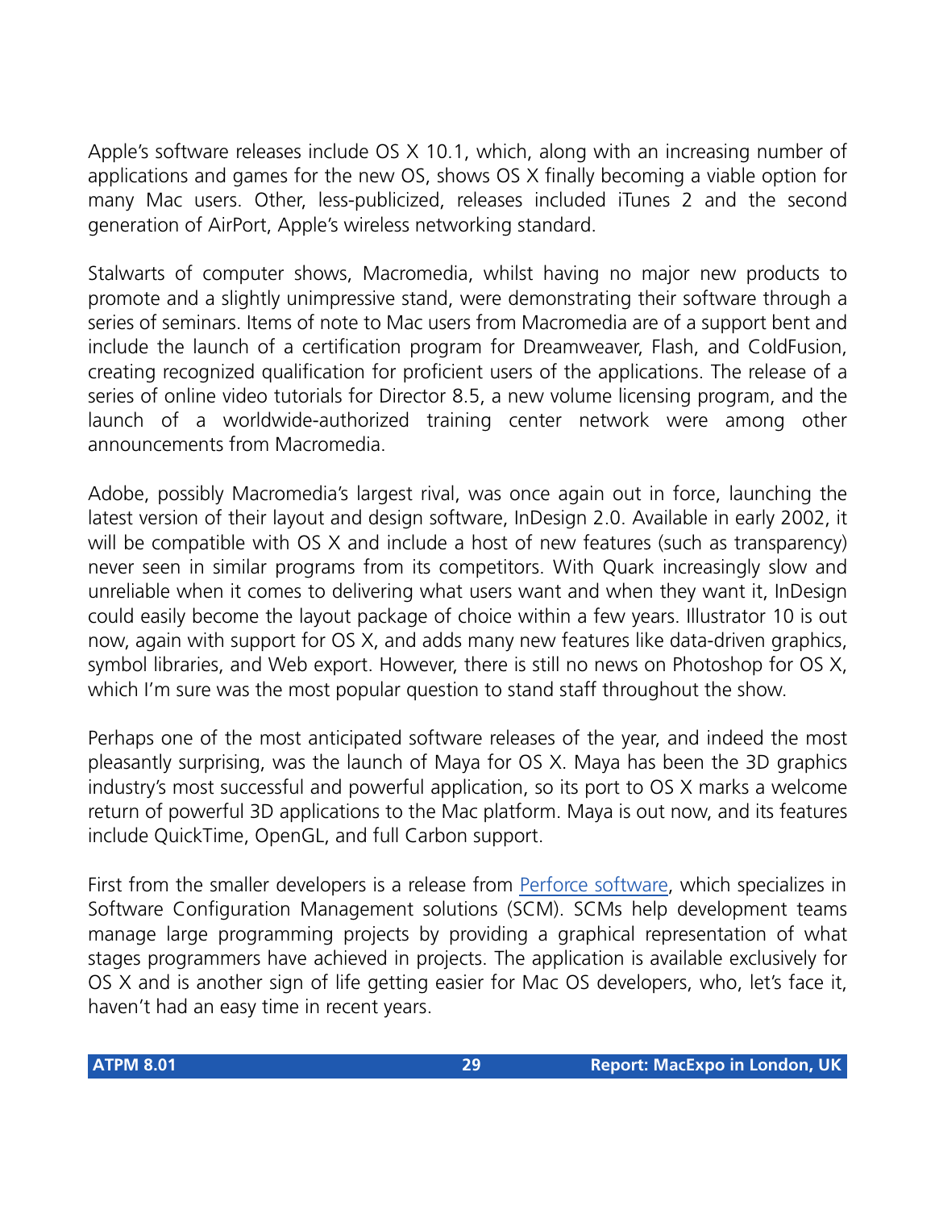Apple's software releases include OS X 10.1, which, along with an increasing number of applications and games for the new OS, shows OS X finally becoming a viable option for many Mac users. Other, less-publicized, releases included iTunes 2 and the second generation of AirPort, Apple's wireless networking standard.

Stalwarts of computer shows, Macromedia, whilst having no major new products to promote and a slightly unimpressive stand, were demonstrating their software through a series of seminars. Items of note to Mac users from Macromedia are of a support bent and include the launch of a certification program for Dreamweaver, Flash, and ColdFusion, creating recognized qualification for proficient users of the applications. The release of a series of online video tutorials for Director 8.5, a new volume licensing program, and the launch of a worldwide-authorized training center network were among other announcements from Macromedia.

Adobe, possibly Macromedia's largest rival, was once again out in force, launching the latest version of their layout and design software, InDesign 2.0. Available in early 2002, it will be compatible with OS X and include a host of new features (such as transparency) never seen in similar programs from its competitors. With Quark increasingly slow and unreliable when it comes to delivering what users want and when they want it, InDesign could easily become the layout package of choice within a few years. Illustrator 10 is out now, again with support for OS X, and adds many new features like data-driven graphics, symbol libraries, and Web export. However, there is still no news on Photoshop for OS X, which I'm sure was the most popular question to stand staff throughout the show.

Perhaps one of the most anticipated software releases of the year, and indeed the most pleasantly surprising, was the launch of Maya for OS X. Maya has been the 3D graphics industry's most successful and powerful application, so its port to OS X marks a welcome return of powerful 3D applications to the Mac platform. Maya is out now, and its features include QuickTime, OpenGL, and full Carbon support.

First from the smaller developers is a release from Perforce software, which specializes in Software Configuration Management solutions (SCM). SCMs help development teams manage large programming projects by providing a graphical representation of what stages programmers have achieved in projects. The application is available exclusively for OS X and is another sign of life getting easier for Mac OS developers, who, let's face it, haven't had an easy time in recent years.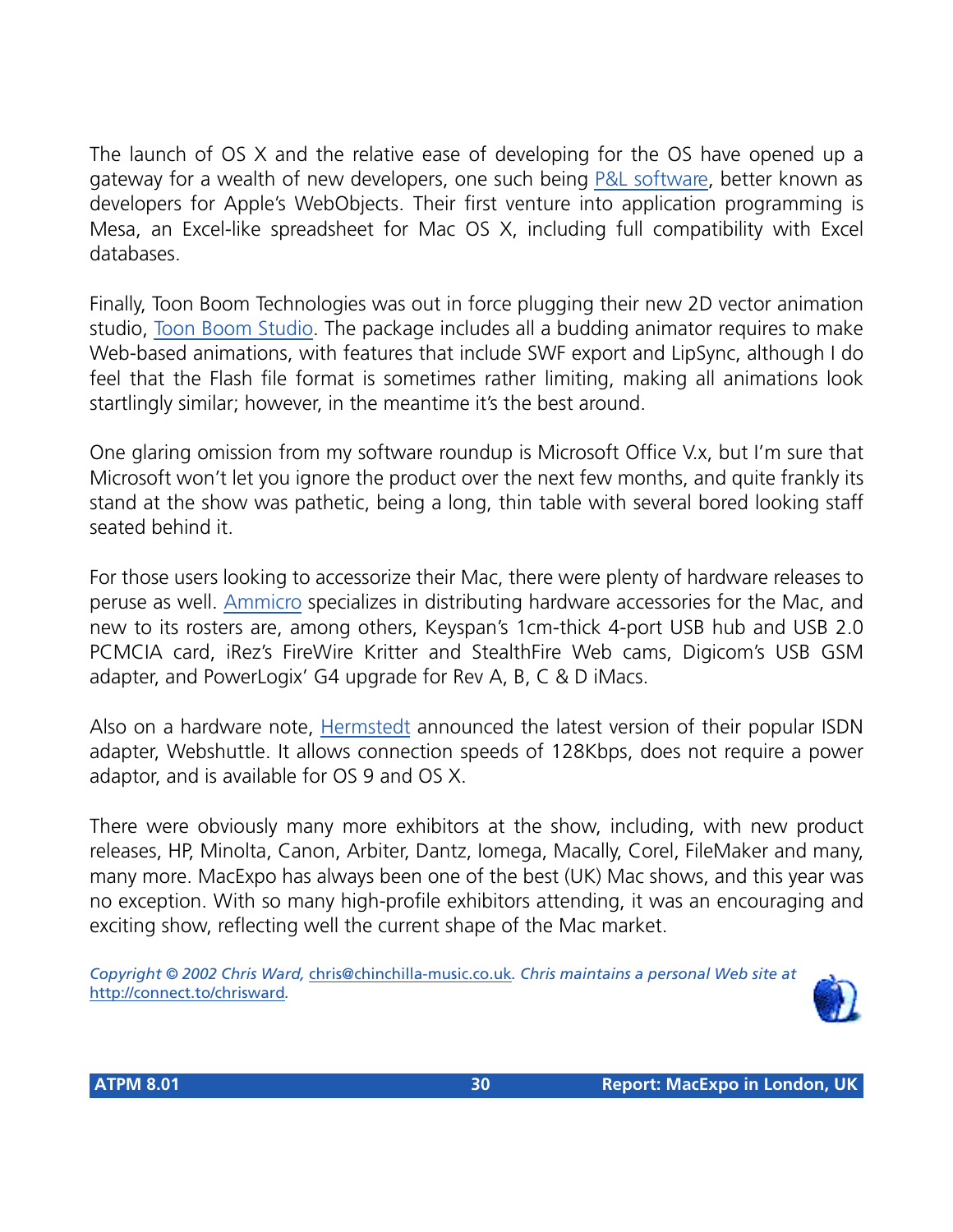The launch of OS X and the relative ease of developing for the OS have opened up a gateway for a wealth of new developers, one such being P&L software, better known as developers for Apple's WebObjects. Their first venture into application programming is Mesa, an Excel-like spreadsheet for Mac OS X, including full compatibility with Excel databases.

Finally, Toon Boom Technologies was out in force plugging their new 2D vector animation studio, Toon Boom Studio. The package includes all a budding animator requires to make Web-based animations, with features that include SWF export and LipSync, although I do feel that the Flash file format is sometimes rather limiting, making all animations look startlingly similar; however, in the meantime it's the best around.

One glaring omission from my software roundup is Microsoft Office V.x, but I'm sure that Microsoft won't let you ignore the product over the next few months, and quite frankly its stand at the show was pathetic, being a long, thin table with several bored looking staff seated behind it.

For those users looking to accessorize their Mac, there were plenty of hardware releases to peruse as well. Ammicro specializes in distributing hardware accessories for the Mac, and new to its rosters are, among others, Keyspan's 1cm-thick 4-port USB hub and USB 2.0 PCMCIA card, iRez's FireWire Kritter and StealthFire Web cams, Digicom's USB GSM adapter, and PowerLogix' G4 upgrade for Rev A, B, C & D iMacs.

Also on a hardware note, Hermstedt announced the latest version of their popular ISDN adapter, Webshuttle. It allows connection speeds of 128Kbps, does not require a power adaptor, and is available for OS 9 and OS X.

There were obviously many more exhibitors at the show, including, with new product releases, HP, Minolta, Canon, Arbiter, Dantz, Iomega, Macally, Corel, FileMaker and many, many more. MacExpo has always been one of the best (UK) Mac shows, and this year was no exception. With so many high-profile exhibitors attending, it was an encouraging and exciting show, reflecting well the current shape of the Mac market.

*Copyright © 2002 Chris Ward,* chris@chinchilla-music.co.uk*. Chris maintains a personal Web site at* http://connect.to/chrisward*.*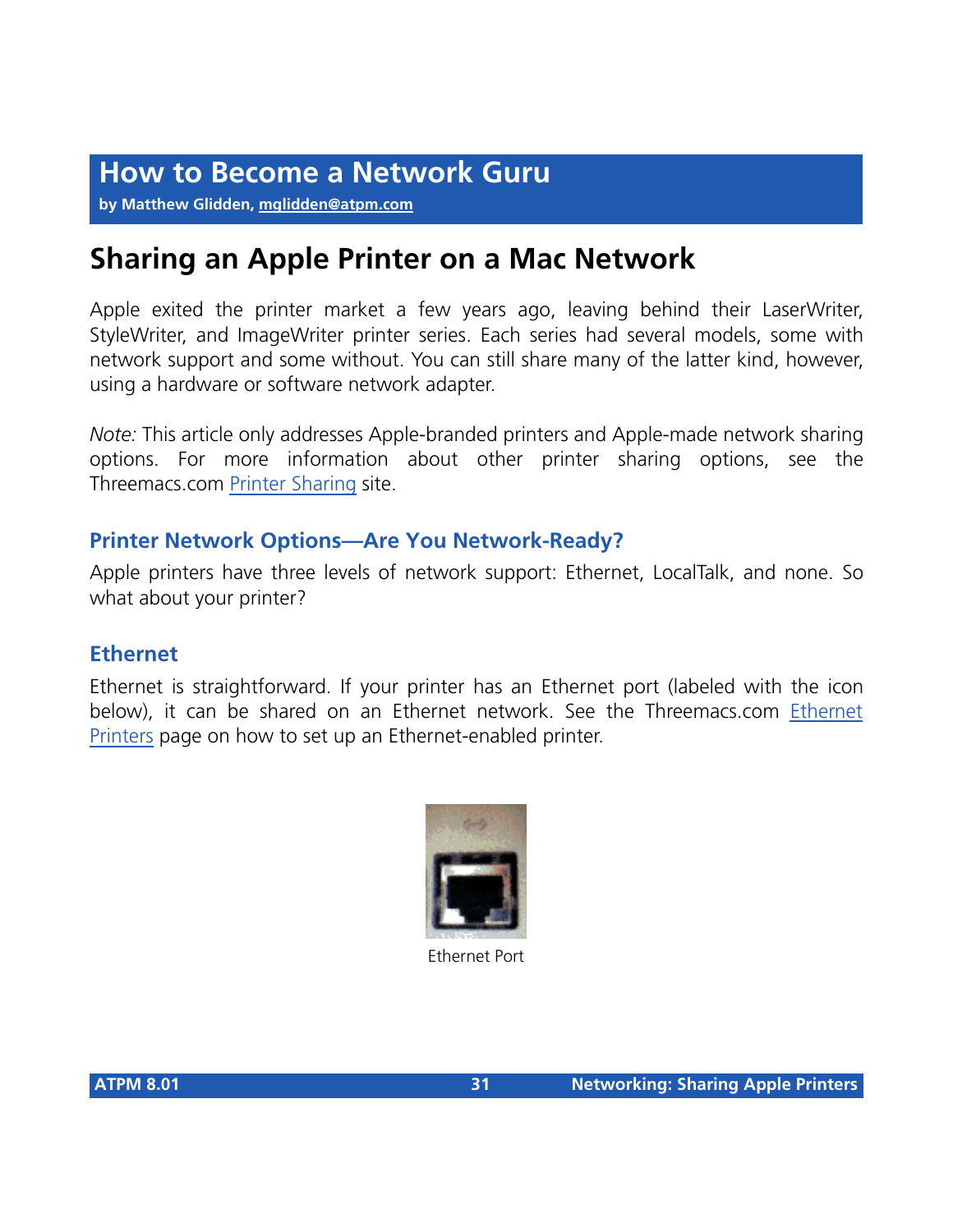# How to Become a Network Guru

**by Matthew Glidden, mglidden@atpm.com**

## Sharing an Apple Printer on a Mac Network

Apple exited the printer market a few years ago, leaving behind their LaserWriter, StyleWriter, and ImageWriter printer series. Each series had several models, some with network support and some without. You can still share many of the latter kind, however, using a hardware or software network adapter.

*Note:* This article only addresses Apple-branded printers and Apple-made network sharing options. For more information about other printer sharing options, see the Threemacs.com Printer Sharing site.

### Printer Network Options—Are You Network-Ready?

Apple printers have three levels of network support: Ethernet, LocalTalk, and none. So what about your printer?

### Ethernet

Ethernet is straightforward. If your printer has an Ethernet port (labeled with the icon below), it can be shared on an Ethernet network. See the Threemacs.com Ethernet Printers page on how to set up an Ethernet-enabled printer.

Ethernet Port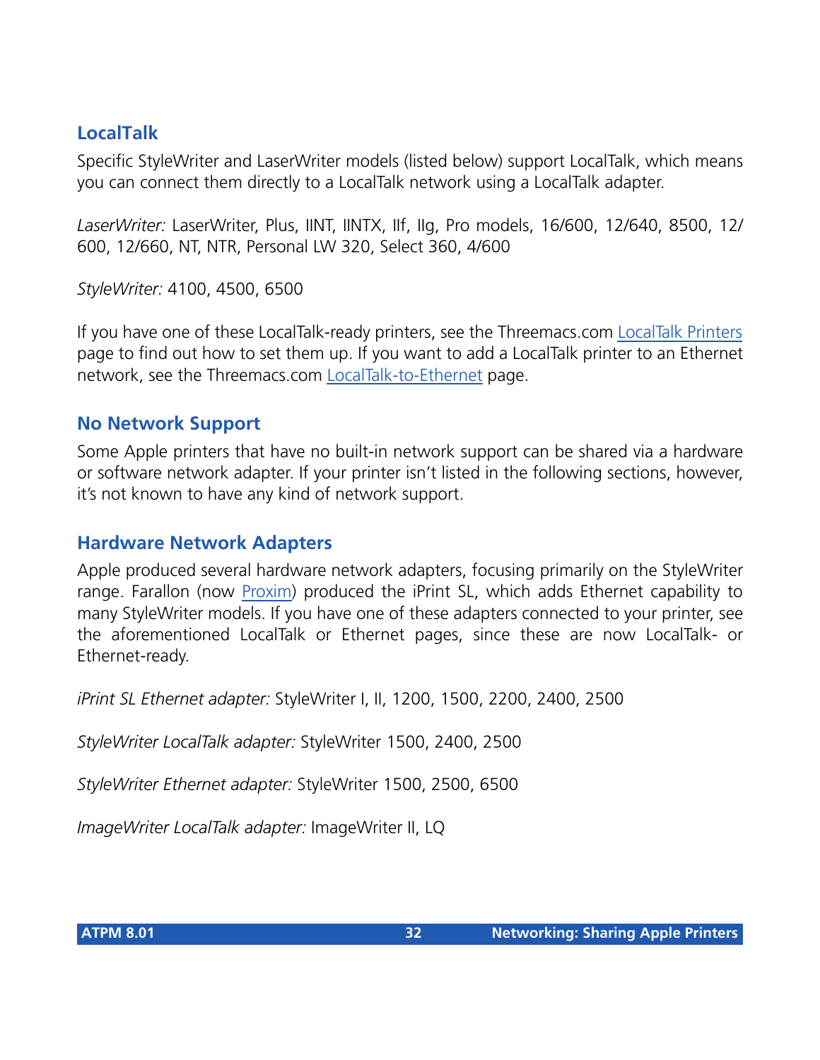## LocalTalk

Specific StyleWriter and LaserWriter models (listed below) support LocalTalk, which means you can connect them directly to a LocalTalk network using a LocalTalk adapter.

*LaserWriter:* LaserWriter, Plus, IINT, IINTX, IIf, IIg, Pro models, 16/600, 12/640, 8500, 12/600, 12/660, NT, NTR, Personal LW 320, Select 360, 4/600

*StyleWriter:* 4100, 4500, 6500

If you have one of these LocalTalk-ready printers, see the Threemacs.com LocalTalk Printers page to find out how to set them up. If you want to add a LocalTalk printer to an Ethernet network, see the Threemacs.com LocalTalk-to-Ethernet page.

## No Network Support

Some Apple printers that have no built-in network support can be shared via a hardware or software network adapter. If your printer isn't listed in the following sections, however, it's not known to have any kind of network support.

## Hardware Network Adapters

Apple produced several hardware network adapters, focusing primarily on the StyleWriter range. Farallon (now Proxim) produced the iPrint SL, which adds Ethernet capability to many StyleWriter models. If you have one of these adapters connected to your printer, see the aforementioned LocalTalk or Ethernet pages, since these are now LocalTalk- or Ethernet-ready.

*iPrint SL Ethernet adapter:* StyleWriter I, II, 1200, 1500, 2200, 2400, 2500

*StyleWriter LocalTalk adapter:* StyleWriter 1500, 2400, 2500

*StyleWriter Ethernet adapter:* StyleWriter 1500, 2500, 6500

*ImageWriter LocalTalk adapter:* ImageWriter II, LQ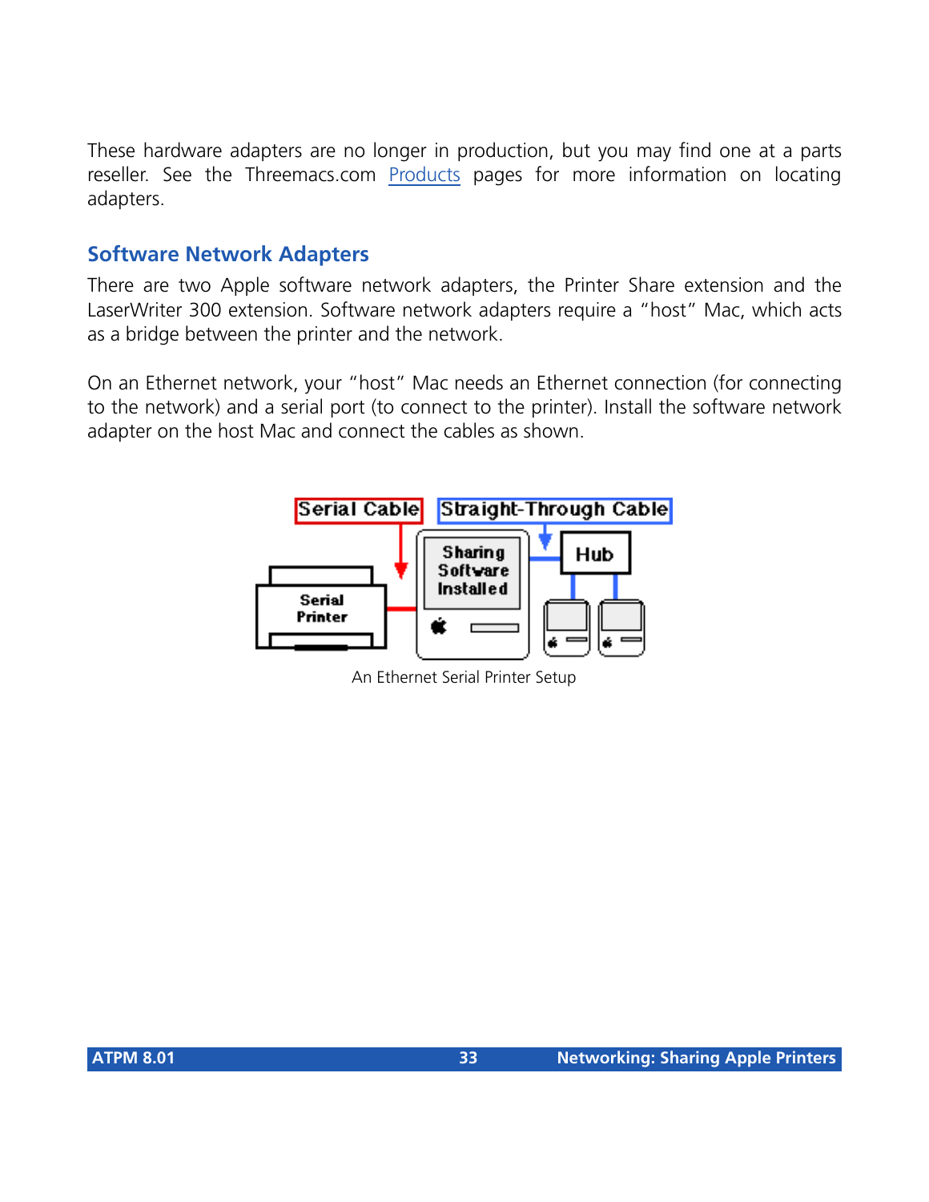These hardware adapters are no longer in production, but you may find one at a parts reseller. See the Threemacs.com [Products](Products) pages for more information on locating adapters.

## Software Network Adapters

There are two Apple software network adapters, the Printer Share extension and the LaserWriter 300 extension. Software network adapters require a "host" Mac, which acts as a bridge between the printer and the network.

On an Ethernet network, your "host" Mac needs an Ethernet connection (for connecting to the network) and a serial port (to connect to the printer). Install the software network adapter on the host Mac and connect the cables as shown.

An Ethernet Serial Printer Setup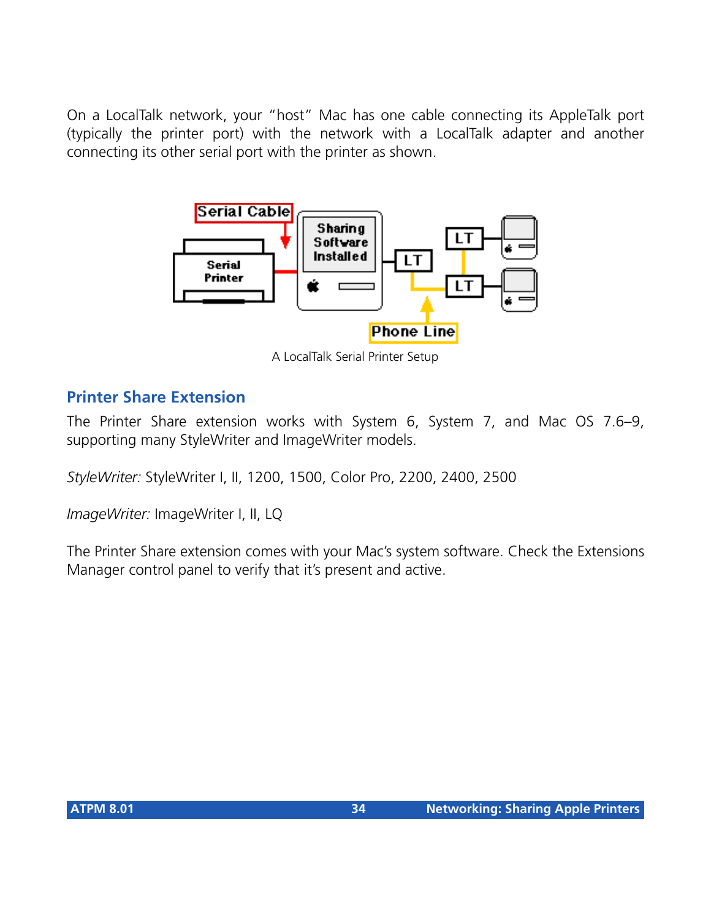On a LocalTalk network, your "host" Mac has one cable connecting its AppleTalk port (typically the printer port) with the network with a LocalTalk adapter and another connecting its other serial port with the printer as shown.

A LocalTalk Serial Printer Setup

## Printer Share Extension

The Printer Share extension works with System 6, System 7, and Mac OS 7.6–9, supporting many StyleWriter and ImageWriter models.

*StyleWriter:* StyleWriter I, II, 1200, 1500, Color Pro, 2200, 2400, 2500

*ImageWriter:* ImageWriter I, II, LQ

The Printer Share extension comes with your Mac's system software. Check the Extensions Manager control panel to verify that it's present and active.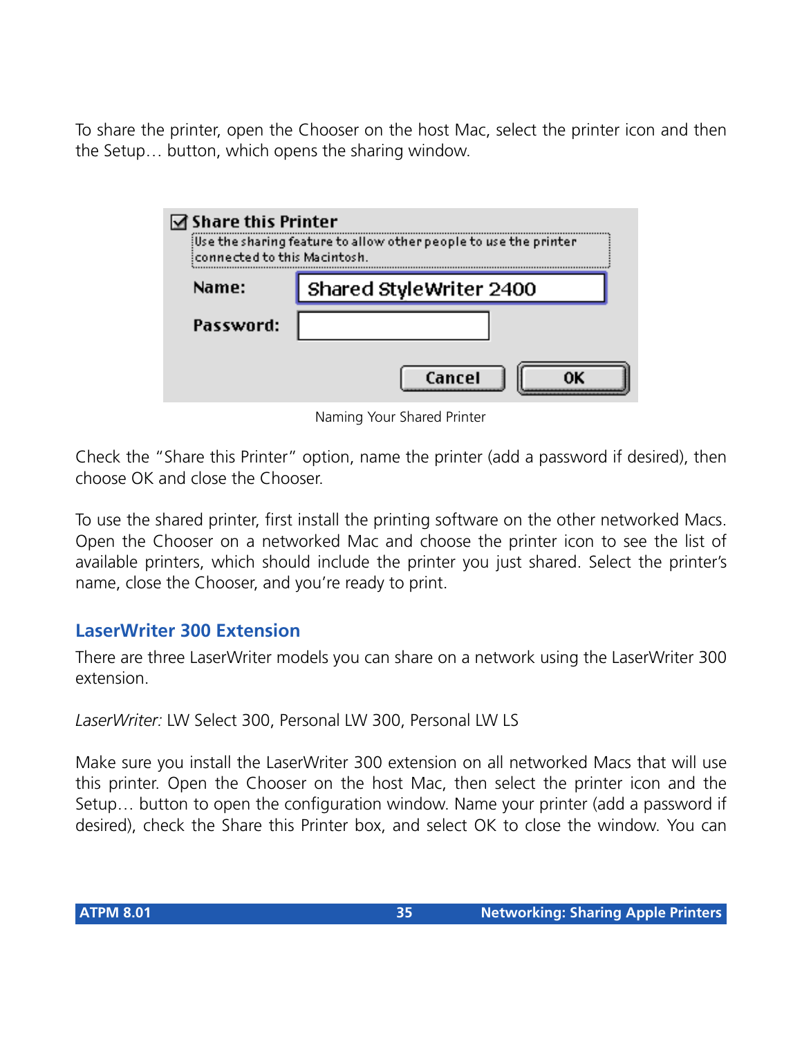To share the printer, open the Chooser on the host Mac, select the printer icon and then the Setup… button, which opens the sharing window.

Naming Your Shared Printer

Check the "Share this Printer" option, name the printer (add a password if desired), then choose OK and close the Chooser.

To use the shared printer, first install the printing software on the other networked Macs. Open the Chooser on a networked Mac and choose the printer icon to see the list of available printers, which should include the printer you just shared. Select the printer's name, close the Chooser, and you're ready to print.

## LaserWriter 300 Extension

There are three LaserWriter models you can share on a network using the LaserWriter 300 extension.

*LaserWriter:* LW Select 300, Personal LW 300, Personal LW LS

Make sure you install the LaserWriter 300 extension on all networked Macs that will use this printer. Open the Chooser on the host Mac, then select the printer icon and the Setup… button to open the configuration window. Name your printer (add a password if desired), check the Share this Printer box, and select OK to close the window. You can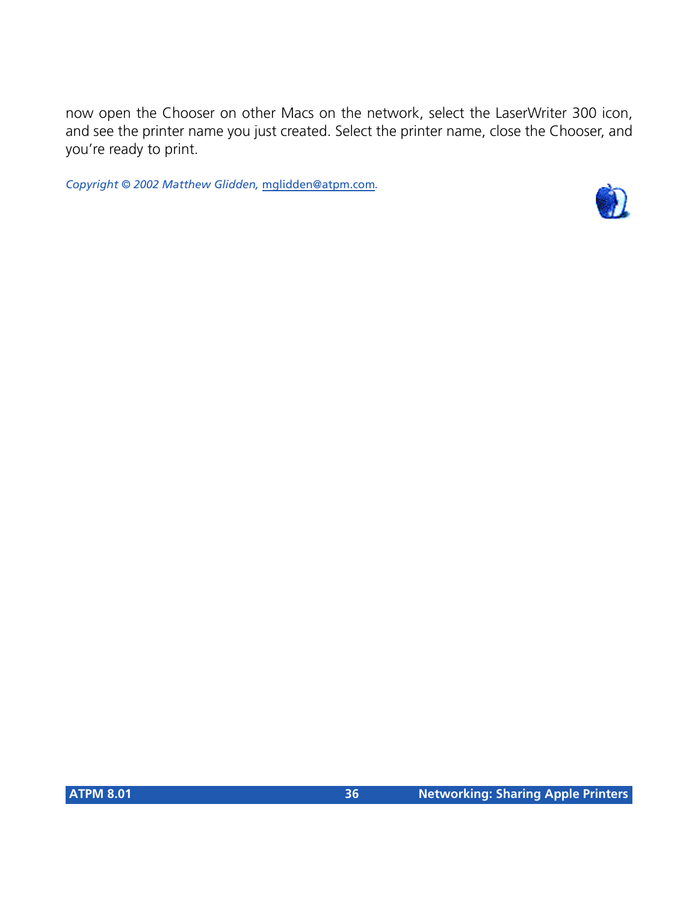now open the Chooser on other Macs on the network, select the LaserWriter 300 icon, and see the printer name you just created. Select the printer name, close the Chooser, and you're ready to print.

*Copyright © 2002 Matthew Glidden, mglidden@atpm.com.*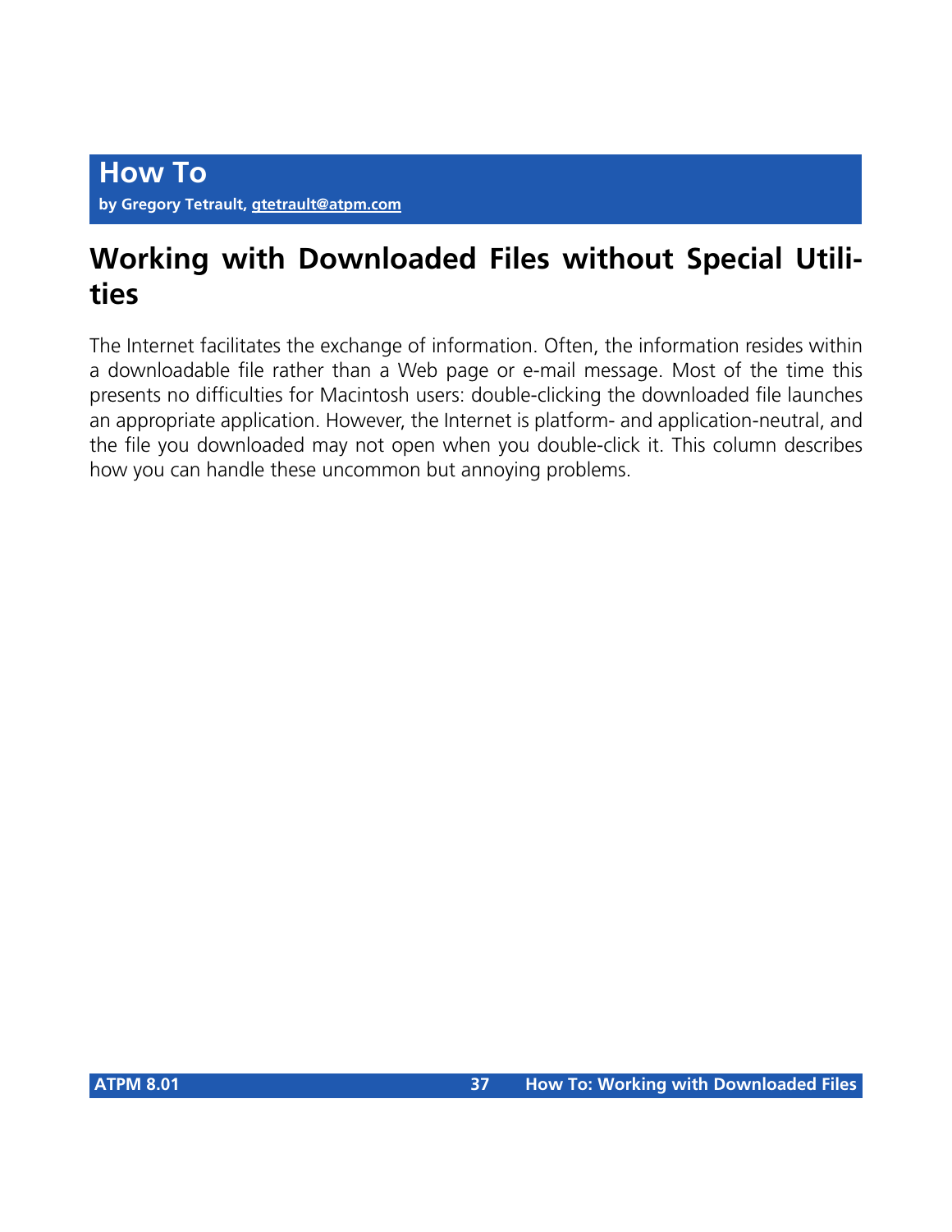# How To

**by Gregory Tetrault, gtetrault@atpm.com**

## Working with Downloaded Files without Special Utilities

The Internet facilitates the exchange of information. Often, the information resides within a downloadable file rather than a Web page or e-mail message. Most of the time this presents no difficulties for Macintosh users: double-clicking the downloaded file launches an appropriate application. However, the Internet is platform- and application-neutral, and the file you downloaded may not open when you double-click it. This column describes how you can handle these uncommon but annoying problems.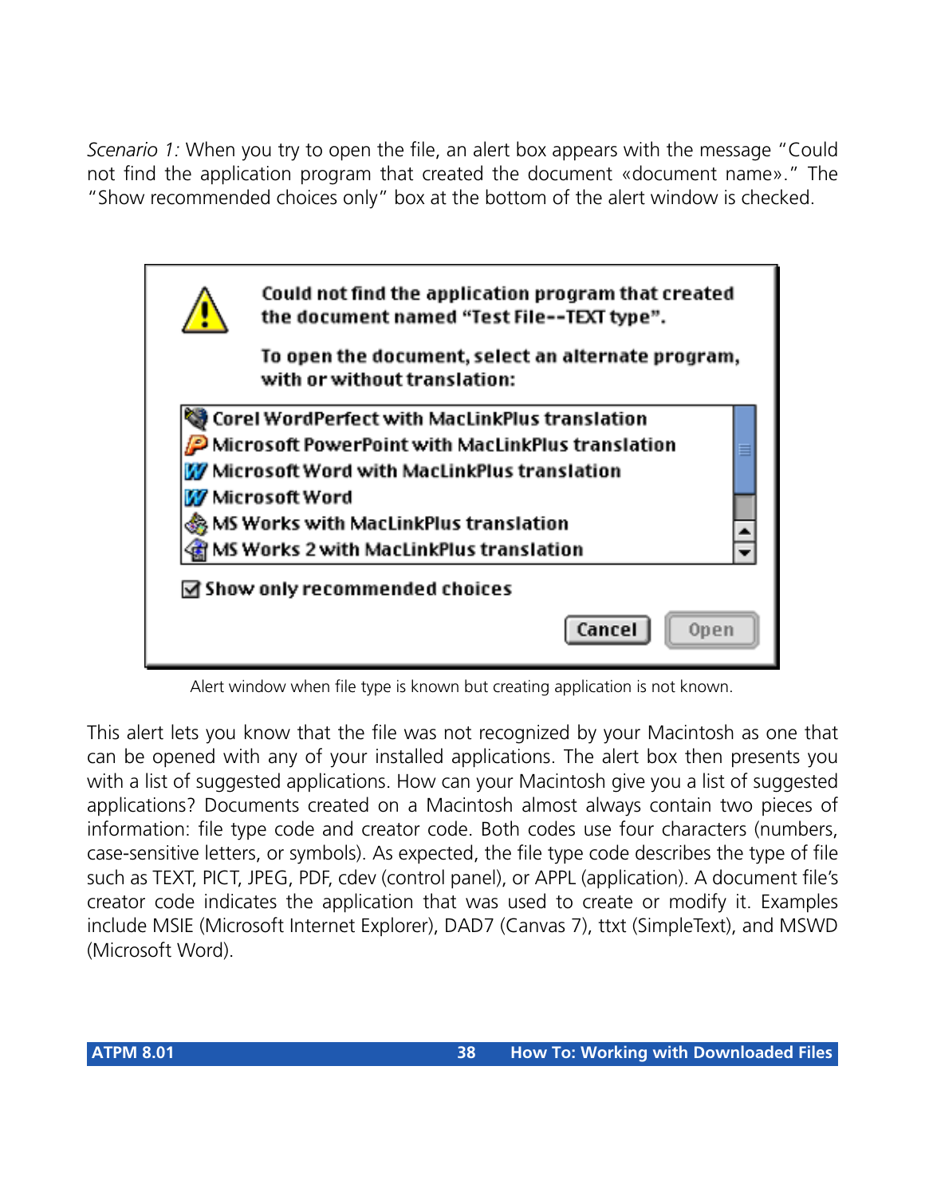*Scenario 1:* When you try to open the file, an alert box appears with the message "Could not find the application program that created the document «document name»." The "Show recommended choices only" box at the bottom of the alert window is checked.

Could not find the application program that created the document named "Test File--TEXT type".

To open the document, select an alternate program, with or without translation:

- Corel WordPerfect with MacLinkPlus translation
- Microsoft PowerPoint with MacLinkPlus translation
- Microsoft Word with MacLinkPlus translation
- Microsoft Word
- MS Works with MacLinkPlus translation
- MS Works 2 with MacLinkPlus translation

☑ Show only recommended choices

Cancel | Open

Alert window when file type is known but creating application is not known.

This alert lets you know that the file was not recognized by your Macintosh as one that can be opened with any of your installed applications. The alert box then presents you with a list of suggested applications. How can your Macintosh give you a list of suggested applications? Documents created on a Macintosh almost always contain two pieces of information: file type code and creator code. Both codes use four characters (numbers, case-sensitive letters, or symbols). As expected, the file type code describes the type of file such as TEXT, PICT, JPEG, PDF, cdev (control panel), or APPL (application). A document file's creator code indicates the application that was used to create or modify it. Examples include MSIE (Microsoft Internet Explorer), DAD7 (Canvas 7), ttxt (SimpleText), and MSWD (Microsoft Word).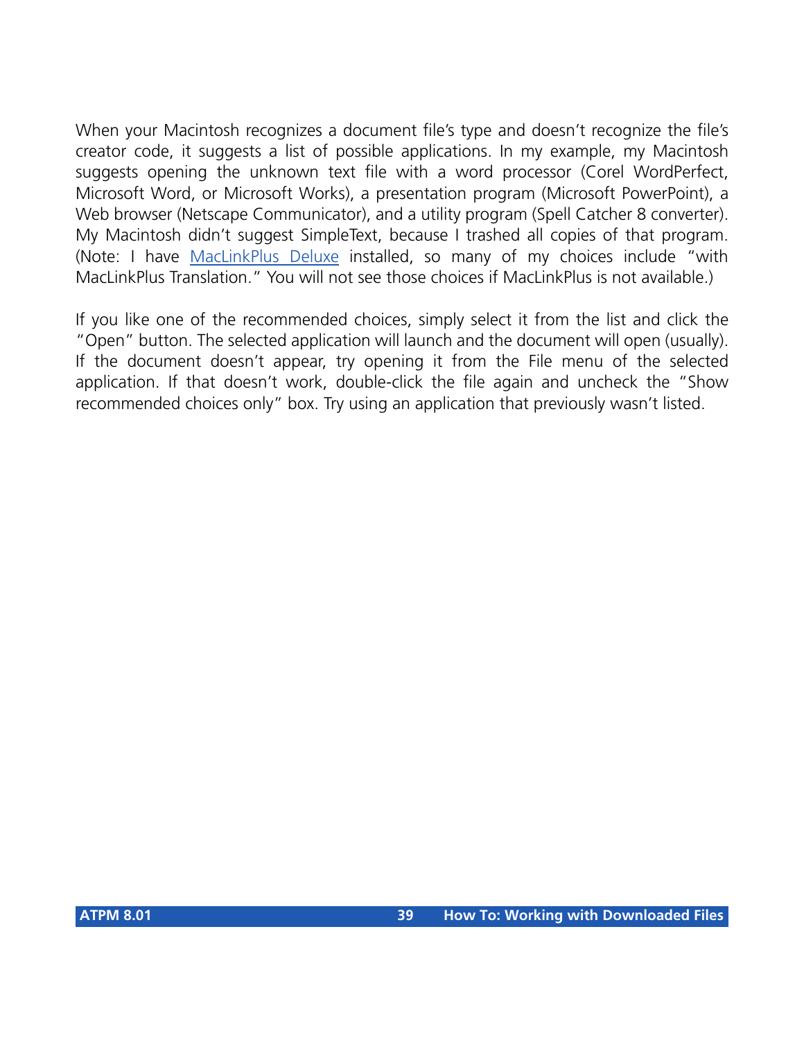When your Macintosh recognizes a document file's type and doesn't recognize the file's creator code, it suggests a list of possible applications. In my example, my Macintosh suggests opening the unknown text file with a word processor (Corel WordPerfect, Microsoft Word, or Microsoft Works), a presentation program (Microsoft PowerPoint), a Web browser (Netscape Communicator), and a utility program (Spell Catcher 8 converter). My Macintosh didn't suggest SimpleText, because I trashed all copies of that program. (Note: I have MacLinkPlus Deluxe installed, so many of my choices include "with MacLinkPlus Translation." You will not see those choices if MacLinkPlus is not available.)

If you like one of the recommended choices, simply select it from the list and click the "Open" button. The selected application will launch and the document will open (usually). If the document doesn't appear, try opening it from the File menu of the selected application. If that doesn't work, double-click the file again and uncheck the "Show recommended choices only" box. Try using an application that previously wasn't listed.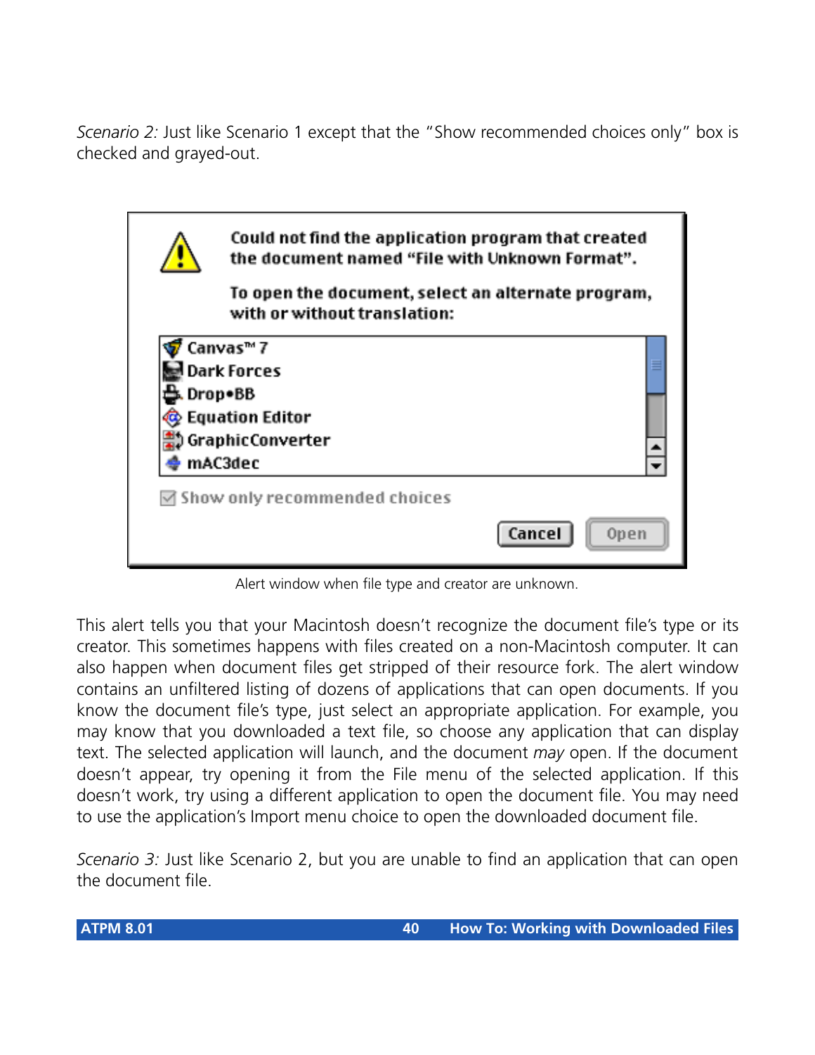*Scenario 2:* Just like Scenario 1 except that the "Show recommended choices only" box is checked and grayed-out.

Alert window when file type and creator are unknown.

This alert tells you that your Macintosh doesn't recognize the document file's type or its creator. This sometimes happens with files created on a non-Macintosh computer. It can also happen when document files get stripped of their resource fork. The alert window contains an unfiltered listing of dozens of applications that can open documents. If you know the document file's type, just select an appropriate application. For example, you may know that you downloaded a text file, so choose any application that can display text. The selected application will launch, and the document *may* open. If the document doesn't appear, try opening it from the File menu of the selected application. If this doesn't work, try using a different application to open the document file. You may need to use the application's Import menu choice to open the downloaded document file.

*Scenario 3:* Just like Scenario 2, but you are unable to find an application that can open the document file.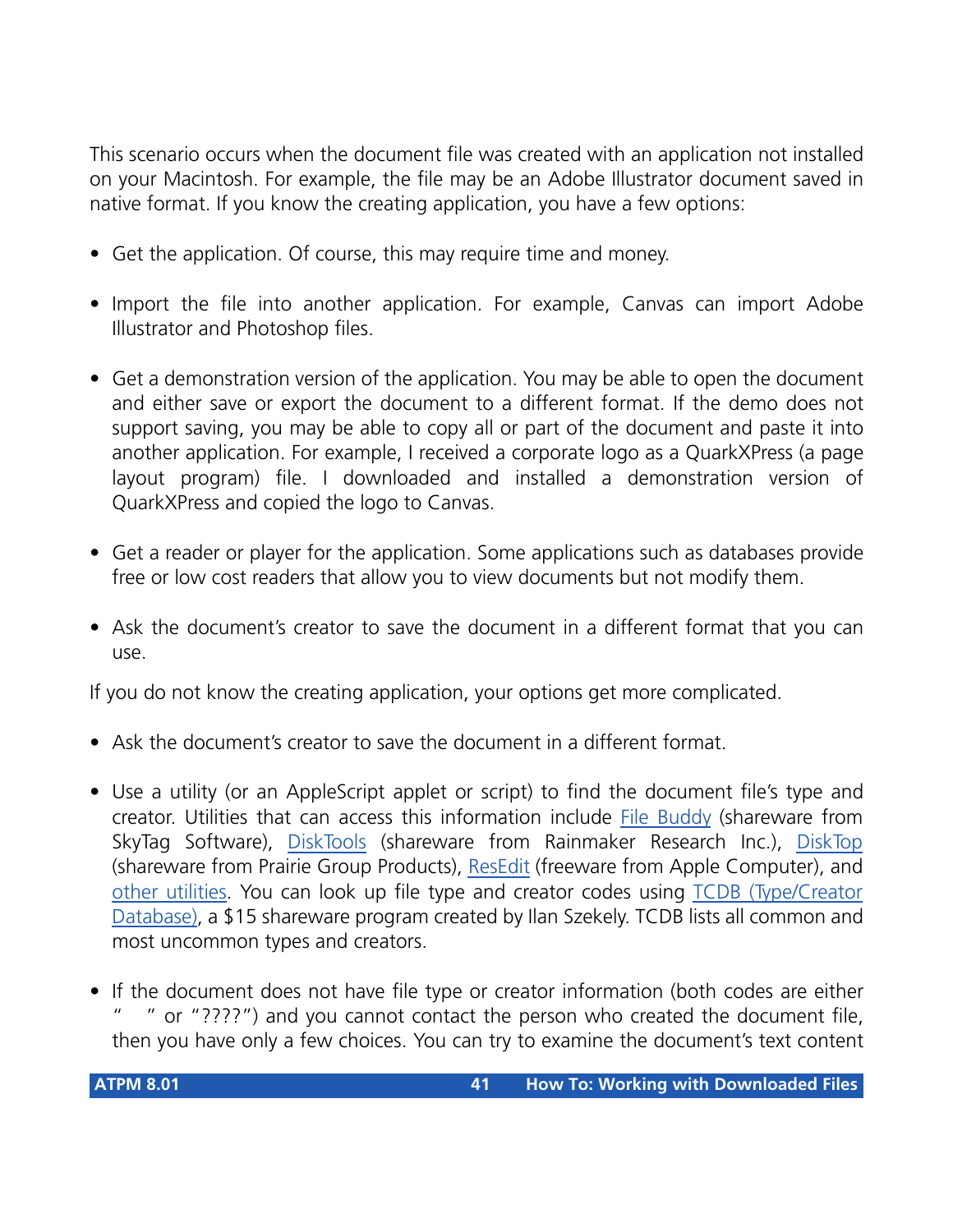This scenario occurs when the document file was created with an application not installed on your Macintosh. For example, the file may be an Adobe Illustrator document saved in native format. If you know the creating application, you have a few options:

- Get the application. Of course, this may require time and money.
- Import the file into another application. For example, Canvas can import Adobe Illustrator and Photoshop files.
- Get a demonstration version of the application. You may be able to open the document and either save or export the document to a different format. If the demo does not support saving, you may be able to copy all or part of the document and paste it into another application. For example, I received a corporate logo as a QuarkXPress (a page layout program) file. I downloaded and installed a demonstration version of QuarkXPress and copied the logo to Canvas.
- Get a reader or player for the application. Some applications such as databases provide free or low cost readers that allow you to view documents but not modify them.
- Ask the document's creator to save the document in a different format that you can use.

If you do not know the creating application, your options get more complicated.

- Ask the document's creator to save the document in a different format.
- Use a utility (or an AppleScript applet or script) to find the document file's type and creator. Utilities that can access this information include File Buddy (shareware from SkyTag Software), DiskTools (shareware from Rainmaker Research Inc.), DiskTop (shareware from Prairie Group Products), ResEdit (freeware from Apple Computer), and other utilities. You can look up file type and creator codes using TCDB (Type/Creator Database), a $15 shareware program created by Ilan Szekely. TCDB lists all common and most uncommon types and creators.
- If the document does not have file type or creator information (both codes are either "    " or "????") and you cannot contact the person who created the document file, then you have only a few choices. You can try to examine the document's text content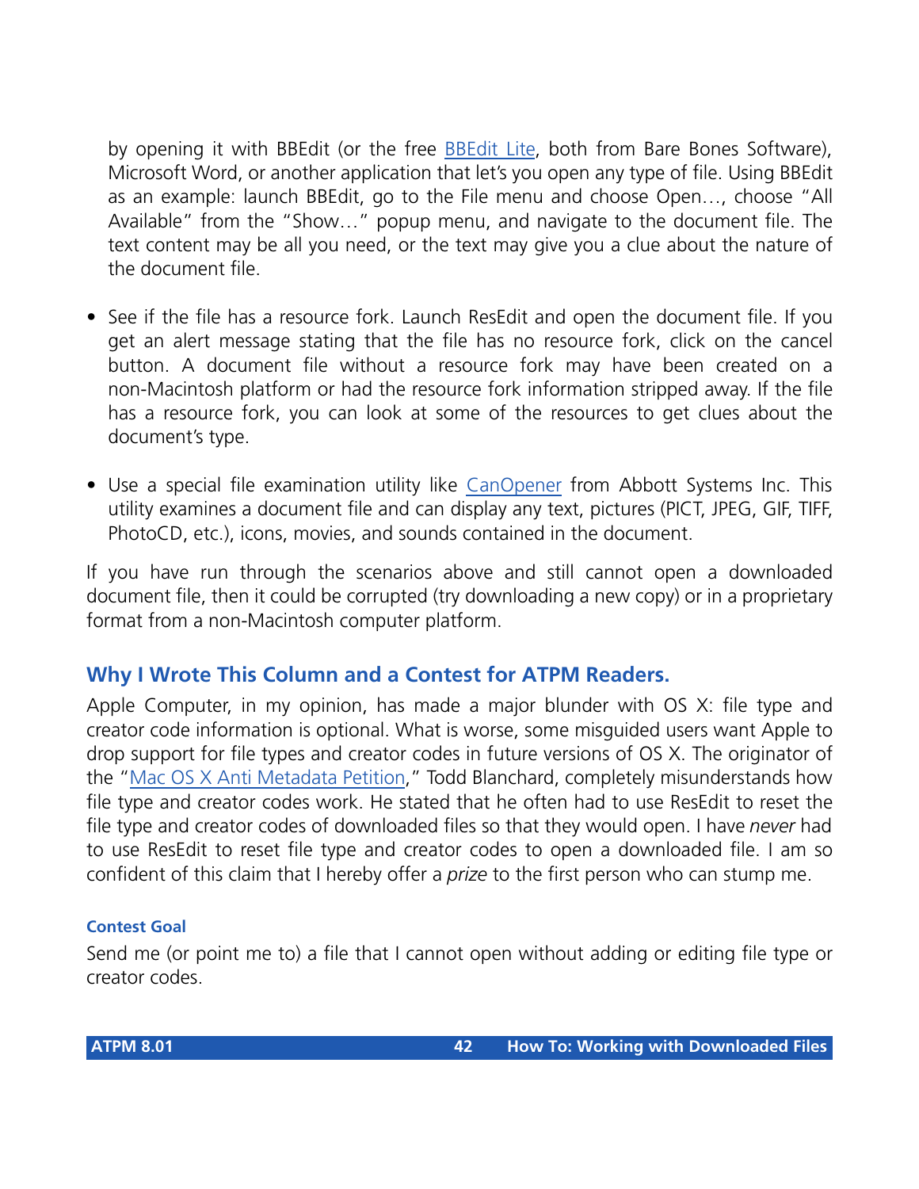by opening it with BBEdit (or the free BBEdit Lite, both from Bare Bones Software), Microsoft Word, or another application that let's you open any type of file. Using BBEdit as an example: launch BBEdit, go to the File menu and choose Open…, choose "All Available" from the "Show…" popup menu, and navigate to the document file. The text content may be all you need, or the text may give you a clue about the nature of the document file.

- See if the file has a resource fork. Launch ResEdit and open the document file. If you get an alert message stating that the file has no resource fork, click on the cancel button. A document file without a resource fork may have been created on a non-Macintosh platform or had the resource fork information stripped away. If the file has a resource fork, you can look at some of the resources to get clues about the document's type.
- Use a special file examination utility like CanOpener from Abbott Systems Inc. This utility examines a document file and can display any text, pictures (PICT, JPEG, GIF, TIFF, PhotoCD, etc.), icons, movies, and sounds contained in the document.

If you have run through the scenarios above and still cannot open a downloaded document file, then it could be corrupted (try downloading a new copy) or in a proprietary format from a non-Macintosh computer platform.

## Why I Wrote This Column and a Contest for ATPM Readers.

Apple Computer, in my opinion, has made a major blunder with OS X: file type and creator code information is optional. What is worse, some misguided users want Apple to drop support for file types and creator codes in future versions of OS X. The originator of the "Mac OS X Anti Metadata Petition," Todd Blanchard, completely misunderstands how file type and creator codes work. He stated that he often had to use ResEdit to reset the file type and creator codes of downloaded files so that they would open. I have *never* had to use ResEdit to reset file type and creator codes to open a downloaded file. I am so confident of this claim that I hereby offer a *prize* to the first person who can stump me.

### Contest Goal

Send me (or point me to) a file that I cannot open without adding or editing file type or creator codes.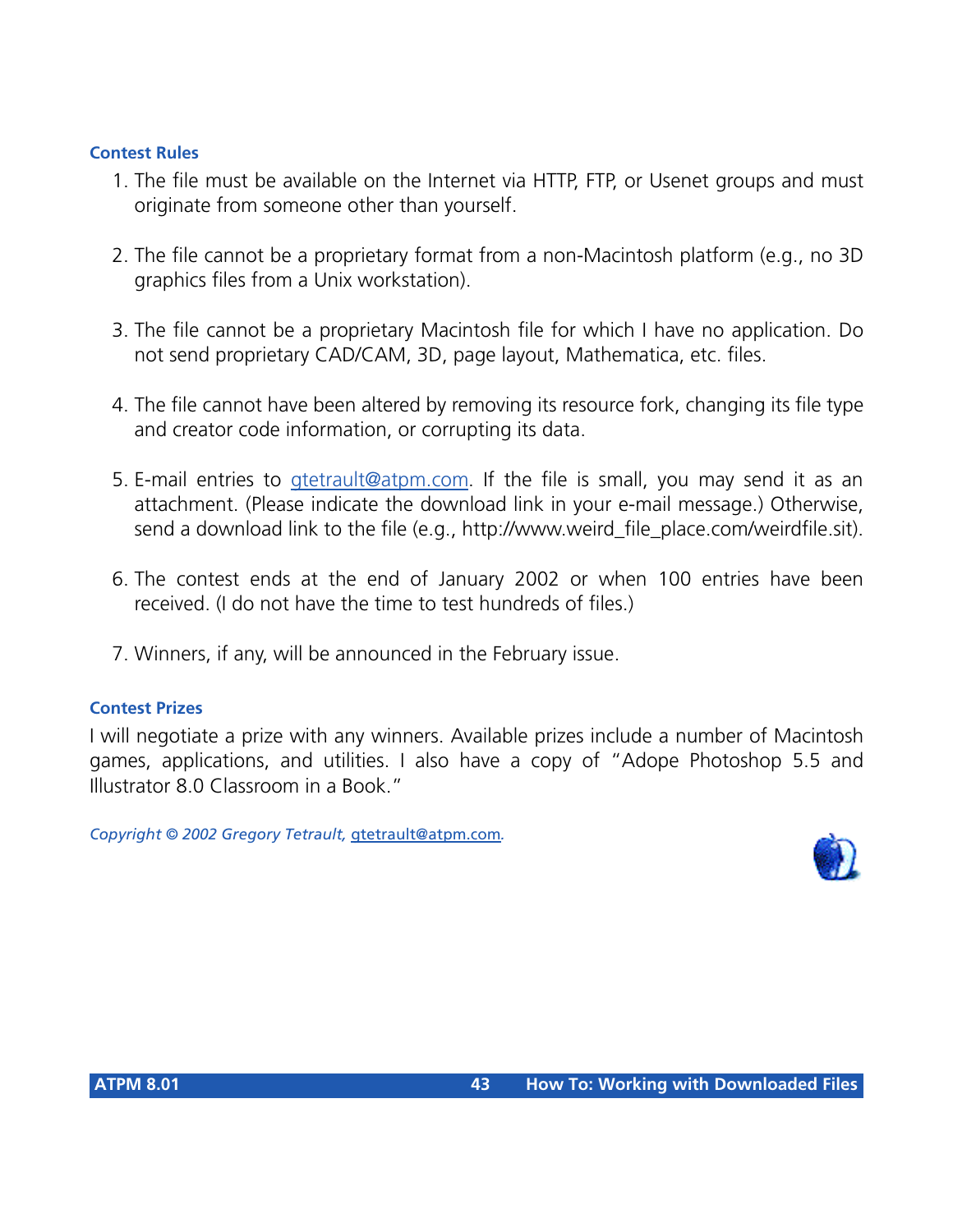### Contest Rules

1. The file must be available on the Internet via HTTP, FTP, or Usenet groups and must originate from someone other than yourself.

2. The file cannot be a proprietary format from a non-Macintosh platform (e.g., no 3D graphics files from a Unix workstation).

3. The file cannot be a proprietary Macintosh file for which I have no application. Do not send proprietary CAD/CAM, 3D, page layout, Mathematica, etc. files.

4. The file cannot have been altered by removing its resource fork, changing its file type and creator code information, or corrupting its data.

5. E-mail entries to gtetrault@atpm.com. If the file is small, you may send it as an attachment. (Please indicate the download link in your e-mail message.) Otherwise, send a download link to the file (e.g., http://www.weird_file_place.com/weirdfile.sit).

6. The contest ends at the end of January 2002 or when 100 entries have been received. (I do not have the time to test hundreds of files.)

7. Winners, if any, will be announced in the February issue.

### Contest Prizes

I will negotiate a prize with any winners. Available prizes include a number of Macintosh games, applications, and utilities. I also have a copy of "Adope Photoshop 5.5 and Illustrator 8.0 Classroom in a Book."

*Copyright © 2002 Gregory Tetrault,* gtetrault@atpm.com.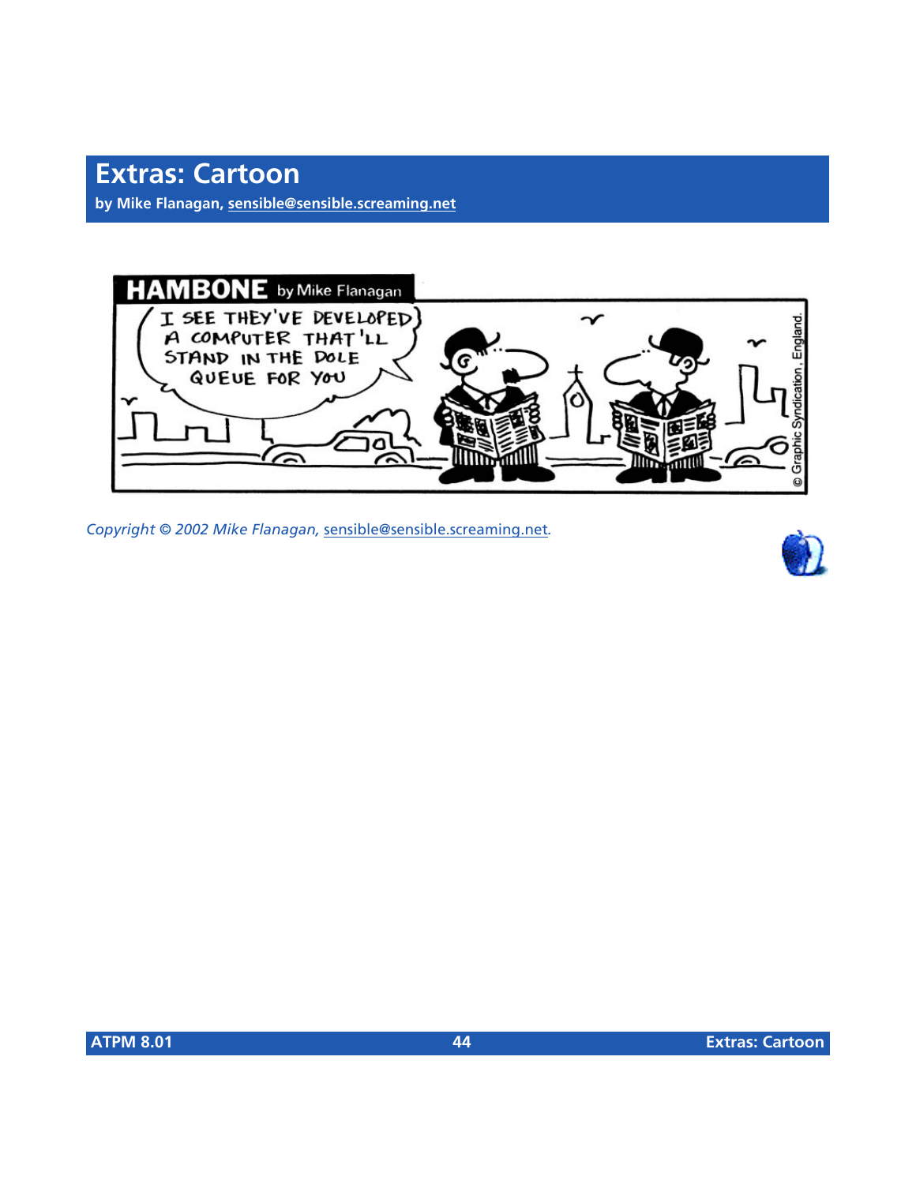# Extras: Cartoon

**by Mike Flanagan, sensible@sensible.screaming.net**

*Copyright © 2002 Mike Flanagan, sensible@sensible.screaming.net.*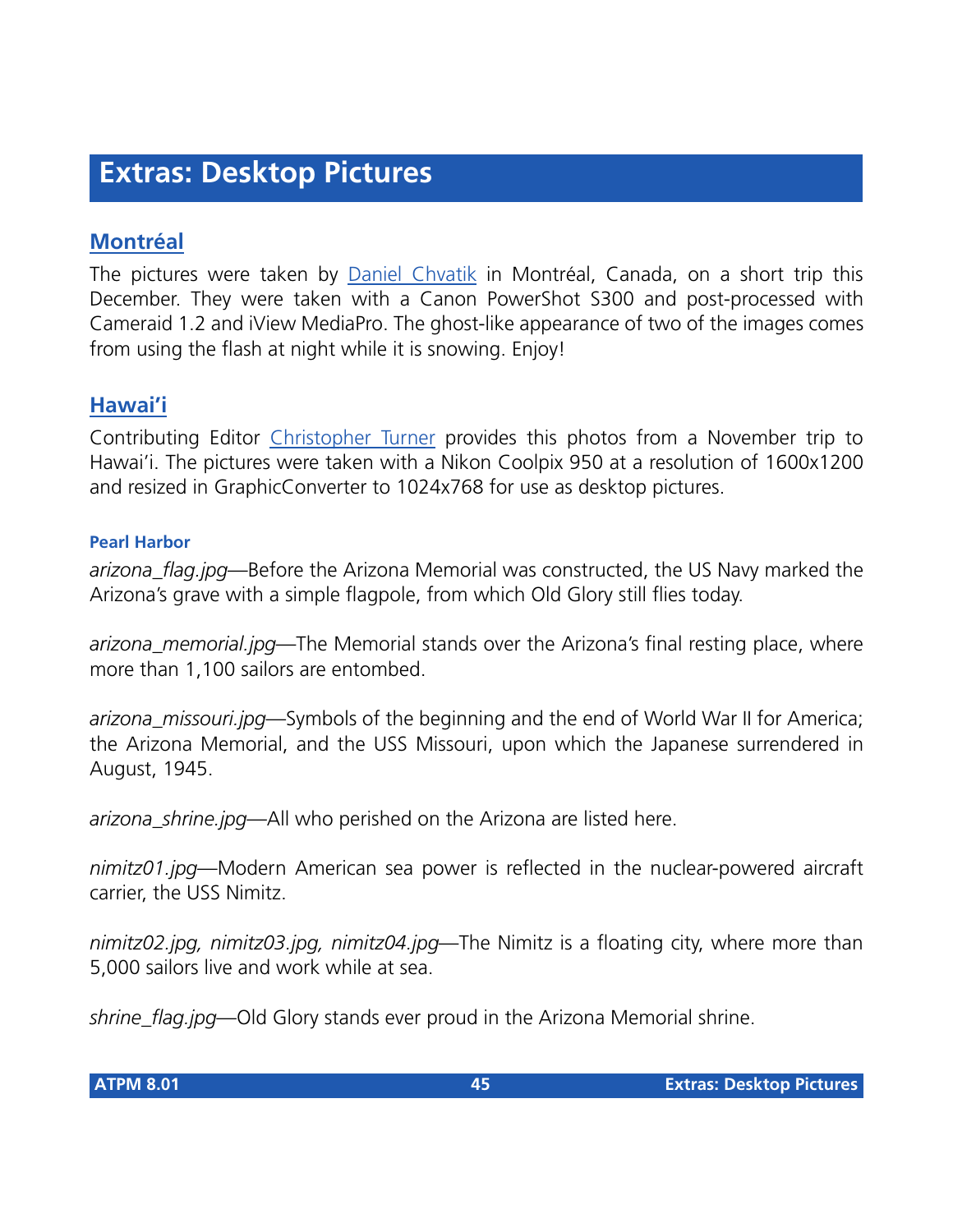# Extras: Desktop Pictures

## Montréal

The pictures were taken by Daniel Chvatik in Montréal, Canada, on a short trip this December. They were taken with a Canon PowerShot S300 and post-processed with Cameraid 1.2 and iView MediaPro. The ghost-like appearance of two of the images comes from using the flash at night while it is snowing. Enjoy!

## Hawai'i

Contributing Editor Christopher Turner provides this photos from a November trip to Hawai'i. The pictures were taken with a Nikon Coolpix 950 at a resolution of 1600x1200 and resized in GraphicConverter to 1024x768 for use as desktop pictures.

### Pearl Harbor

*arizona_flag.jpg*—Before the Arizona Memorial was constructed, the US Navy marked the Arizona's grave with a simple flagpole, from which Old Glory still flies today.

*arizona_memorial.jpg*—The Memorial stands over the Arizona's final resting place, where more than 1,100 sailors are entombed.

*arizona_missouri.jpg*—Symbols of the beginning and the end of World War II for America; the Arizona Memorial, and the USS Missouri, upon which the Japanese surrendered in August, 1945.

*arizona_shrine.jpg*—All who perished on the Arizona are listed here.

*nimitz01.jpg*—Modern American sea power is reflected in the nuclear-powered aircraft carrier, the USS Nimitz.

*nimitz02.jpg, nimitz03.jpg, nimitz04.jpg*—The Nimitz is a floating city, where more than 5,000 sailors live and work while at sea.

*shrine_flag.jpg*—Old Glory stands ever proud in the Arizona Memorial shrine.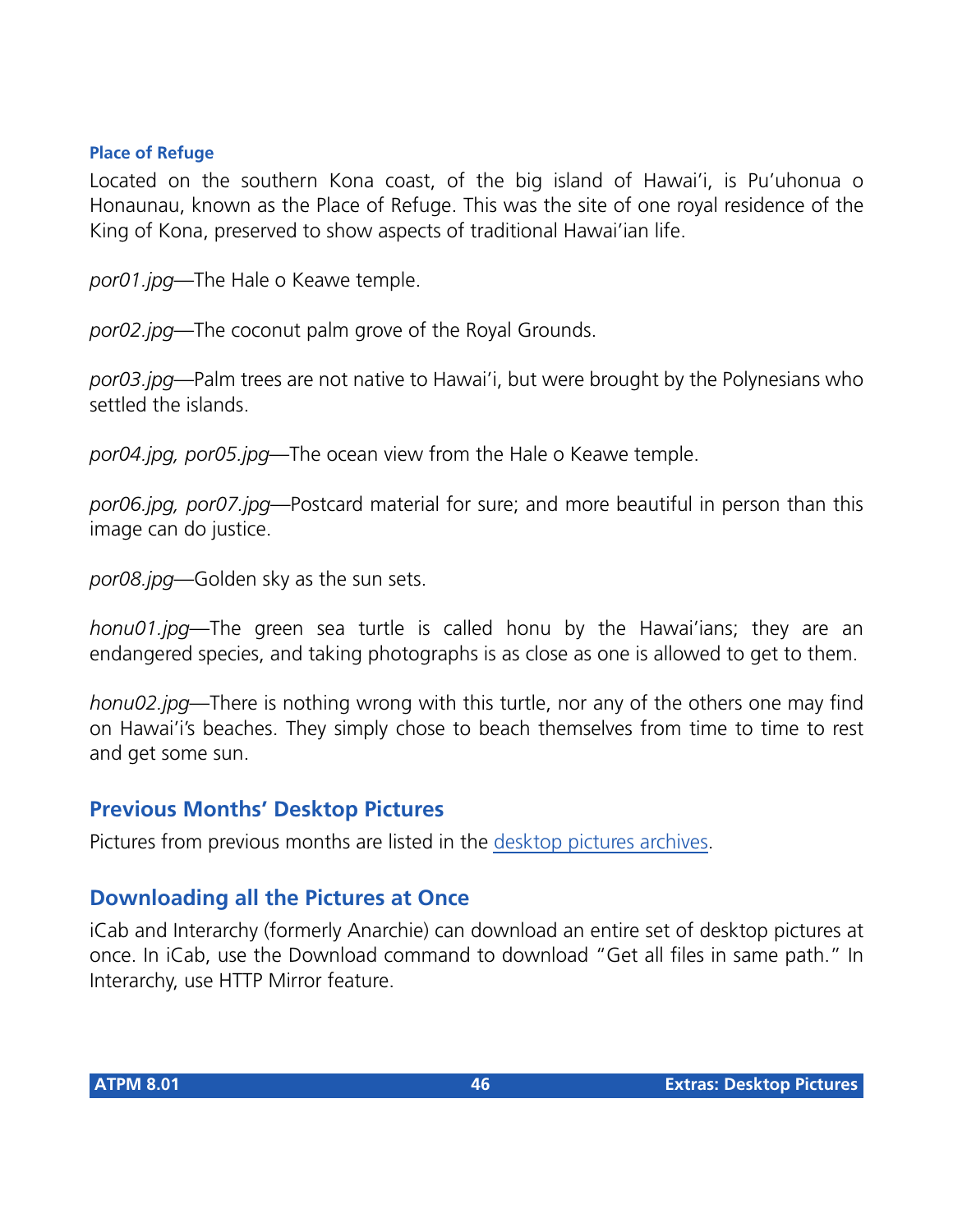### Place of Refuge

Located on the southern Kona coast, of the big island of Hawai'i, is Pu'uhonua o Honaunau, known as the Place of Refuge. This was the site of one royal residence of the King of Kona, preserved to show aspects of traditional Hawai'ian life.

*por01.jpg*—The Hale o Keawe temple.

*por02.jpg*—The coconut palm grove of the Royal Grounds.

*por03.jpg*—Palm trees are not native to Hawai'i, but were brought by the Polynesians who settled the islands.

*por04.jpg, por05.jpg*—The ocean view from the Hale o Keawe temple.

*por06.jpg, por07.jpg*—Postcard material for sure; and more beautiful in person than this image can do justice.

*por08.jpg*—Golden sky as the sun sets.

*honu01.jpg*—The green sea turtle is called honu by the Hawai'ians; they are an endangered species, and taking photographs is as close as one is allowed to get to them.

*honu02.jpg*—There is nothing wrong with this turtle, nor any of the others one may find on Hawai'i's beaches. They simply chose to beach themselves from time to time to rest and get some sun.

## Previous Months' Desktop Pictures

Pictures from previous months are listed in the desktop pictures archives.

## Downloading all the Pictures at Once

iCab and Interarchy (formerly Anarchie) can download an entire set of desktop pictures at once. In iCab, use the Download command to download "Get all files in same path." In Interarchy, use HTTP Mirror feature.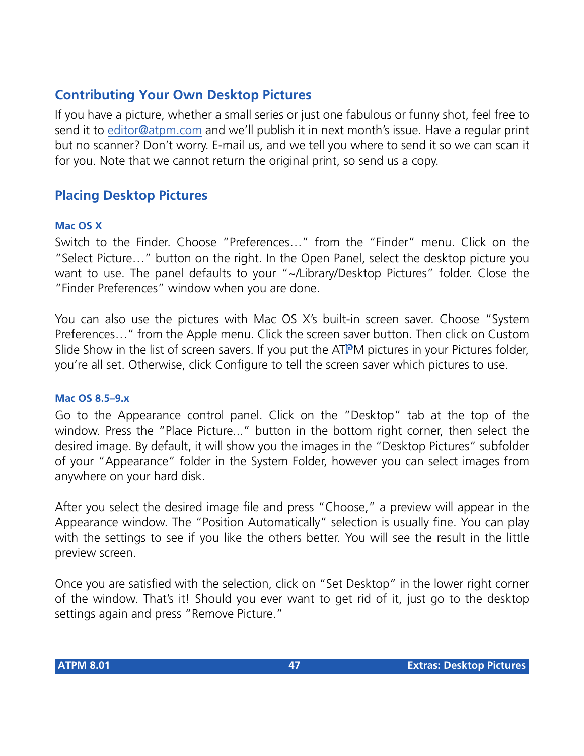## Contributing Your Own Desktop Pictures

If you have a picture, whether a small series or just one fabulous or funny shot, feel free to send it to editor@atpm.com and we'll publish it in next month's issue. Have a regular print but no scanner? Don't worry. E-mail us, and we tell you where to send it so we can scan it for you. Note that we cannot return the original print, so send us a copy.

## Placing Desktop Pictures

### Mac OS X

Switch to the Finder. Choose "Preferences…" from the "Finder" menu. Click on the "Select Picture…" button on the right. In the Open Panel, select the desktop picture you want to use. The panel defaults to your "~/Library/Desktop Pictures" folder. Close the "Finder Preferences" window when you are done.

You can also use the pictures with Mac OS X's built-in screen saver. Choose "System Preferences…" from the Apple menu. Click the screen saver button. Then click on Custom Slide Show in the list of screen savers. If you put the ATPM pictures in your Pictures folder, you're all set. Otherwise, click Configure to tell the screen saver which pictures to use.

### Mac OS 8.5–9.x

Go to the Appearance control panel. Click on the "Desktop" tab at the top of the window. Press the "Place Picture..." button in the bottom right corner, then select the desired image. By default, it will show you the images in the "Desktop Pictures" subfolder of your "Appearance" folder in the System Folder, however you can select images from anywhere on your hard disk.

After you select the desired image file and press "Choose," a preview will appear in the Appearance window. The "Position Automatically" selection is usually fine. You can play with the settings to see if you like the others better. You will see the result in the little preview screen.

Once you are satisfied with the selection, click on "Set Desktop" in the lower right corner of the window. That's it! Should you ever want to get rid of it, just go to the desktop settings again and press "Remove Picture."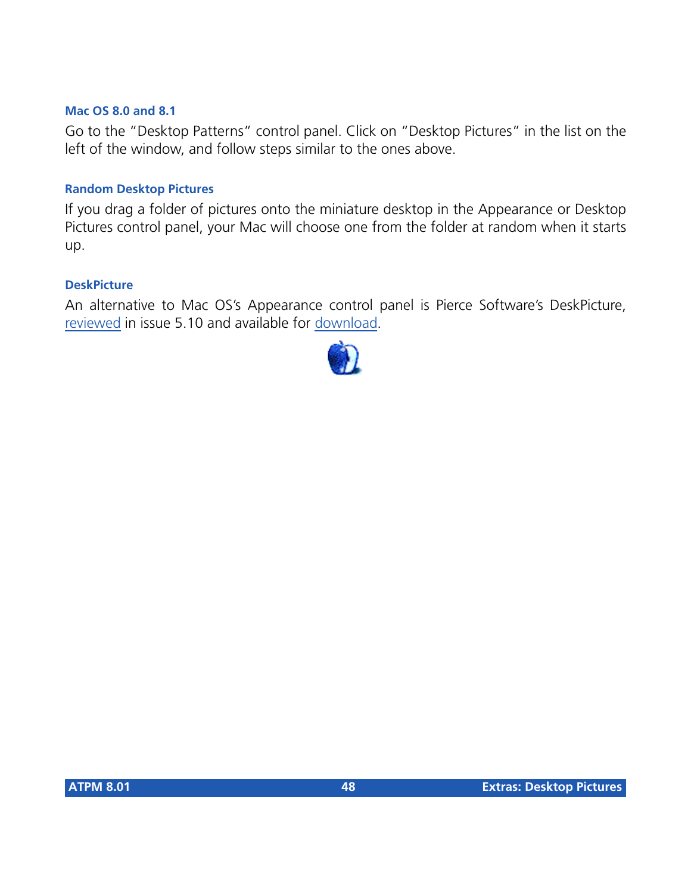### Mac OS 8.0 and 8.1

Go to the "Desktop Patterns" control panel. Click on "Desktop Pictures" in the list on the left of the window, and follow steps similar to the ones above.

### Random Desktop Pictures

If you drag a folder of pictures onto the miniature desktop in the Appearance or Desktop Pictures control panel, your Mac will choose one from the folder at random when it starts up.

### DeskPicture

An alternative to Mac OS's Appearance control panel is Pierce Software's DeskPicture, reviewed in issue 5.10 and available for download.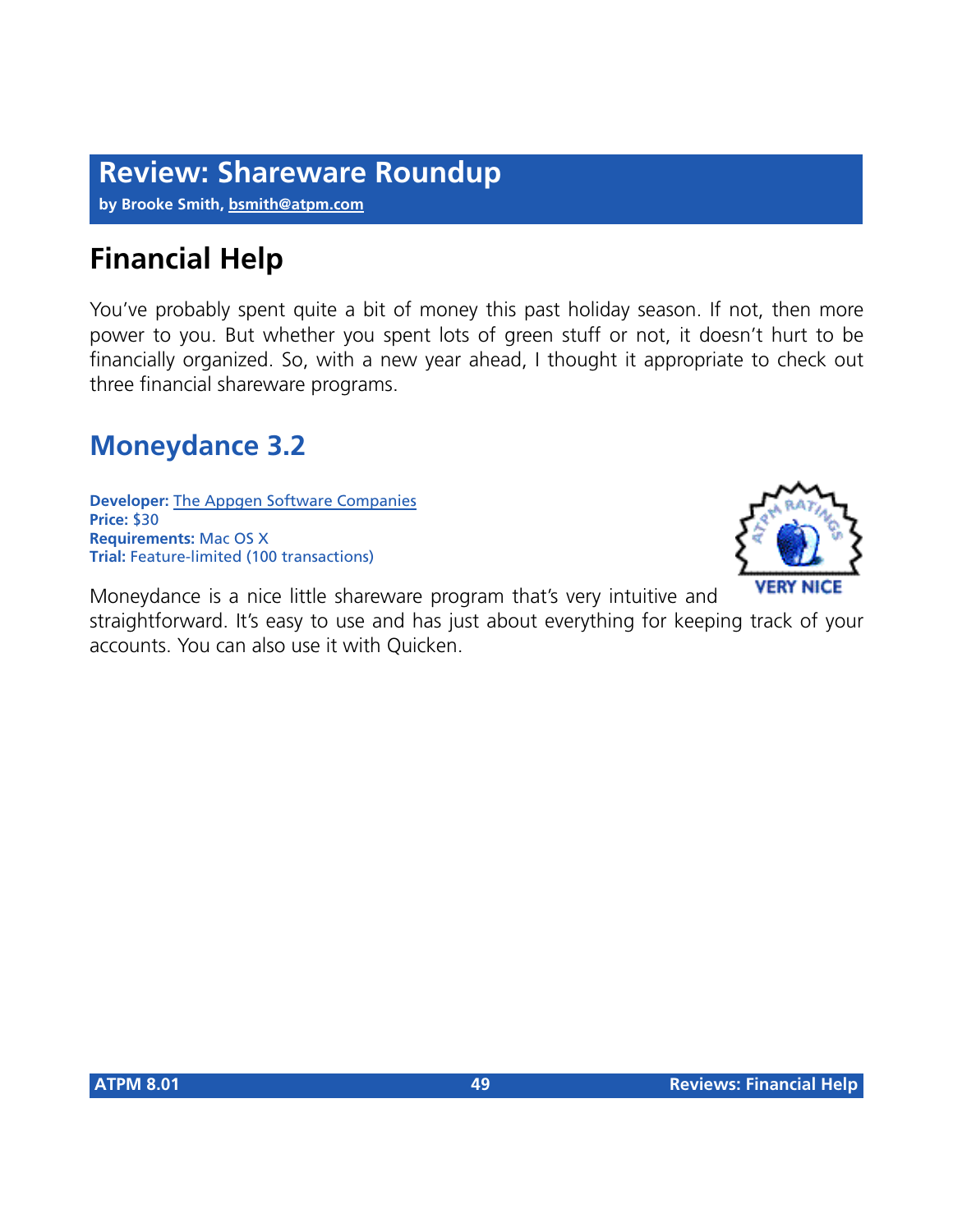# Review: Shareware Roundup

**by Brooke Smith, bsmith@atpm.com**

## Financial Help

You've probably spent quite a bit of money this past holiday season. If not, then more power to you. But whether you spent lots of green stuff or not, it doesn't hurt to be financially organized. So, with a new year ahead, I thought it appropriate to check out three financial shareware programs.

## Moneydance 3.2

**Developer:** The Appgen Software Companies
**Price:** $30
**Requirements:** Mac OS X
**Trial:** Feature-limited (100 transactions)

ATPM Ratings: VERY NICE

Moneydance is a nice little shareware program that's very intuitive and straightforward. It's easy to use and has just about everything for keeping track of your accounts. You can also use it with Quicken.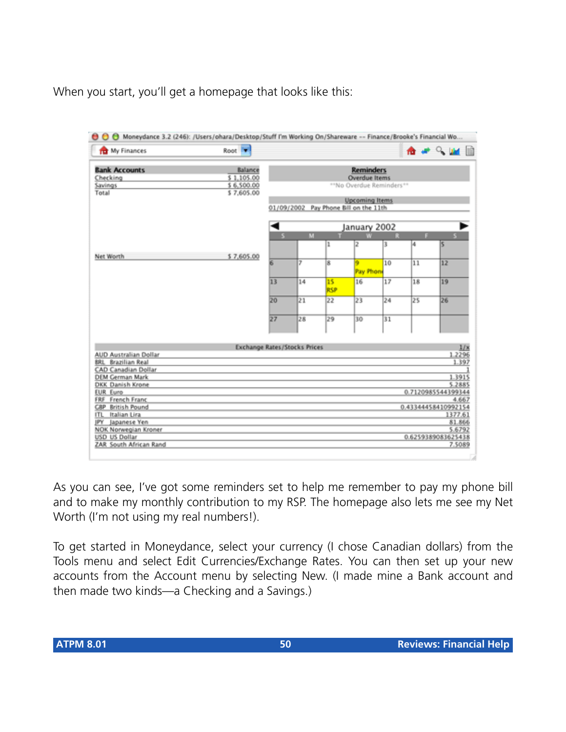When you start, you'll get a homepage that looks like this:

As you can see, I've got some reminders set to help me remember to pay my phone bill and to make my monthly contribution to my RSP. The homepage also lets me see my Net Worth (I'm not using my real numbers!).

To get started in Moneydance, select your currency (I chose Canadian dollars) from the Tools menu and select Edit Currencies/Exchange Rates. You can then set up your new accounts from the Account menu by selecting New. (I made mine a Bank account and then made two kinds—a Checking and a Savings.)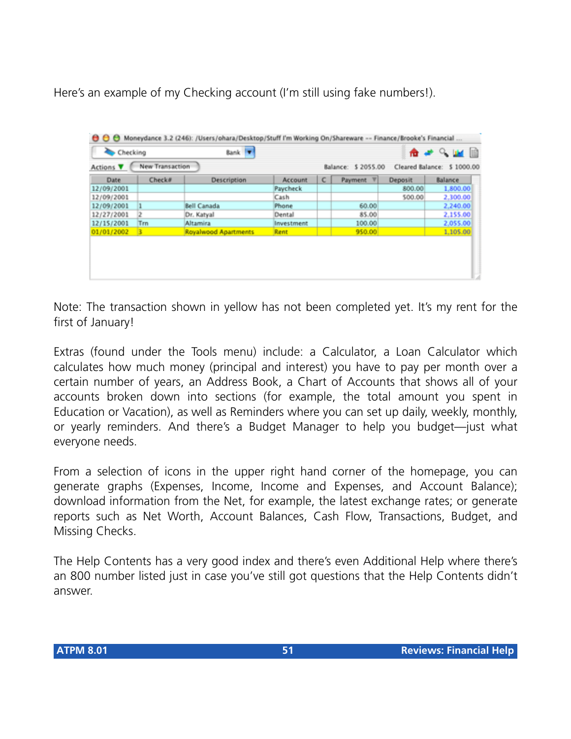Here's an example of my Checking account (I'm still using fake numbers!).

| Date | Check# | Description | Account | C | Payment | Deposit | Balance |
|---|---|---|---|---|---|---|---|
| 12/09/2001 | | | Paycheck | | | 800.00 | 1,800.00 |
| 12/09/2001 | | | Cash | | | 500.00 | 2,300.00 |
| 12/09/2001 | 1 | Bell Canada | Phone | | 60.00 | | 2,240.00 |
| 12/27/2001 | 2 | Dr. Katyal | Dental | | 85.00 | | 2,155.00 |
| 12/15/2001 | Trn | Altamira | Investment | | 100.00 | | 2,055.00 |
| 01/01/2002 | 3 | Royalwood Apartments | Rent | | 950.00 | | 1,105.00 |

Note: The transaction shown in yellow has not been completed yet. It's my rent for the first of January!

Extras (found under the Tools menu) include: a Calculator, a Loan Calculator which calculates how much money (principal and interest) you have to pay per month over a certain number of years, an Address Book, a Chart of Accounts that shows all of your accounts broken down into sections (for example, the total amount you spent in Education or Vacation), as well as Reminders where you can set up daily, weekly, monthly, or yearly reminders. And there's a Budget Manager to help you budget—just what everyone needs.

From a selection of icons in the upper right hand corner of the homepage, you can generate graphs (Expenses, Income, Income and Expenses, and Account Balance); download information from the Net, for example, the latest exchange rates; or generate reports such as Net Worth, Account Balances, Cash Flow, Transactions, Budget, and Missing Checks.

The Help Contents has a very good index and there's even Additional Help where there's an 800 number listed just in case you've still got questions that the Help Contents didn't answer.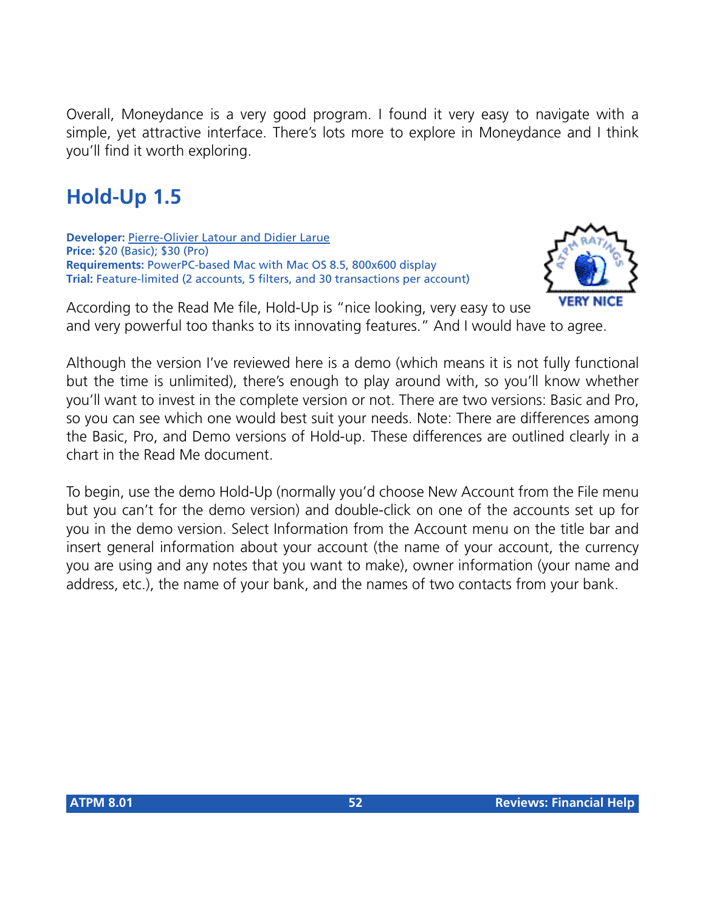Overall, Moneydance is a very good program. I found it very easy to navigate with a simple, yet attractive interface. There's lots more to explore in Moneydance and I think you'll find it worth exploring.

## Hold-Up 1.5

**Developer:** Pierre-Olivier Latour and Didier Larue
**Price:** $20 (Basic); $30 (Pro)
**Requirements:** PowerPC-based Mac with Mac OS 8.5, 800x600 display
**Trial:** Feature-limited (2 accounts, 5 filters, and 30 transactions per account)

VERY NICE

According to the Read Me file, Hold-Up is "nice looking, very easy to use and very powerful too thanks to its innovating features." And I would have to agree.

Although the version I've reviewed here is a demo (which means it is not fully functional but the time is unlimited), there's enough to play around with, so you'll know whether you'll want to invest in the complete version or not. There are two versions: Basic and Pro, so you can see which one would best suit your needs. Note: There are differences among the Basic, Pro, and Demo versions of Hold-up. These differences are outlined clearly in a chart in the Read Me document.

To begin, use the demo Hold-Up (normally you'd choose New Account from the File menu but you can't for the demo version) and double-click on one of the accounts set up for you in the demo version. Select Information from the Account menu on the title bar and insert general information about your account (the name of your account, the currency you are using and any notes that you want to make), owner information (your name and address, etc.), the name of your bank, and the names of two contacts from your bank.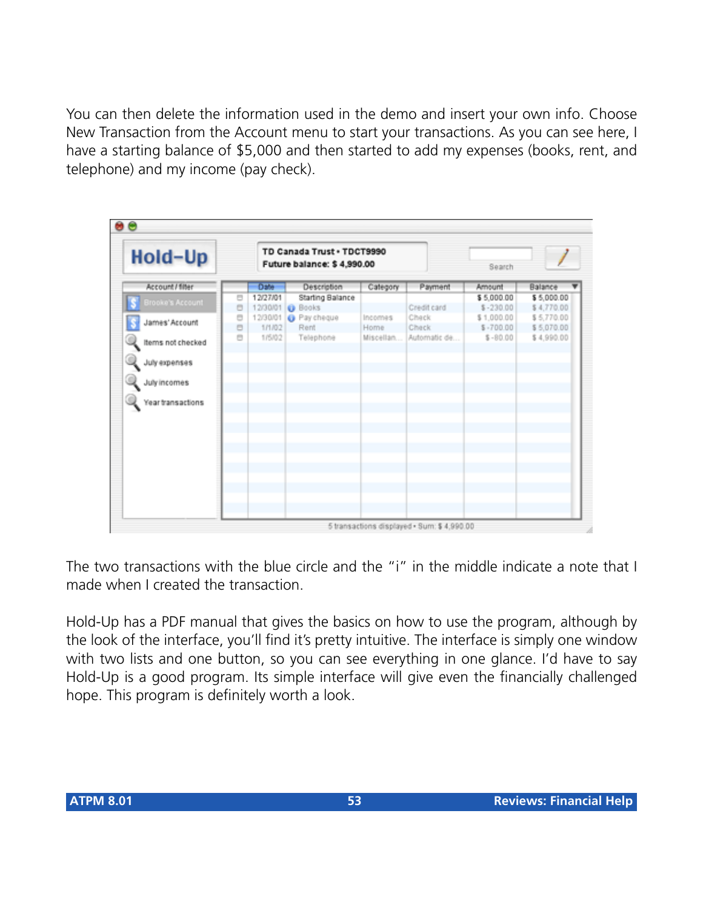You can then delete the information used in the demo and insert your own info. Choose New Transaction from the Account menu to start your transactions. As you can see here, I have a starting balance of $5,000 and then started to add my expenses (books, rent, and telephone) and my income (pay check).

The two transactions with the blue circle and the "i" in the middle indicate a note that I made when I created the transaction.

Hold-Up has a PDF manual that gives the basics on how to use the program, although by the look of the interface, you'll find it's pretty intuitive. The interface is simply one window with two lists and one button, so you can see everything in one glance. I'd have to say Hold-Up is a good program. Its simple interface will give even the financially challenged hope. This program is definitely worth a look.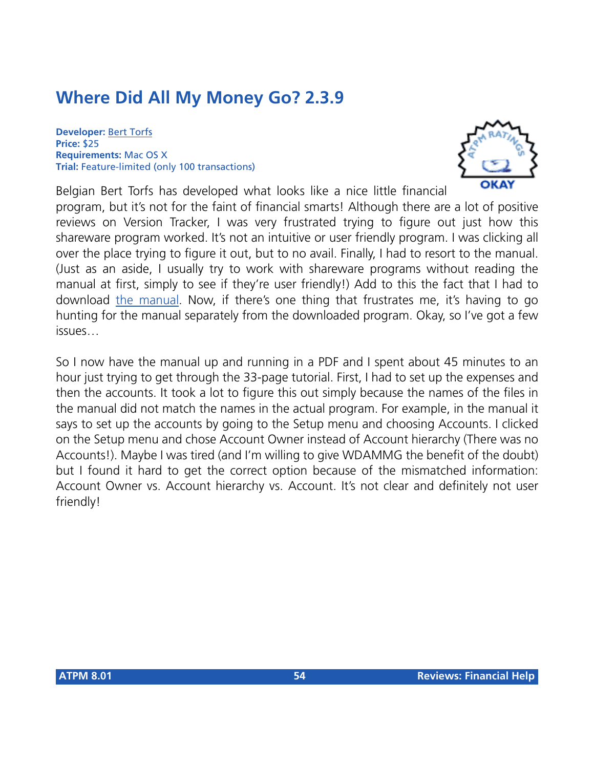## Where Did All My Money Go? 2.3.9

**Developer:** Bert Torfs
**Price:** $25
**Requirements:** Mac OS X
**Trial:** Feature-limited (only 100 transactions)

Belgian Bert Torfs has developed what looks like a nice little financial program, but it's not for the faint of financial smarts! Although there are a lot of positive reviews on Version Tracker, I was very frustrated trying to figure out just how this shareware program worked. It's not an intuitive or user friendly program. I was clicking all over the place trying to figure it out, but to no avail. Finally, I had to resort to the manual. (Just as an aside, I usually try to work with shareware programs without reading the manual at first, simply to see if they're user friendly!) Add to this the fact that I had to download the manual. Now, if there's one thing that frustrates me, it's having to go hunting for the manual separately from the downloaded program. Okay, so I've got a few issues…

So I now have the manual up and running in a PDF and I spent about 45 minutes to an hour just trying to get through the 33-page tutorial. First, I had to set up the expenses and then the accounts. It took a lot to figure this out simply because the names of the files in the manual did not match the names in the actual program. For example, in the manual it says to set up the accounts by going to the Setup menu and choosing Accounts. I clicked on the Setup menu and chose Account Owner instead of Account hierarchy (There was no Accounts!). Maybe I was tired (and I'm willing to give WDAMMG the benefit of the doubt) but I found it hard to get the correct option because of the mismatched information: Account Owner vs. Account hierarchy vs. Account. It's not clear and definitely not user friendly!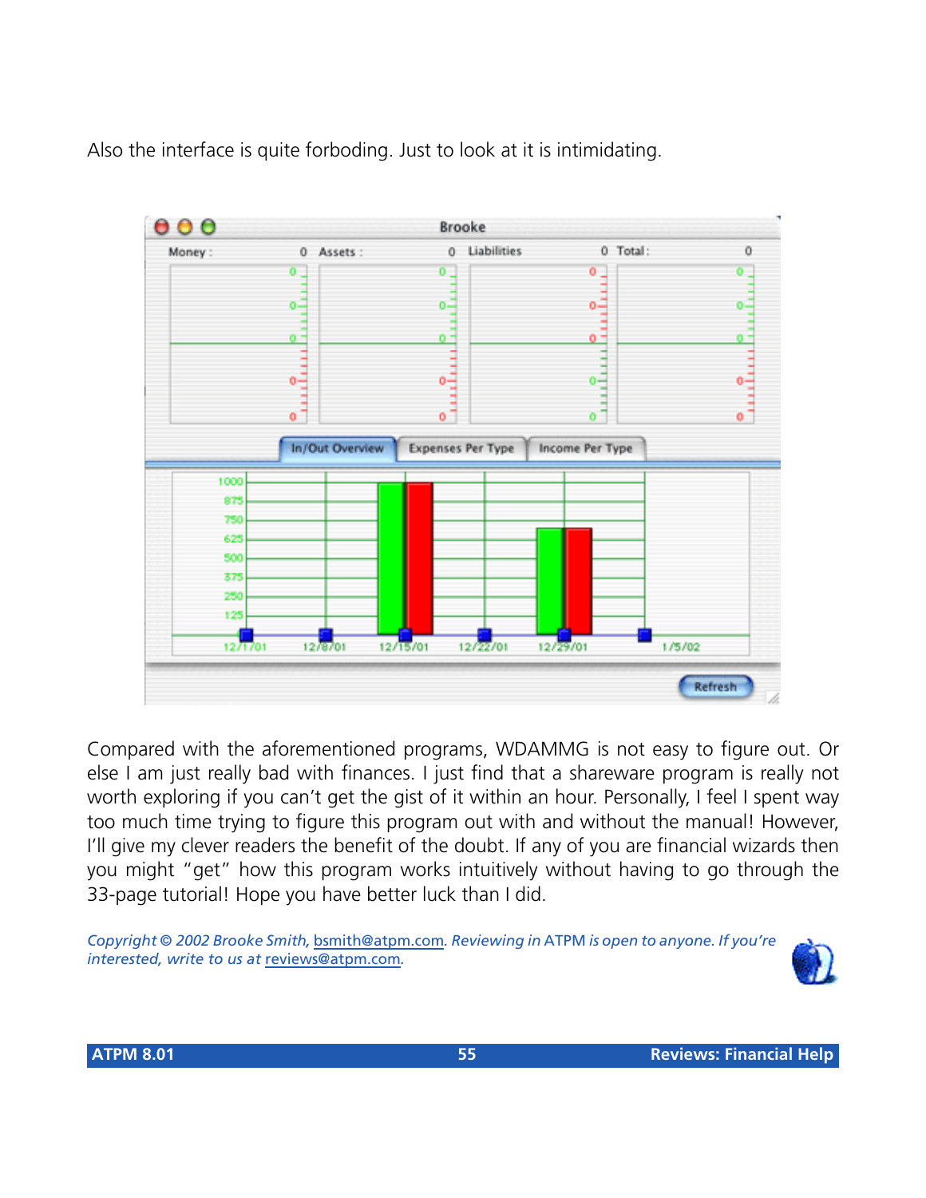Also the interface is quite forboding. Just to look at it is intimidating.

Compared with the aforementioned programs, WDAMMG is not easy to figure out. Or else I am just really bad with finances. I just find that a shareware program is really not worth exploring if you can't get the gist of it within an hour. Personally, I feel I spent way too much time trying to figure this program out with and without the manual! However, I'll give my clever readers the benefit of the doubt. If any of you are financial wizards then you might "get" how this program works intuitively without having to go through the 33-page tutorial! Hope you have better luck than I did.

*Copyright © 2002 Brooke Smith, bsmith@atpm.com. Reviewing in* ATPM *is open to anyone. If you're interested, write to us at reviews@atpm.com.*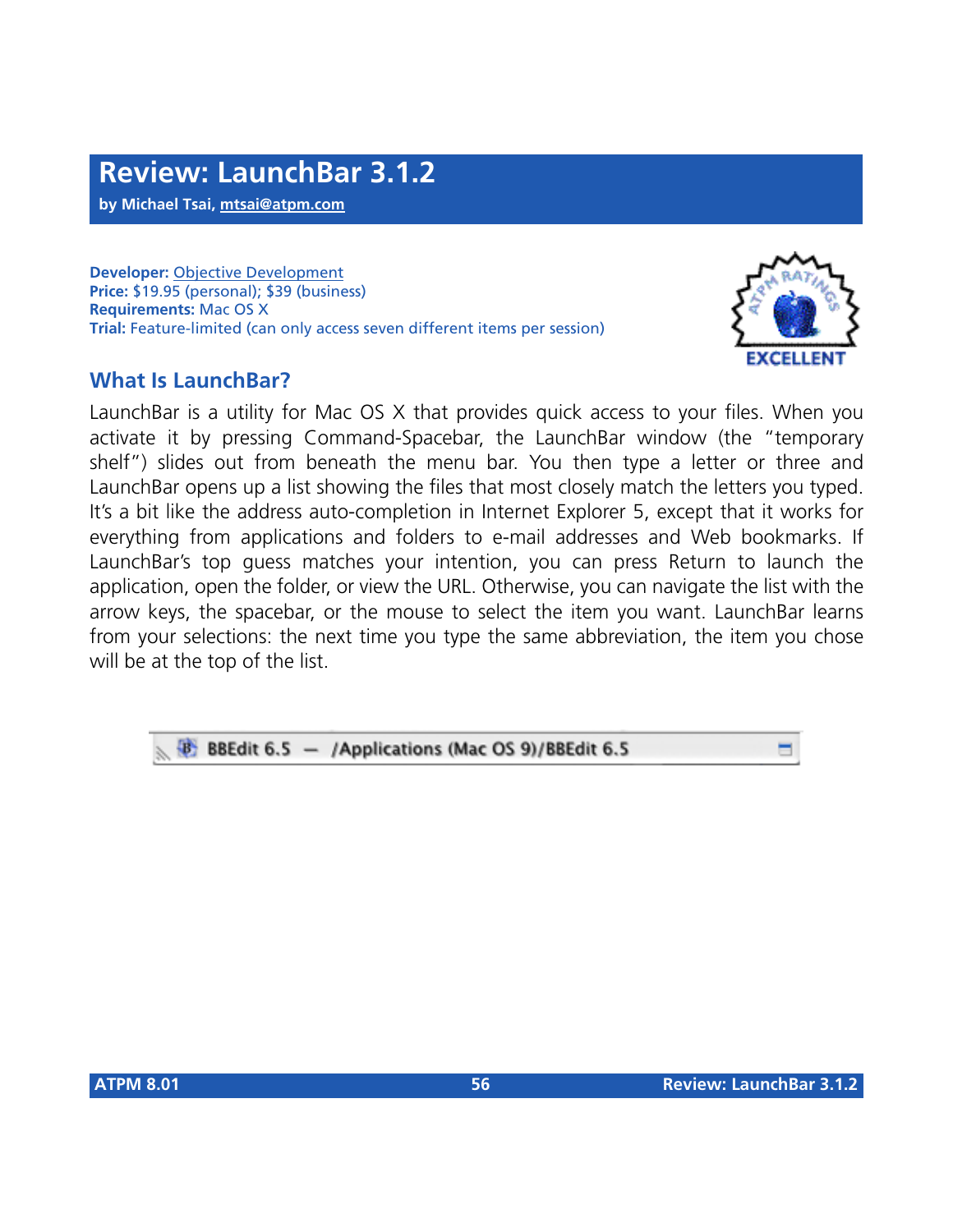# Review: LaunchBar 3.1.2

**by Michael Tsai, mtsai@atpm.com**

**Developer:** Objective Development
**Price:** $19.95 (personal); $39 (business)
**Requirements:** Mac OS X
**Trial:** Feature-limited (can only access seven different items per session)

EXCELLENT

## What Is LaunchBar?

LaunchBar is a utility for Mac OS X that provides quick access to your files. When you activate it by pressing Command-Spacebar, the LaunchBar window (the "temporary shelf") slides out from beneath the menu bar. You then type a letter or three and LaunchBar opens up a list showing the files that most closely match the letters you typed. It's a bit like the address auto-completion in Internet Explorer 5, except that it works for everything from applications and folders to e-mail addresses and Web bookmarks. If LaunchBar's top guess matches your intention, you can press Return to launch the application, open the folder, or view the URL. Otherwise, you can navigate the list with the arrow keys, the spacebar, or the mouse to select the item you want. LaunchBar learns from your selections: the next time you type the same abbreviation, the item you chose will be at the top of the list.

BBEdit 6.5 — /Applications (Mac OS 9)/BBEdit 6.5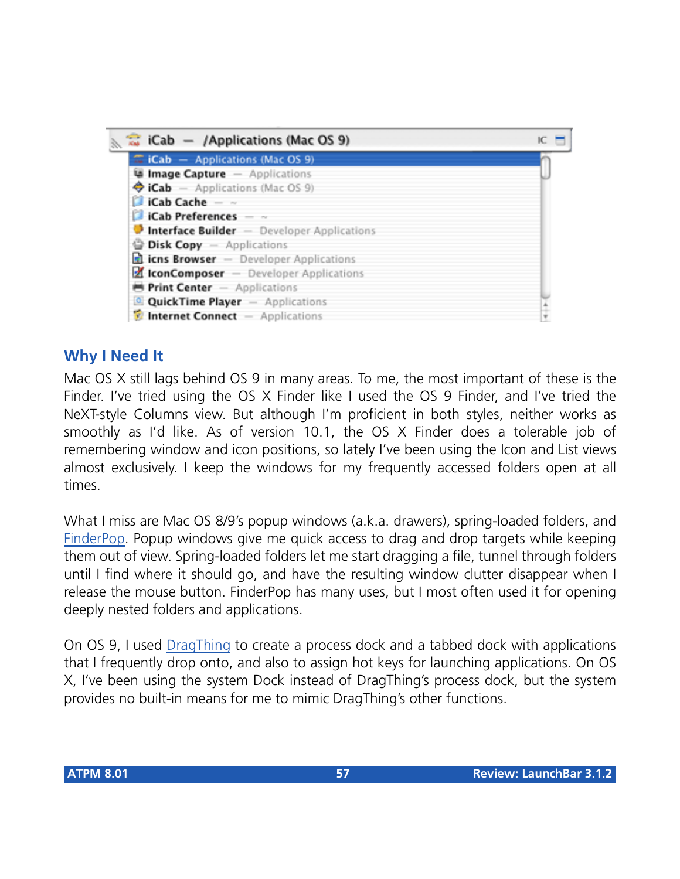## Why I Need It

Mac OS X still lags behind OS 9 in many areas. To me, the most important of these is the Finder. I've tried using the OS X Finder like I used the OS 9 Finder, and I've tried the NeXT-style Columns view. But although I'm proficient in both styles, neither works as smoothly as I'd like. As of version 10.1, the OS X Finder does a tolerable job of remembering window and icon positions, so lately I've been using the Icon and List views almost exclusively. I keep the windows for my frequently accessed folders open at all times.

What I miss are Mac OS 8/9's popup windows (a.k.a. drawers), spring-loaded folders, and FinderPop. Popup windows give me quick access to drag and drop targets while keeping them out of view. Spring-loaded folders let me start dragging a file, tunnel through folders until I find where it should go, and have the resulting window clutter disappear when I release the mouse button. FinderPop has many uses, but I most often used it for opening deeply nested folders and applications.

On OS 9, I used DragThing to create a process dock and a tabbed dock with applications that I frequently drop onto, and also to assign hot keys for launching applications. On OS X, I've been using the system Dock instead of DragThing's process dock, but the system provides no built-in means for me to mimic DragThing's other functions.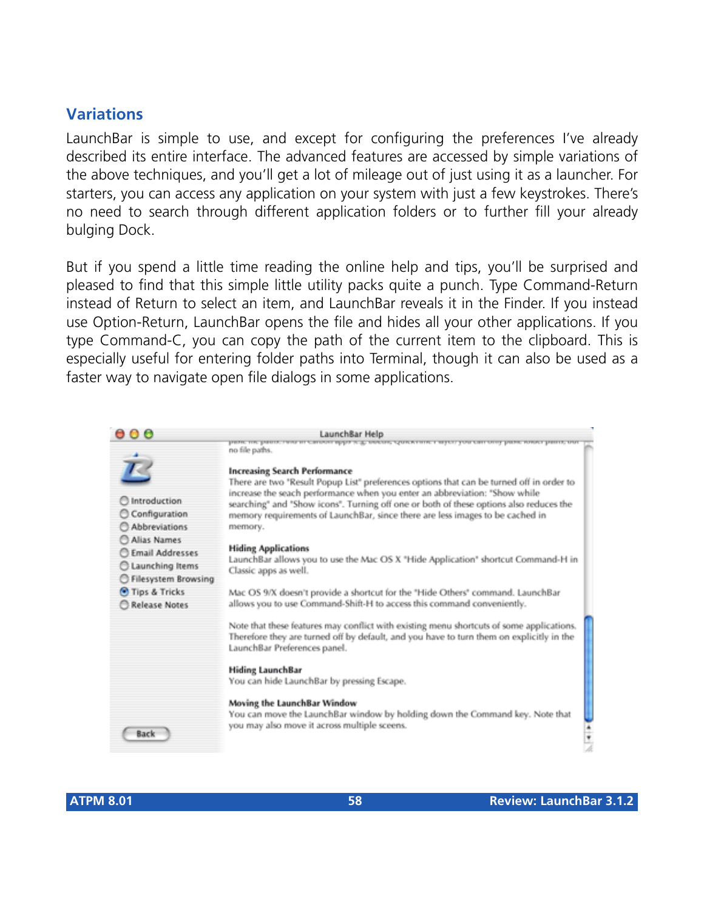## Variations

LaunchBar is simple to use, and except for configuring the preferences I've already described its entire interface. The advanced features are accessed by simple variations of the above techniques, and you'll get a lot of mileage out of just using it as a launcher. For starters, you can access any application on your system with just a few keystrokes. There's no need to search through different application folders or to further fill your already bulging Dock.

But if you spend a little time reading the online help and tips, you'll be surprised and pleased to find that this simple little utility packs quite a punch. Type Command-Return instead of Return to select an item, and LaunchBar reveals it in the Finder. If you instead use Option-Return, LaunchBar opens the file and hides all your other applications. If you type Command-C, you can copy the path of the current item to the clipboard. This is especially useful for entering folder paths into Terminal, though it can also be used as a faster way to navigate open file dialogs in some applications.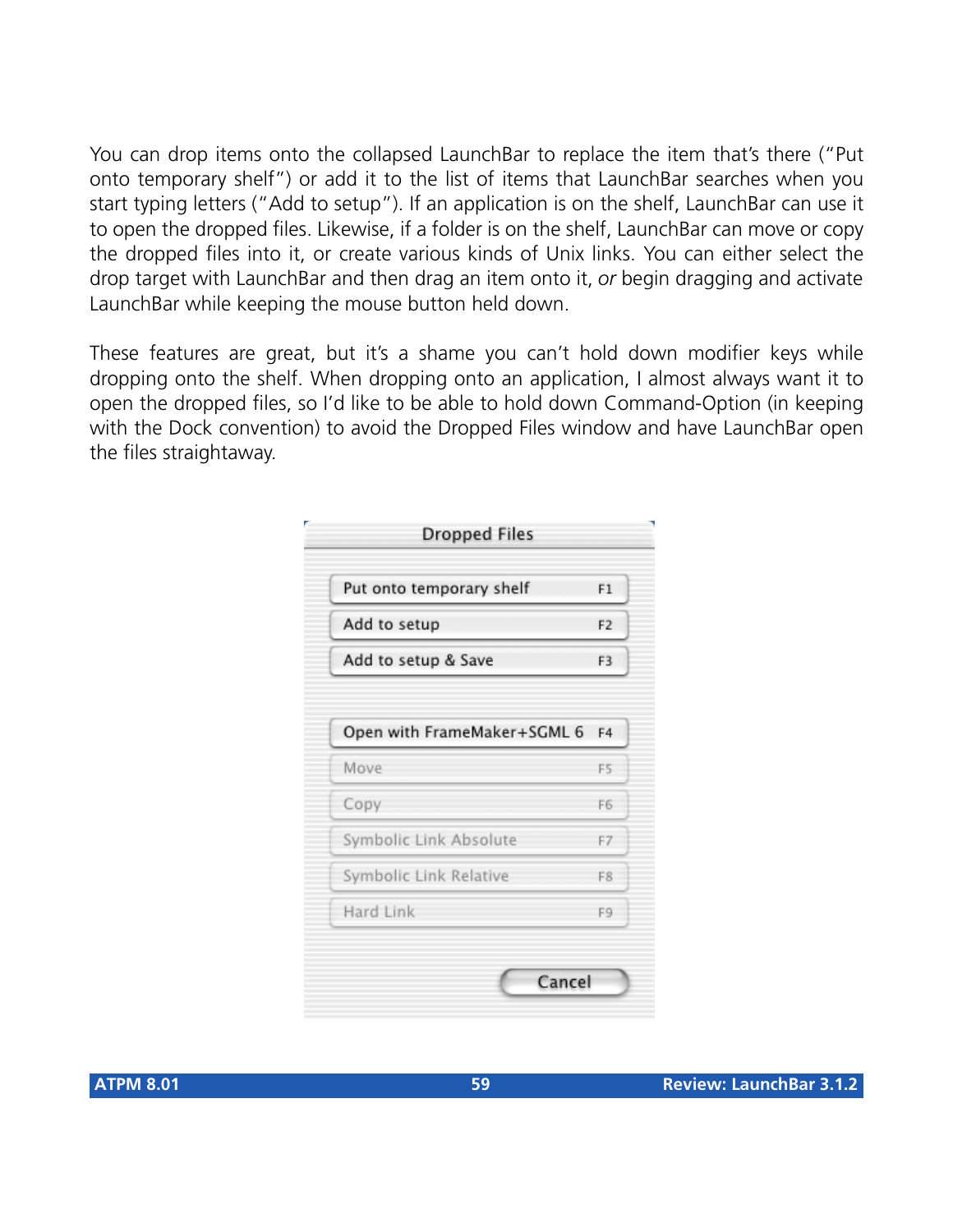You can drop items onto the collapsed LaunchBar to replace the item that's there ("Put onto temporary shelf") or add it to the list of items that LaunchBar searches when you start typing letters ("Add to setup"). If an application is on the shelf, LaunchBar can use it to open the dropped files. Likewise, if a folder is on the shelf, LaunchBar can move or copy the dropped files into it, or create various kinds of Unix links. You can either select the drop target with LaunchBar and then drag an item onto it, *or* begin dragging and activate LaunchBar while keeping the mouse button held down.

These features are great, but it's a shame you can't hold down modifier keys while dropping onto the shelf. When dropping onto an application, I almost always want it to open the dropped files, so I'd like to be able to hold down Command-Option (in keeping with the Dock convention) to avoid the Dropped Files window and have LaunchBar open the files straightaway.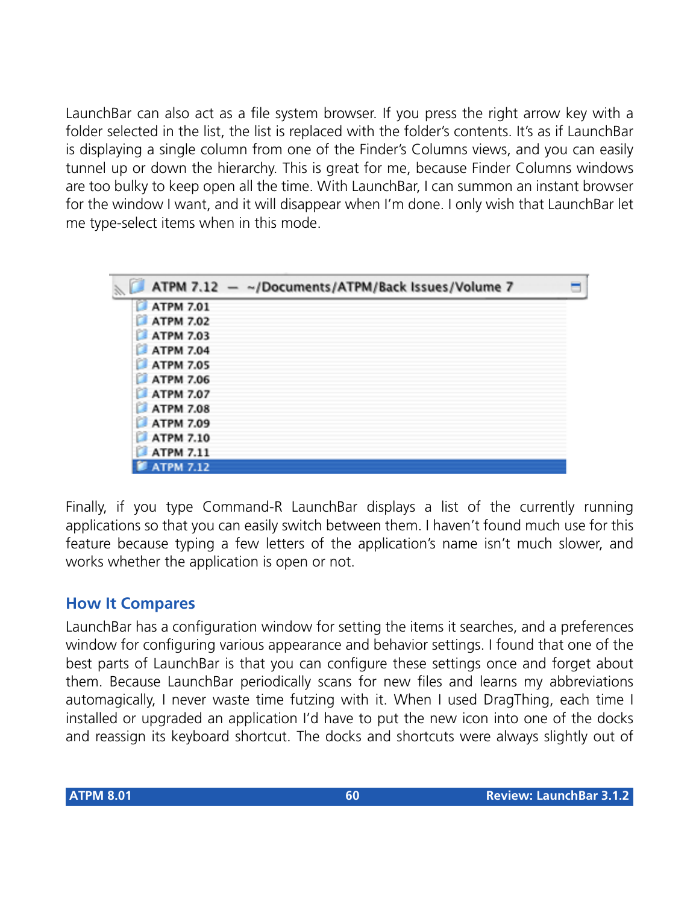LaunchBar can also act as a file system browser. If you press the right arrow key with a folder selected in the list, the list is replaced with the folder's contents. It's as if LaunchBar is displaying a single column from one of the Finder's Columns views, and you can easily tunnel up or down the hierarchy. This is great for me, because Finder Columns windows are too bulky to keep open all the time. With LaunchBar, I can summon an instant browser for the window I want, and it will disappear when I'm done. I only wish that LaunchBar let me type-select items when in this mode.

Finally, if you type Command-R LaunchBar displays a list of the currently running applications so that you can easily switch between them. I haven't found much use for this feature because typing a few letters of the application's name isn't much slower, and works whether the application is open or not.

## How It Compares

LaunchBar has a configuration window for setting the items it searches, and a preferences window for configuring various appearance and behavior settings. I found that one of the best parts of LaunchBar is that you can configure these settings once and forget about them. Because LaunchBar periodically scans for new files and learns my abbreviations automagically, I never waste time futzing with it. When I used DragThing, each time I installed or upgraded an application I'd have to put the new icon into one of the docks and reassign its keyboard shortcut. The docks and shortcuts were always slightly out of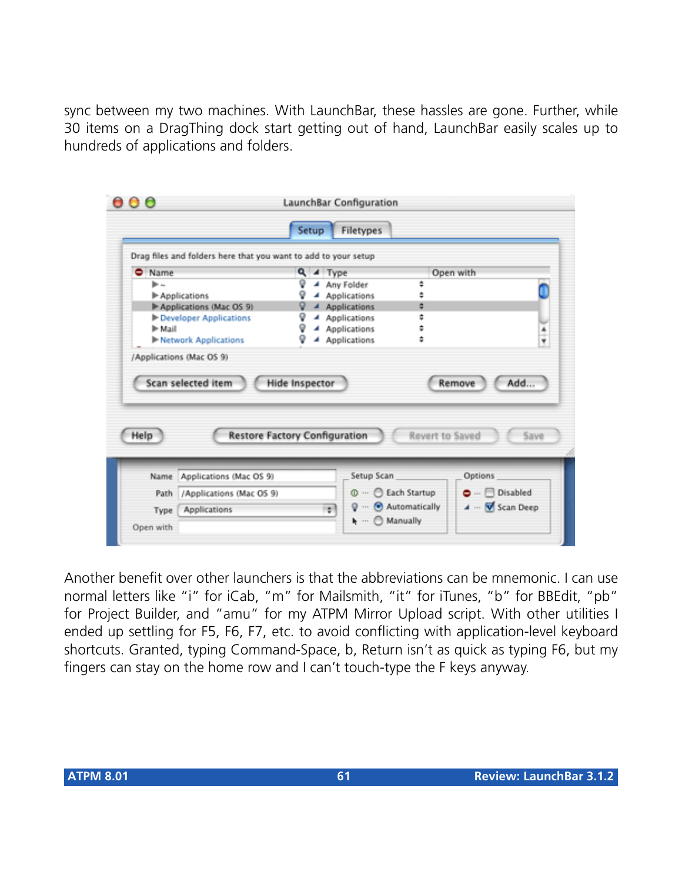sync between my two machines. With LaunchBar, these hassles are gone. Further, while 30 items on a DragThing dock start getting out of hand, LaunchBar easily scales up to hundreds of applications and folders.

Another benefit over other launchers is that the abbreviations can be mnemonic. I can use normal letters like “i” for iCab, “m” for Mailsmith, “it” for iTunes, “b” for BBEdit, “pb” for Project Builder, and “amu” for my ATPM Mirror Upload script. With other utilities I ended up settling for F5, F6, F7, etc. to avoid conflicting with application-level keyboard shortcuts. Granted, typing Command-Space, b, Return isn’t as quick as typing F6, but my fingers can stay on the home row and I can’t touch-type the F keys anyway.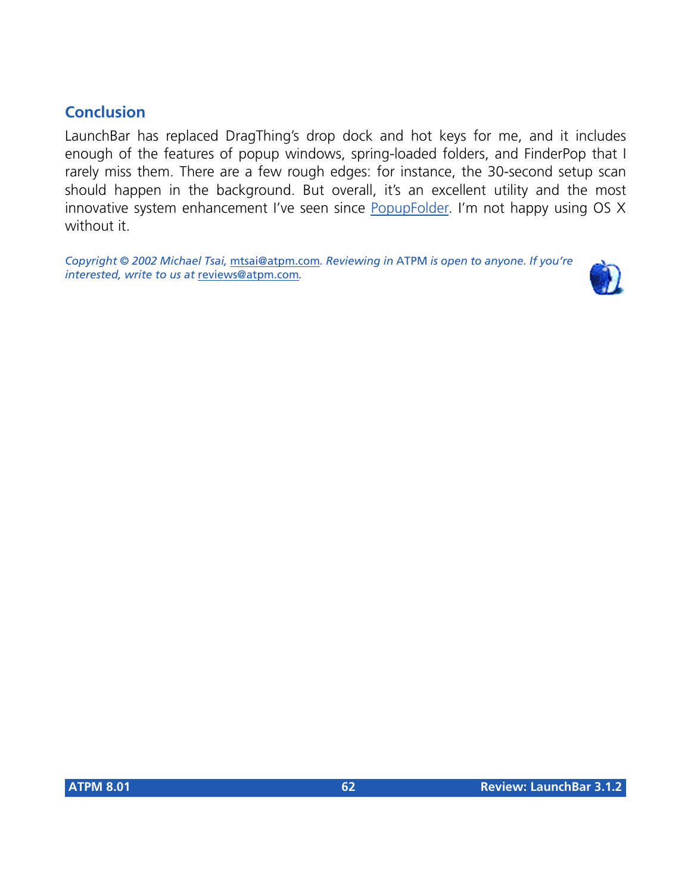## Conclusion

LaunchBar has replaced DragThing's drop dock and hot keys for me, and it includes enough of the features of popup windows, spring-loaded folders, and FinderPop that I rarely miss them. There are a few rough edges: for instance, the 30-second setup scan should happen in the background. But overall, it's an excellent utility and the most innovative system enhancement I've seen since PopupFolder. I'm not happy using OS X without it.

*Copyright © 2002 Michael Tsai, mtsai@atpm.com. Reviewing in* ATPM *is open to anyone. If you're interested, write to us at reviews@atpm.com.*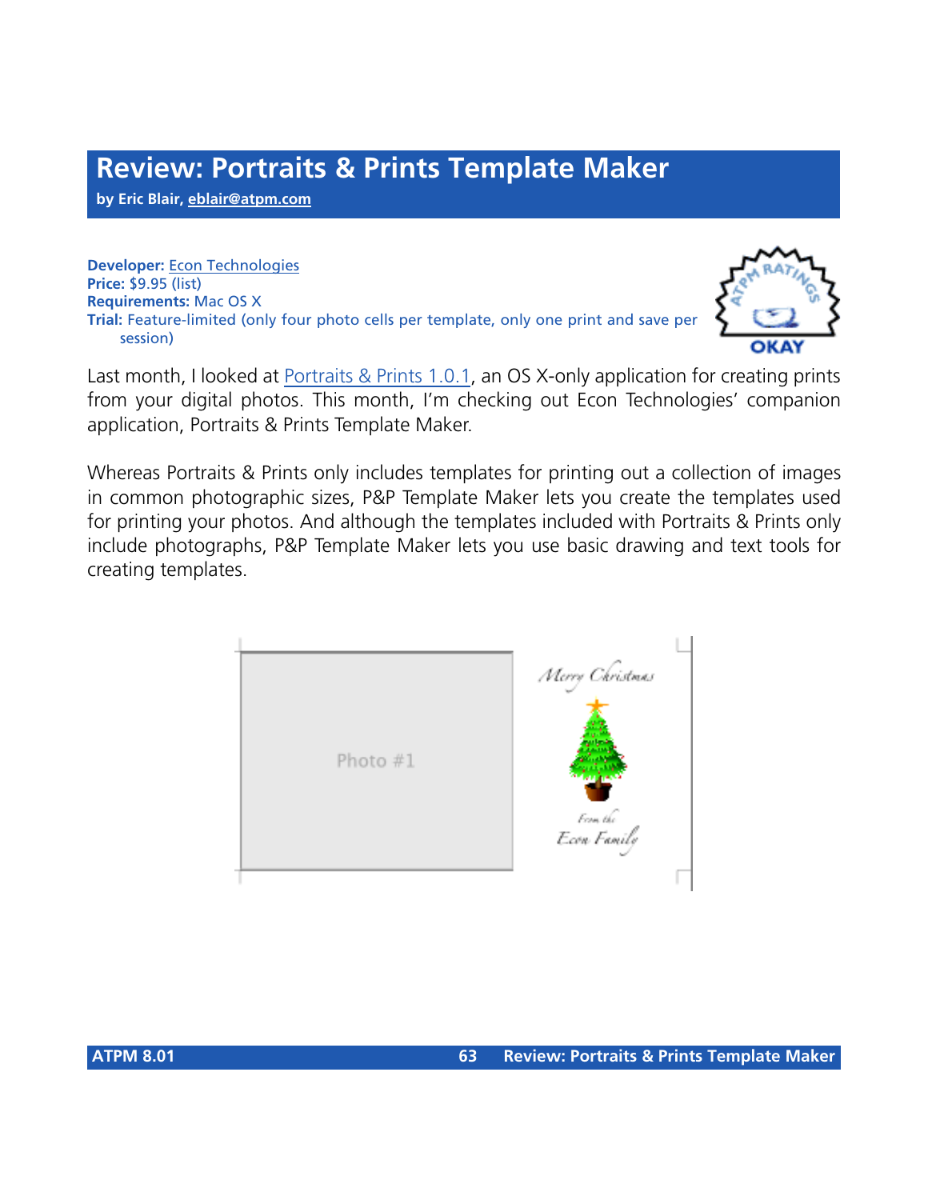# Review: Portraits & Prints Template Maker

**by Eric Blair, eblair@atpm.com**

**Developer:** Econ Technologies
**Price:** $9.95 (list)
**Requirements:** Mac OS X
**Trial:** Feature-limited (only four photo cells per template, only one print and save per session)

OKAY

Last month, I looked at Portraits & Prints 1.0.1, an OS X-only application for creating prints from your digital photos. This month, I'm checking out Econ Technologies' companion application, Portraits & Prints Template Maker.

Whereas Portraits & Prints only includes templates for printing out a collection of images in common photographic sizes, P&P Template Maker lets you create the templates used for printing your photos. And although the templates included with Portraits & Prints only include photographs, P&P Template Maker lets you use basic drawing and text tools for creating templates.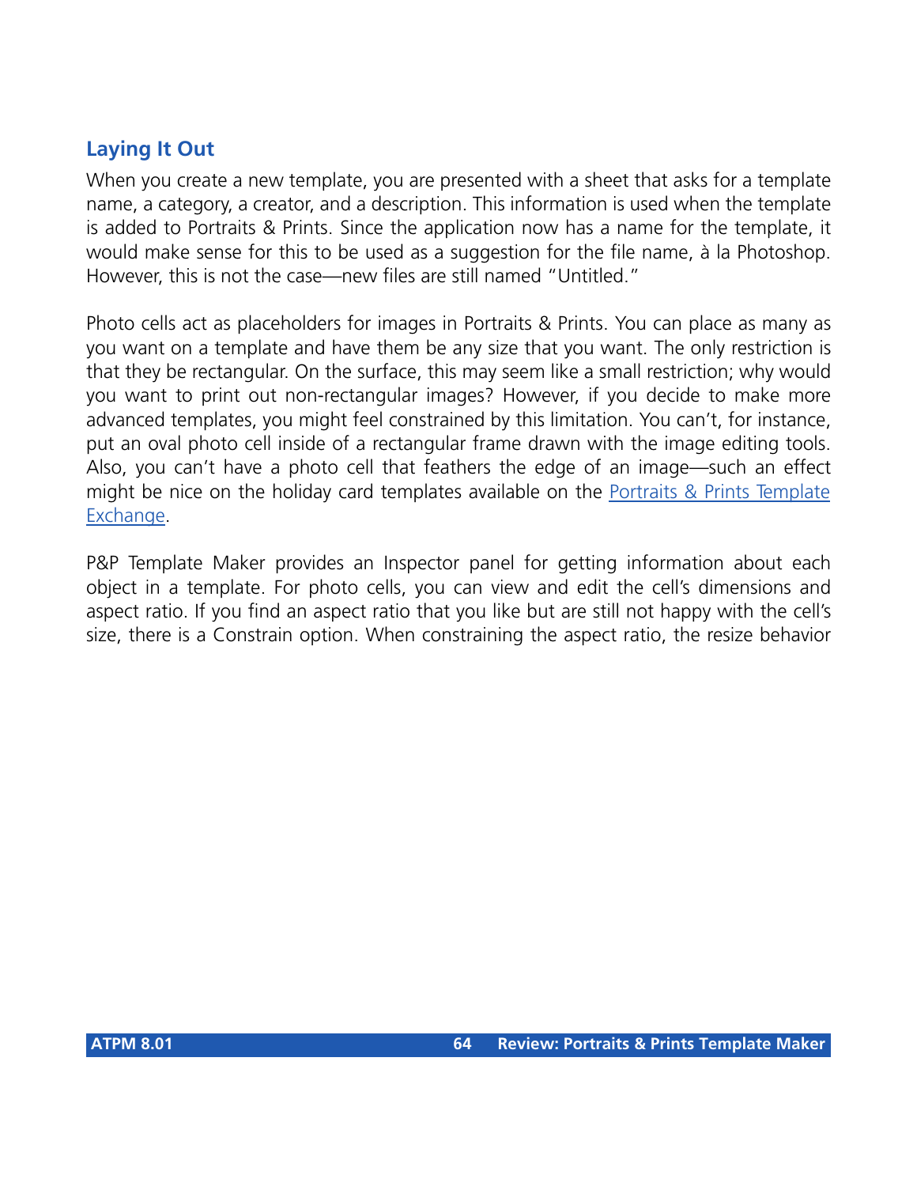## Laying It Out

When you create a new template, you are presented with a sheet that asks for a template name, a category, a creator, and a description. This information is used when the template is added to Portraits & Prints. Since the application now has a name for the template, it would make sense for this to be used as a suggestion for the file name, à la Photoshop. However, this is not the case—new files are still named "Untitled."

Photo cells act as placeholders for images in Portraits & Prints. You can place as many as you want on a template and have them be any size that you want. The only restriction is that they be rectangular. On the surface, this may seem like a small restriction; why would you want to print out non-rectangular images? However, if you decide to make more advanced templates, you might feel constrained by this limitation. You can't, for instance, put an oval photo cell inside of a rectangular frame drawn with the image editing tools. Also, you can't have a photo cell that feathers the edge of an image—such an effect might be nice on the holiday card templates available on the Portraits & Prints Template Exchange.

P&P Template Maker provides an Inspector panel for getting information about each object in a template. For photo cells, you can view and edit the cell's dimensions and aspect ratio. If you find an aspect ratio that you like but are still not happy with the cell's size, there is a Constrain option. When constraining the aspect ratio, the resize behavior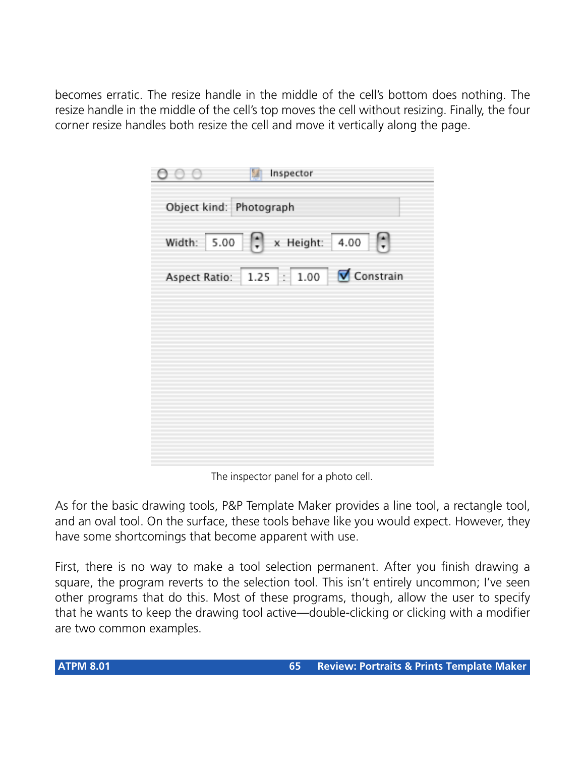becomes erratic. The resize handle in the middle of the cell's bottom does nothing. The resize handle in the middle of the cell's top moves the cell without resizing. Finally, the four corner resize handles both resize the cell and move it vertically along the page.

The inspector panel for a photo cell.

As for the basic drawing tools, P&P Template Maker provides a line tool, a rectangle tool, and an oval tool. On the surface, these tools behave like you would expect. However, they have some shortcomings that become apparent with use.

First, there is no way to make a tool selection permanent. After you finish drawing a square, the program reverts to the selection tool. This isn't entirely uncommon; I've seen other programs that do this. Most of these programs, though, allow the user to specify that he wants to keep the drawing tool active—double-clicking or clicking with a modifier are two common examples.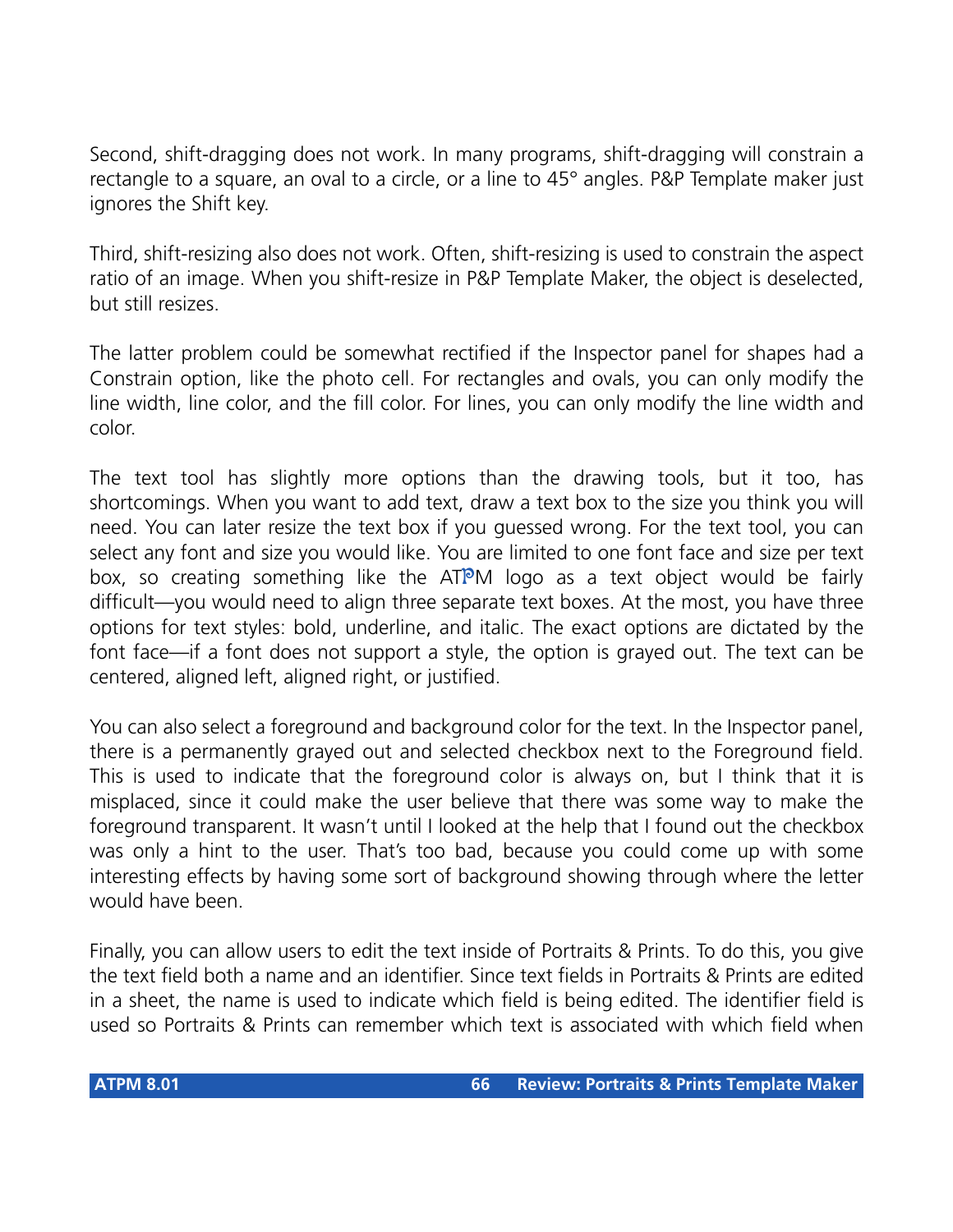Second, shift-dragging does not work. In many programs, shift-dragging will constrain a rectangle to a square, an oval to a circle, or a line to 45° angles. P&P Template maker just ignores the Shift key.

Third, shift-resizing also does not work. Often, shift-resizing is used to constrain the aspect ratio of an image. When you shift-resize in P&P Template Maker, the object is deselected, but still resizes.

The latter problem could be somewhat rectified if the Inspector panel for shapes had a Constrain option, like the photo cell. For rectangles and ovals, you can only modify the line width, line color, and the fill color. For lines, you can only modify the line width and color.

The text tool has slightly more options than the drawing tools, but it too, has shortcomings. When you want to add text, draw a text box to the size you think you will need. You can later resize the text box if you guessed wrong. For the text tool, you can select any font and size you would like. You are limited to one font face and size per text box, so creating something like the ATPM logo as a text object would be fairly difficult—you would need to align three separate text boxes. At the most, you have three options for text styles: bold, underline, and italic. The exact options are dictated by the font face—if a font does not support a style, the option is grayed out. The text can be centered, aligned left, aligned right, or justified.

You can also select a foreground and background color for the text. In the Inspector panel, there is a permanently grayed out and selected checkbox next to the Foreground field. This is used to indicate that the foreground color is always on, but I think that it is misplaced, since it could make the user believe that there was some way to make the foreground transparent. It wasn't until I looked at the help that I found out the checkbox was only a hint to the user. That's too bad, because you could come up with some interesting effects by having some sort of background showing through where the letter would have been.

Finally, you can allow users to edit the text inside of Portraits & Prints. To do this, you give the text field both a name and an identifier. Since text fields in Portraits & Prints are edited in a sheet, the name is used to indicate which field is being edited. The identifier field is used so Portraits & Prints can remember which text is associated with which field when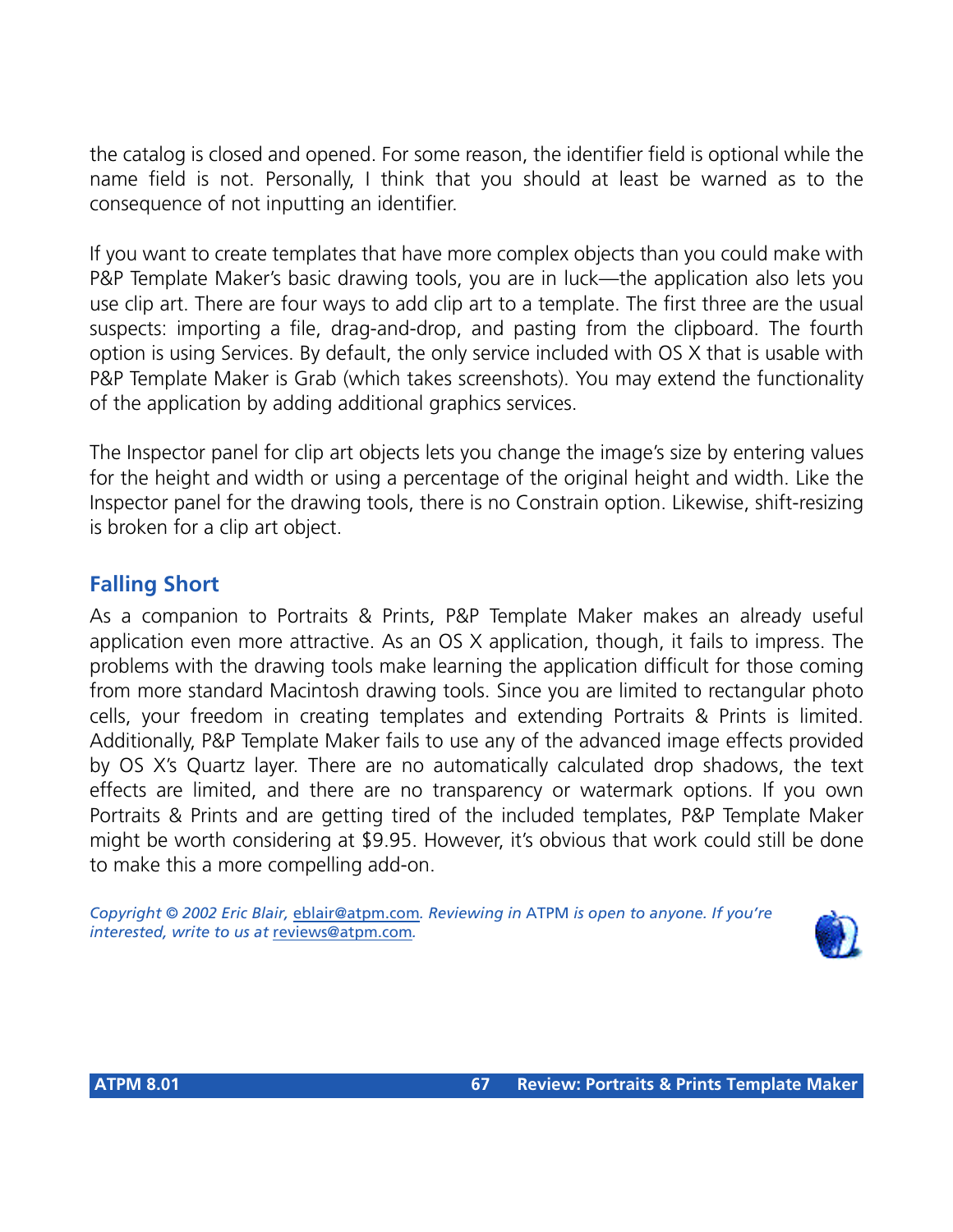the catalog is closed and opened. For some reason, the identifier field is optional while the name field is not. Personally, I think that you should at least be warned as to the consequence of not inputting an identifier.

If you want to create templates that have more complex objects than you could make with P&P Template Maker's basic drawing tools, you are in luck—the application also lets you use clip art. There are four ways to add clip art to a template. The first three are the usual suspects: importing a file, drag-and-drop, and pasting from the clipboard. The fourth option is using Services. By default, the only service included with OS X that is usable with P&P Template Maker is Grab (which takes screenshots). You may extend the functionality of the application by adding additional graphics services.

The Inspector panel for clip art objects lets you change the image's size by entering values for the height and width or using a percentage of the original height and width. Like the Inspector panel for the drawing tools, there is no Constrain option. Likewise, shift-resizing is broken for a clip art object.

## Falling Short

As a companion to Portraits & Prints, P&P Template Maker makes an already useful application even more attractive. As an OS X application, though, it fails to impress. The problems with the drawing tools make learning the application difficult for those coming from more standard Macintosh drawing tools. Since you are limited to rectangular photo cells, your freedom in creating templates and extending Portraits & Prints is limited. Additionally, P&P Template Maker fails to use any of the advanced image effects provided by OS X's Quartz layer. There are no automatically calculated drop shadows, the text effects are limited, and there are no transparency or watermark options. If you own Portraits & Prints and are getting tired of the included templates, P&P Template Maker might be worth considering at $9.95. However, it's obvious that work could still be done to make this a more compelling add-on.

*Copyright © 2002 Eric Blair,* eblair@atpm.com*. Reviewing in* ATPM *is open to anyone. If you're interested, write to us at* reviews@atpm.com*.*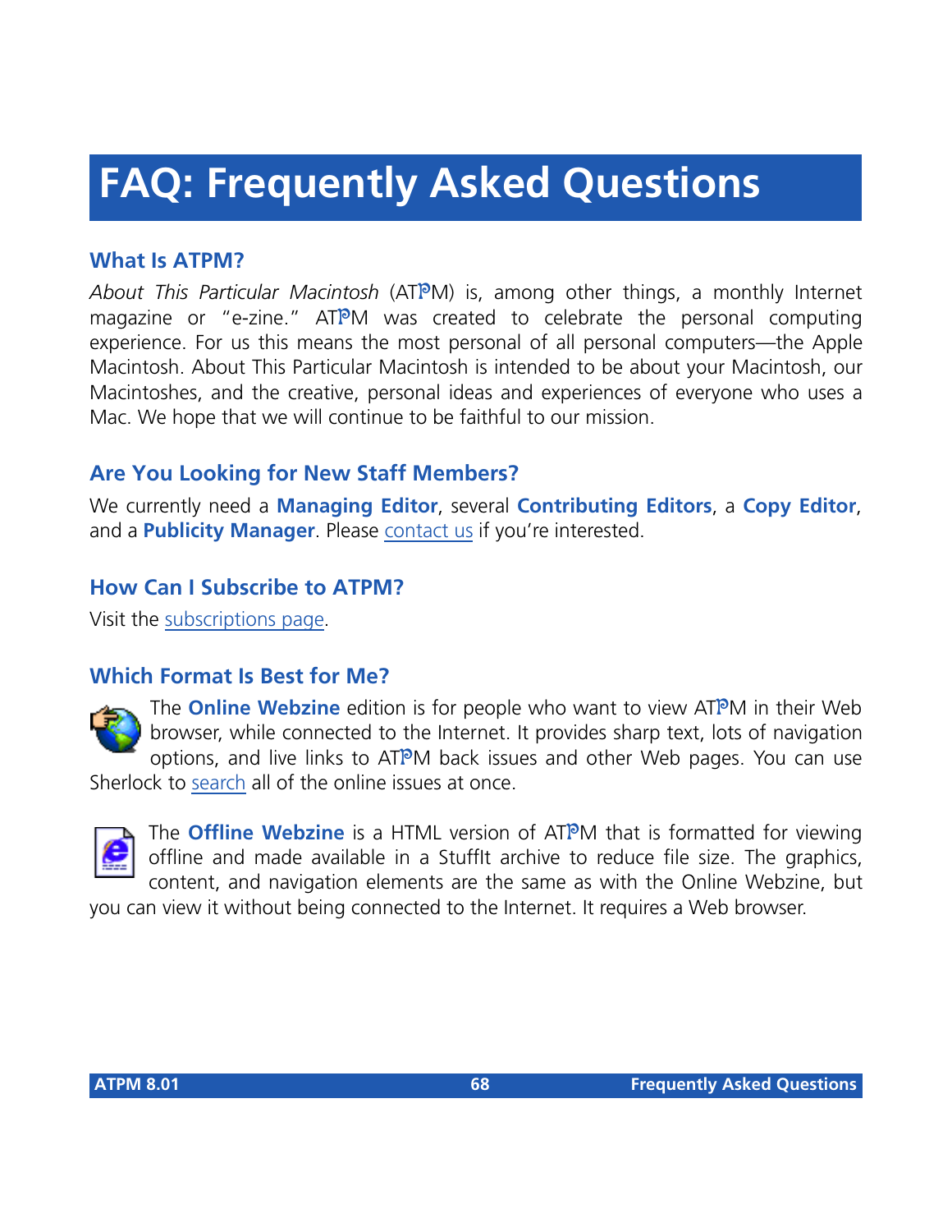# FAQ: Frequently Asked Questions

## What Is ATPM?

*About This Particular Macintosh* (ATPM) is, among other things, a monthly Internet magazine or "e-zine." ATPM was created to celebrate the personal computing experience. For us this means the most personal of all personal computers—the Apple Macintosh. About This Particular Macintosh is intended to be about your Macintosh, our Macintoshes, and the creative, personal ideas and experiences of everyone who uses a Mac. We hope that we will continue to be faithful to our mission.

## Are You Looking for New Staff Members?

We currently need a **Managing Editor**, several **Contributing Editors**, a **Copy Editor**, and a **Publicity Manager**. Please contact us if you're interested.

## How Can I Subscribe to ATPM?

Visit the subscriptions page.

## Which Format Is Best for Me?

The **Online Webzine** edition is for people who want to view ATPM in their Web browser, while connected to the Internet. It provides sharp text, lots of navigation options, and live links to ATPM back issues and other Web pages. You can use Sherlock to search all of the online issues at once.

The **Offline Webzine** is a HTML version of ATPM that is formatted for viewing offline and made available in a StuffIt archive to reduce file size. The graphics, content, and navigation elements are the same as with the Online Webzine, but you can view it without being connected to the Internet. It requires a Web browser.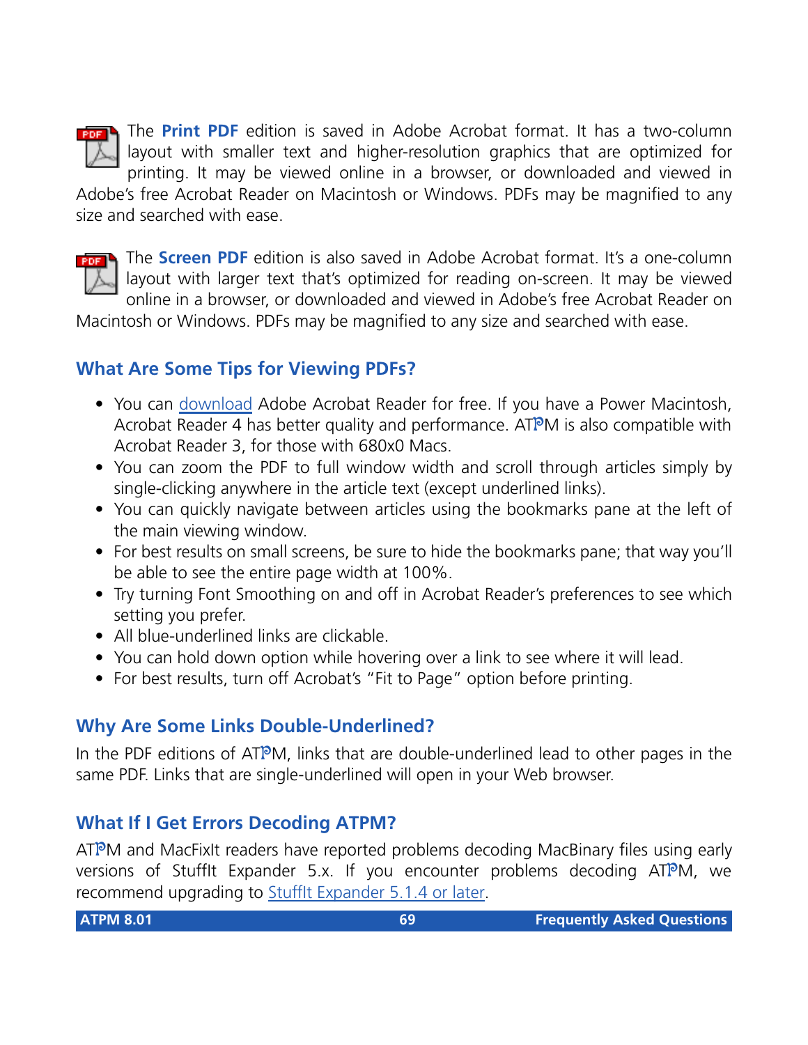The **Print PDF** edition is saved in Adobe Acrobat format. It has a two-column layout with smaller text and higher-resolution graphics that are optimized for printing. It may be viewed online in a browser, or downloaded and viewed in Adobe's free Acrobat Reader on Macintosh or Windows. PDFs may be magnified to any size and searched with ease.

The **Screen PDF** edition is also saved in Adobe Acrobat format. It's a one-column layout with larger text that's optimized for reading on-screen. It may be viewed online in a browser, or downloaded and viewed in Adobe's free Acrobat Reader on Macintosh or Windows. PDFs may be magnified to any size and searched with ease.

## What Are Some Tips for Viewing PDFs?

- You can download Adobe Acrobat Reader for free. If you have a Power Macintosh, Acrobat Reader 4 has better quality and performance. ATPM is also compatible with Acrobat Reader 3, for those with 680x0 Macs.
- You can zoom the PDF to full window width and scroll through articles simply by single-clicking anywhere in the article text (except underlined links).
- You can quickly navigate between articles using the bookmarks pane at the left of the main viewing window.
- For best results on small screens, be sure to hide the bookmarks pane; that way you'll be able to see the entire page width at 100%.
- Try turning Font Smoothing on and off in Acrobat Reader's preferences to see which setting you prefer.
- All blue-underlined links are clickable.
- You can hold down option while hovering over a link to see where it will lead.
- For best results, turn off Acrobat's "Fit to Page" option before printing.

## Why Are Some Links Double-Underlined?

In the PDF editions of ATPM, links that are double-underlined lead to other pages in the same PDF. Links that are single-underlined will open in your Web browser.

## What If I Get Errors Decoding ATPM?

ATPM and MacFixIt readers have reported problems decoding MacBinary files using early versions of StuffIt Expander 5.x. If you encounter problems decoding ATPM, we recommend upgrading to StuffIt Expander 5.1.4 or later.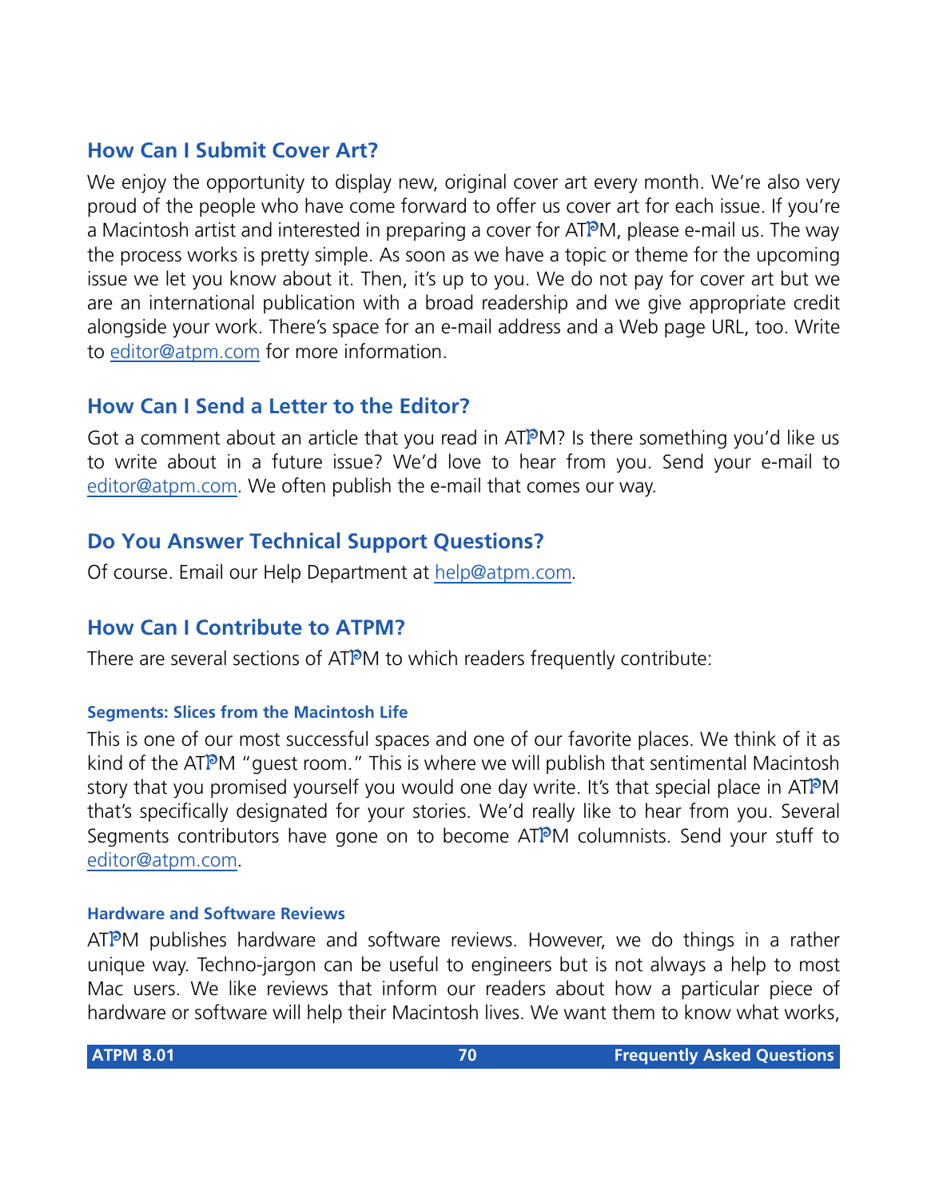## How Can I Submit Cover Art?

We enjoy the opportunity to display new, original cover art every month. We're also very proud of the people who have come forward to offer us cover art for each issue. If you're a Macintosh artist and interested in preparing a cover for ATPM, please e-mail us. The way the process works is pretty simple. As soon as we have a topic or theme for the upcoming issue we let you know about it. Then, it's up to you. We do not pay for cover art but we are an international publication with a broad readership and we give appropriate credit alongside your work. There's space for an e-mail address and a Web page URL, too. Write to editor@atpm.com for more information.

## How Can I Send a Letter to the Editor?

Got a comment about an article that you read in ATPM? Is there something you'd like us to write about in a future issue? We'd love to hear from you. Send your e-mail to editor@atpm.com. We often publish the e-mail that comes our way.

## Do You Answer Technical Support Questions?

Of course. Email our Help Department at help@atpm.com.

## How Can I Contribute to ATPM?

There are several sections of ATPM to which readers frequently contribute:

### Segments: Slices from the Macintosh Life

This is one of our most successful spaces and one of our favorite places. We think of it as kind of the ATPM "guest room." This is where we will publish that sentimental Macintosh story that you promised yourself you would one day write. It's that special place in ATPM that's specifically designated for your stories. We'd really like to hear from you. Several Segments contributors have gone on to become ATPM columnists. Send your stuff to editor@atpm.com.

### Hardware and Software Reviews

ATPM publishes hardware and software reviews. However, we do things in a rather unique way. Techno-jargon can be useful to engineers but is not always a help to most Mac users. We like reviews that inform our readers about how a particular piece of hardware or software will help their Macintosh lives. We want them to know what works,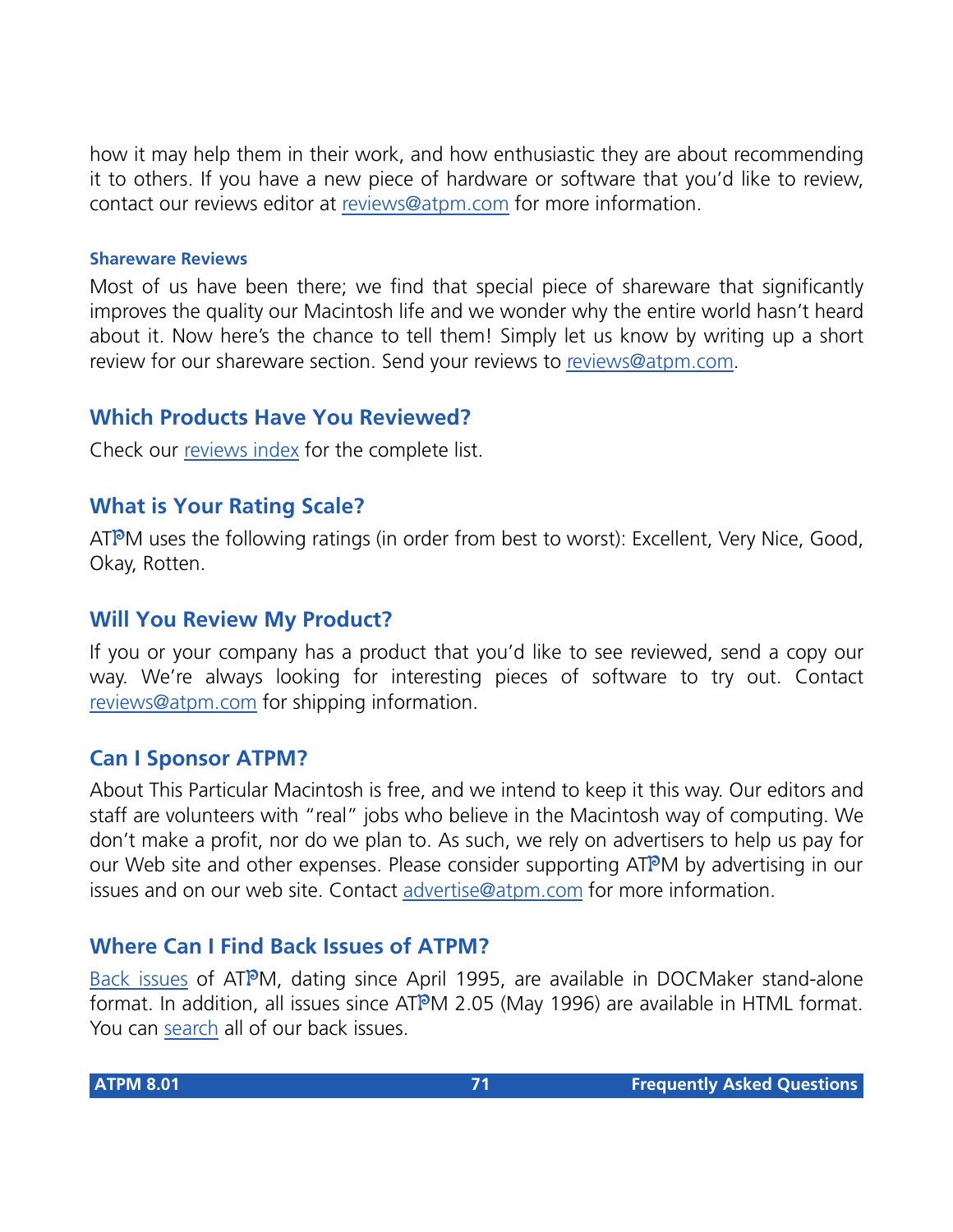how it may help them in their work, and how enthusiastic they are about recommending it to others. If you have a new piece of hardware or software that you'd like to review, contact our reviews editor at reviews@atpm.com for more information.

#### Shareware Reviews

Most of us have been there; we find that special piece of shareware that significantly improves the quality our Macintosh life and we wonder why the entire world hasn't heard about it. Now here's the chance to tell them! Simply let us know by writing up a short review for our shareware section. Send your reviews to reviews@atpm.com.

### Which Products Have You Reviewed?

Check our reviews index for the complete list.

### What is Your Rating Scale?

ATPM uses the following ratings (in order from best to worst): Excellent, Very Nice, Good, Okay, Rotten.

### Will You Review My Product?

If you or your company has a product that you'd like to see reviewed, send a copy our way. We're always looking for interesting pieces of software to try out. Contact reviews@atpm.com for shipping information.

### Can I Sponsor ATPM?

About This Particular Macintosh is free, and we intend to keep it this way. Our editors and staff are volunteers with "real" jobs who believe in the Macintosh way of computing. We don't make a profit, nor do we plan to. As such, we rely on advertisers to help us pay for our Web site and other expenses. Please consider supporting ATPM by advertising in our issues and on our web site. Contact advertise@atpm.com for more information.

### Where Can I Find Back Issues of ATPM?

Back issues of ATPM, dating since April 1995, are available in DOCMaker stand-alone format. In addition, all issues since ATPM 2.05 (May 1996) are available in HTML format. You can search all of our back issues.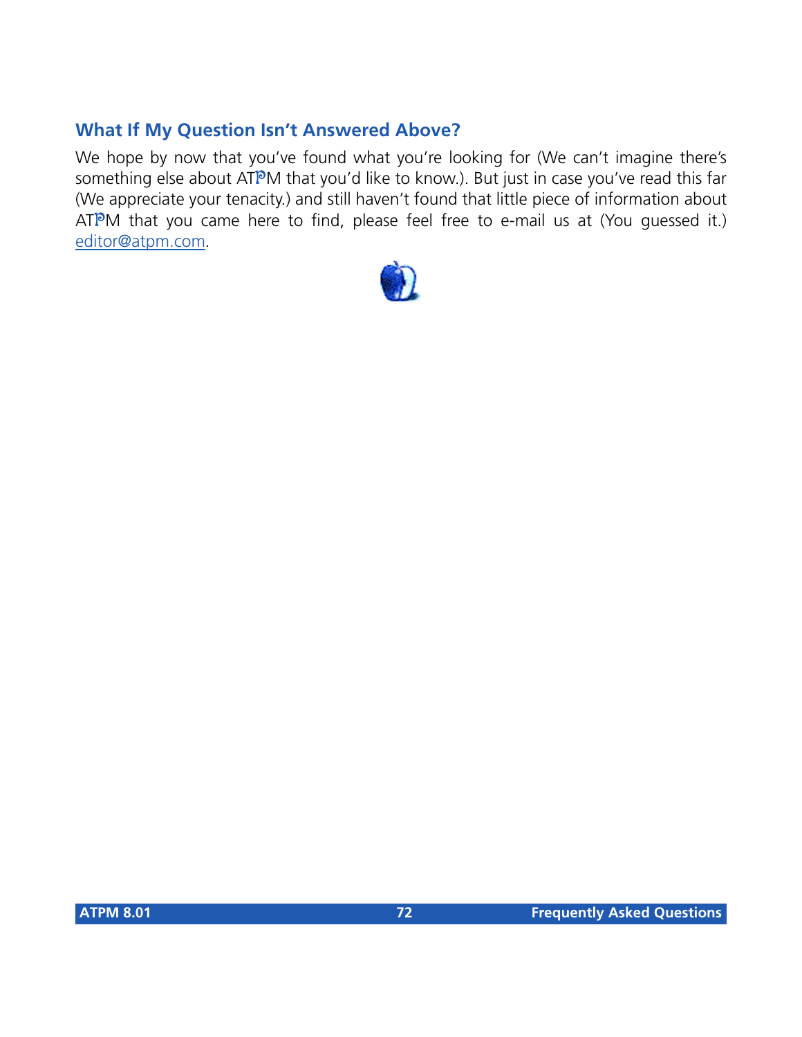### What If My Question Isn't Answered Above?

We hope by now that you've found what you're looking for (We can't imagine there's something else about ATPM that you'd like to know.). But just in case you've read this far (We appreciate your tenacity.) and still haven't found that little piece of information about ATPM that you came here to find, please feel free to e-mail us at (You guessed it.) editor@atpm.com.